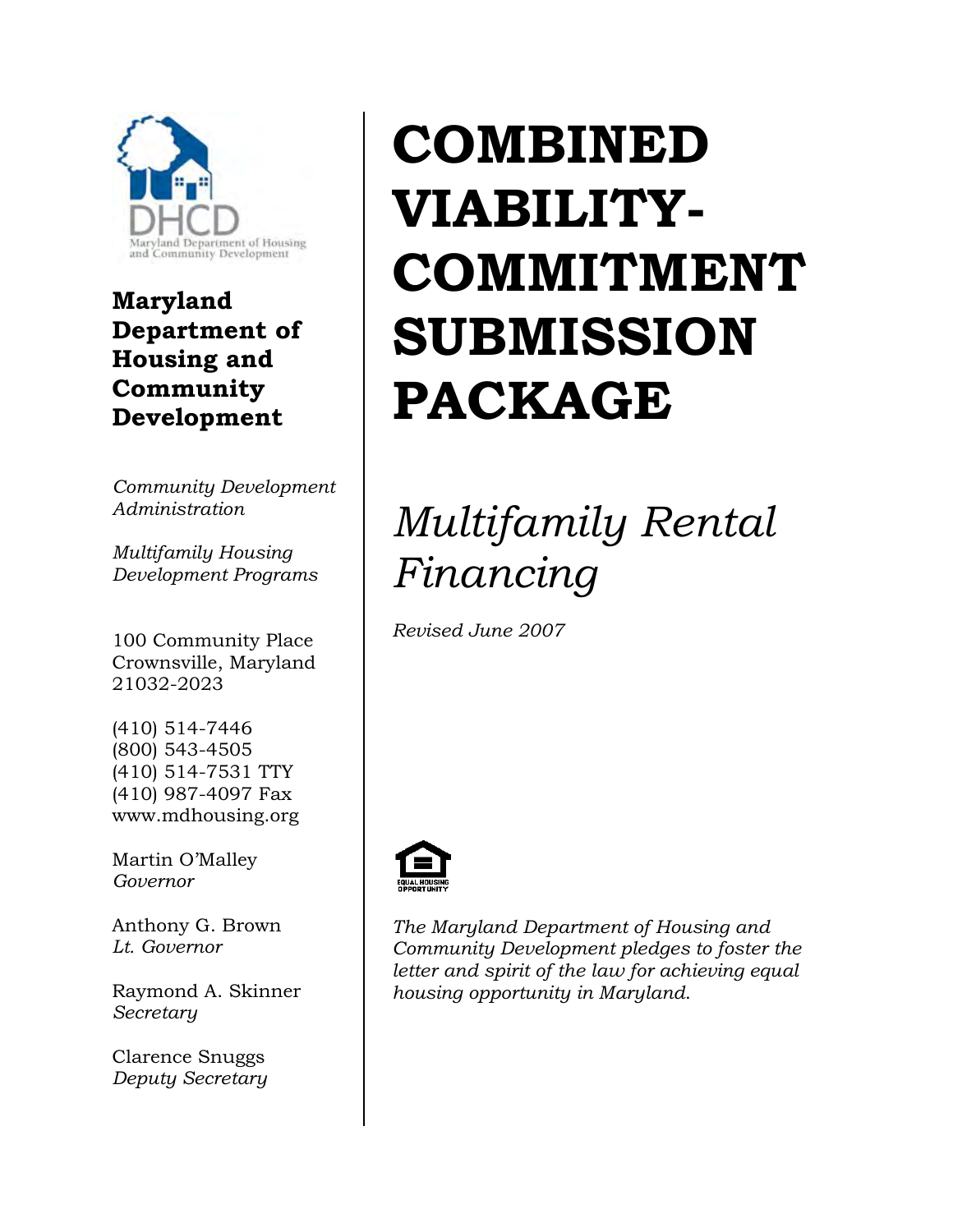# COMBINED VIABILITY-COMMITMENT SUBMISSION PACKAGE

## *Multifamily Rental Financing*

*Revised June 2007*

DHCD
Maryland Department of Housing and Community Development

**Maryland Department of Housing and Community Development**

*Community Development Administration*

*Multifamily Housing Development Programs*

100 Community Place
Crownsville, Maryland
21032-2023

(410) 514-7446
(800) 543-4505
(410) 514-7531 TTY
(410) 987-4097 Fax
www.mdhousing.org

Martin O'Malley
*Governor*

Anthony G. Brown
*Lt. Governor*

Raymond A. Skinner
*Secretary*

Clarence Snuggs
*Deputy Secretary*

EQUAL HOUSING OPPORTUNITY

*The Maryland Department of Housing and Community Development pledges to foster the letter and spirit of the law for achieving equal housing opportunity in Maryland.*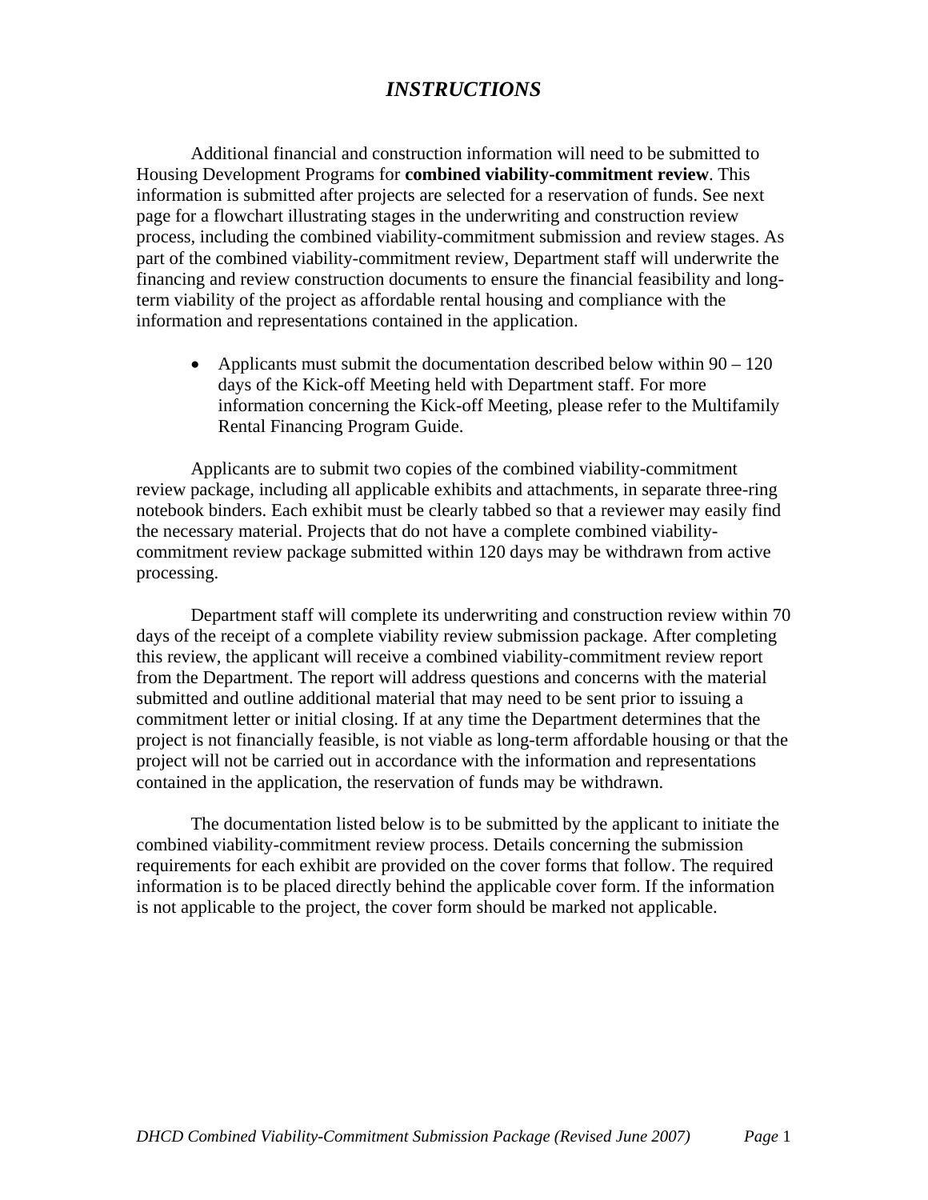# *INSTRUCTIONS*

Additional financial and construction information will need to be submitted to Housing Development Programs for **combined viability-commitment review**. This information is submitted after projects are selected for a reservation of funds. See next page for a flowchart illustrating stages in the underwriting and construction review process, including the combined viability-commitment submission and review stages. As part of the combined viability-commitment review, Department staff will underwrite the financing and review construction documents to ensure the financial feasibility and long-term viability of the project as affordable rental housing and compliance with the information and representations contained in the application.

- Applicants must submit the documentation described below within 90 – 120 days of the Kick-off Meeting held with Department staff. For more information concerning the Kick-off Meeting, please refer to the Multifamily Rental Financing Program Guide.

Applicants are to submit two copies of the combined viability-commitment review package, including all applicable exhibits and attachments, in separate three-ring notebook binders. Each exhibit must be clearly tabbed so that a reviewer may easily find the necessary material. Projects that do not have a complete combined viability-commitment review package submitted within 120 days may be withdrawn from active processing.

Department staff will complete its underwriting and construction review within 70 days of the receipt of a complete viability review submission package. After completing this review, the applicant will receive a combined viability-commitment review report from the Department. The report will address questions and concerns with the material submitted and outline additional material that may need to be sent prior to issuing a commitment letter or initial closing. If at any time the Department determines that the project is not financially feasible, is not viable as long-term affordable housing or that the project will not be carried out in accordance with the information and representations contained in the application, the reservation of funds may be withdrawn.

The documentation listed below is to be submitted by the applicant to initiate the combined viability-commitment review process. Details concerning the submission requirements for each exhibit are provided on the cover forms that follow. The required information is to be placed directly behind the applicable cover form. If the information is not applicable to the project, the cover form should be marked not applicable.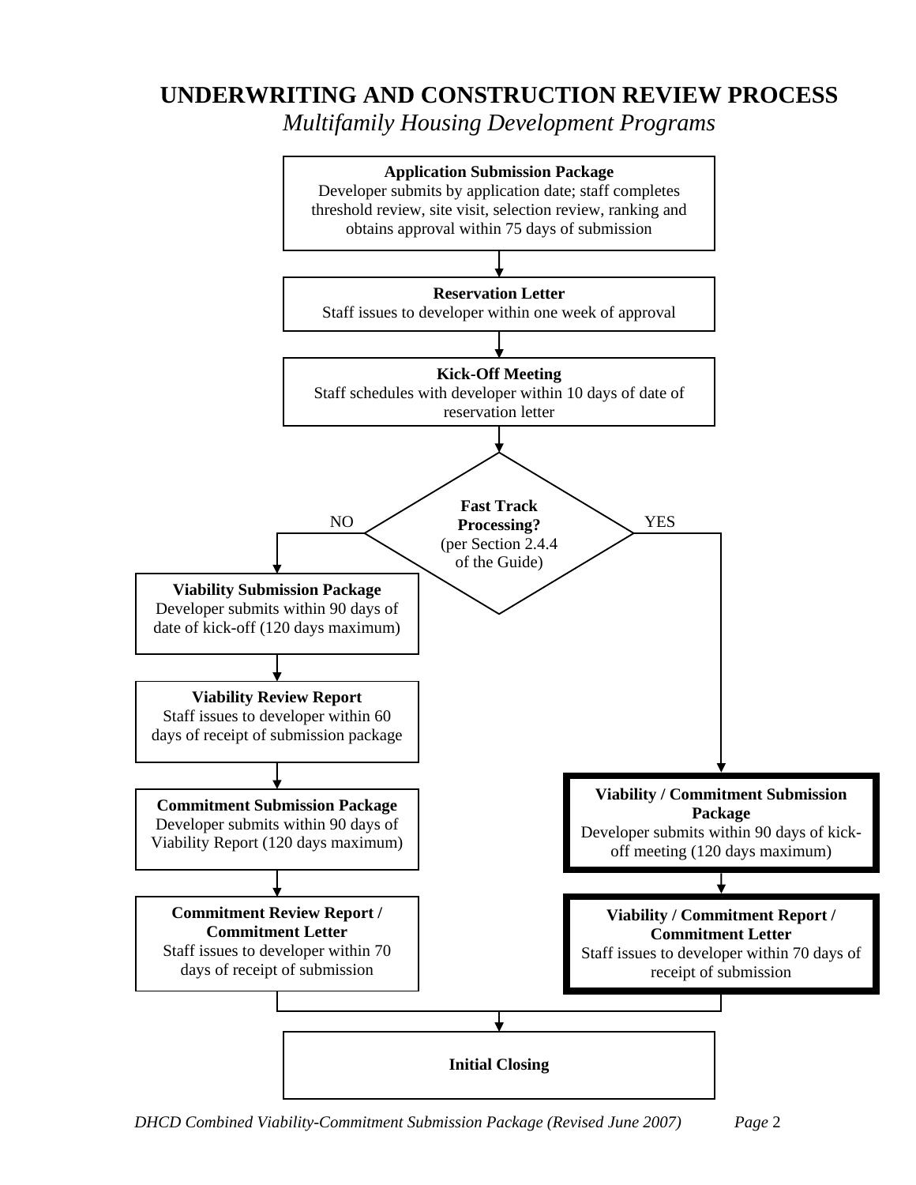# UNDERWRITING AND CONSTRUCTION REVIEW PROCESS

*Multifamily Housing Development Programs*

**Application Submission Package**
Developer submits by application date; staff completes threshold review, site visit, selection review, ranking and obtains approval within 75 days of submission

↓

**Reservation Letter**
Staff issues to developer within one week of approval

↓

**Kick-Off Meeting**
Staff schedules with developer within 10 days of date of reservation letter

↓

**Fast Track Processing?** (per Section 2.4.4 of the Guide)

**NO:**

**Viability Submission Package**
Developer submits within 90 days of date of kick-off (120 days maximum)

↓

**Viability Review Report**
Staff issues to developer within 60 days of receipt of submission package

↓

**Commitment Submission Package**
Developer submits within 90 days of Viability Report (120 days maximum)

↓

**Commitment Review Report / Commitment Letter**
Staff issues to developer within 70 days of receipt of submission

**YES:**

**Viability / Commitment Submission Package**
Developer submits within 90 days of kick-off meeting (120 days maximum)

↓

**Viability / Commitment Report / Commitment Letter**
Staff issues to developer within 70 days of receipt of submission

↓

**Initial Closing**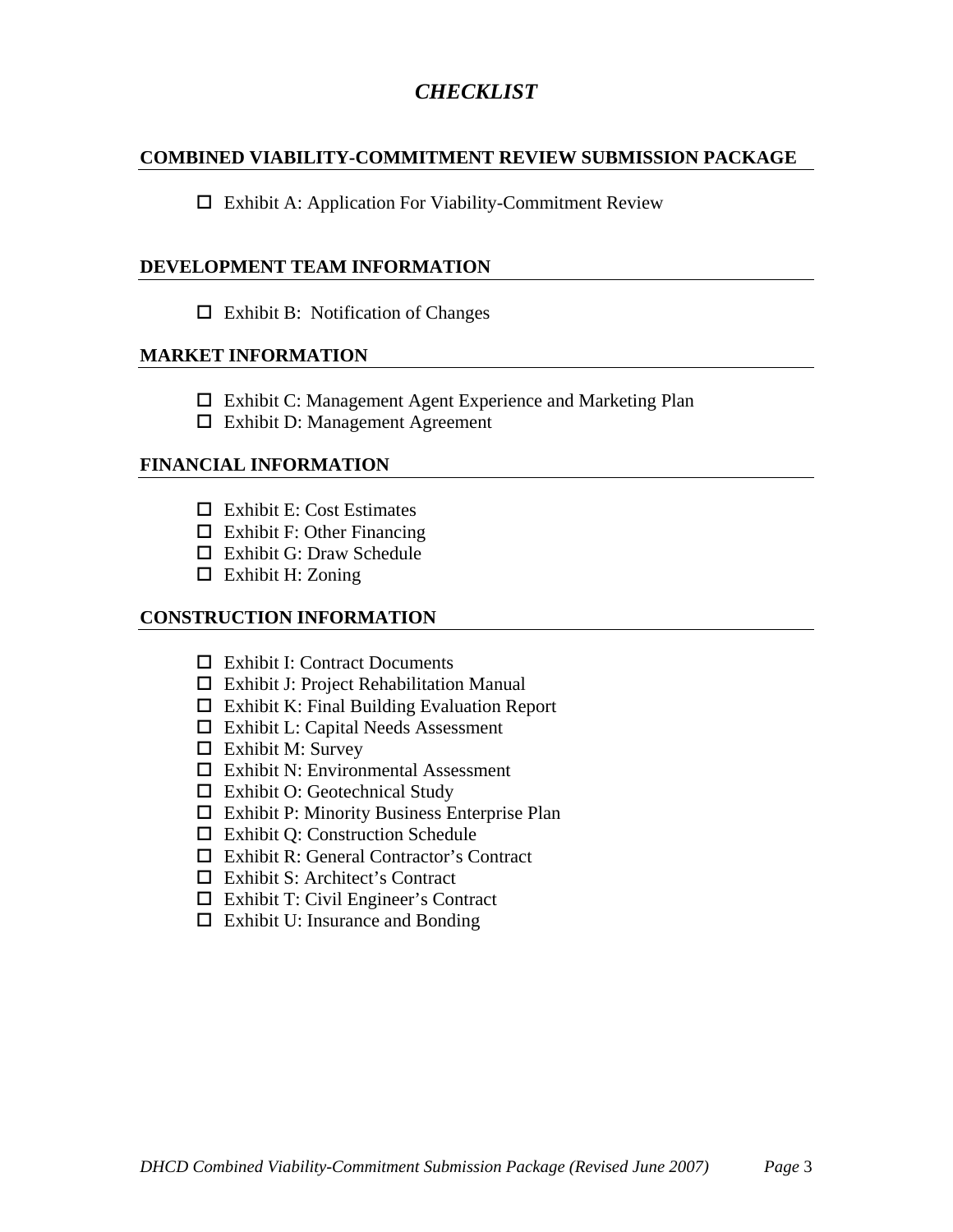# *CHECKLIST*

## COMBINED VIABILITY-COMMITMENT REVIEW SUBMISSION PACKAGE

- ☐ Exhibit A: Application For Viability-Commitment Review

## DEVELOPMENT TEAM INFORMATION

- ☐ Exhibit B: Notification of Changes

## MARKET INFORMATION

- ☐ Exhibit C: Management Agent Experience and Marketing Plan
- ☐ Exhibit D: Management Agreement

## FINANCIAL INFORMATION

- ☐ Exhibit E: Cost Estimates
- ☐ Exhibit F: Other Financing
- ☐ Exhibit G: Draw Schedule
- ☐ Exhibit H: Zoning

## CONSTRUCTION INFORMATION

- ☐ Exhibit I: Contract Documents
- ☐ Exhibit J: Project Rehabilitation Manual
- ☐ Exhibit K: Final Building Evaluation Report
- ☐ Exhibit L: Capital Needs Assessment
- ☐ Exhibit M: Survey
- ☐ Exhibit N: Environmental Assessment
- ☐ Exhibit O: Geotechnical Study
- ☐ Exhibit P: Minority Business Enterprise Plan
- ☐ Exhibit Q: Construction Schedule
- ☐ Exhibit R: General Contractor's Contract
- ☐ Exhibit S: Architect's Contract
- ☐ Exhibit T: Civil Engineer's Contract
- ☐ Exhibit U: Insurance and Bonding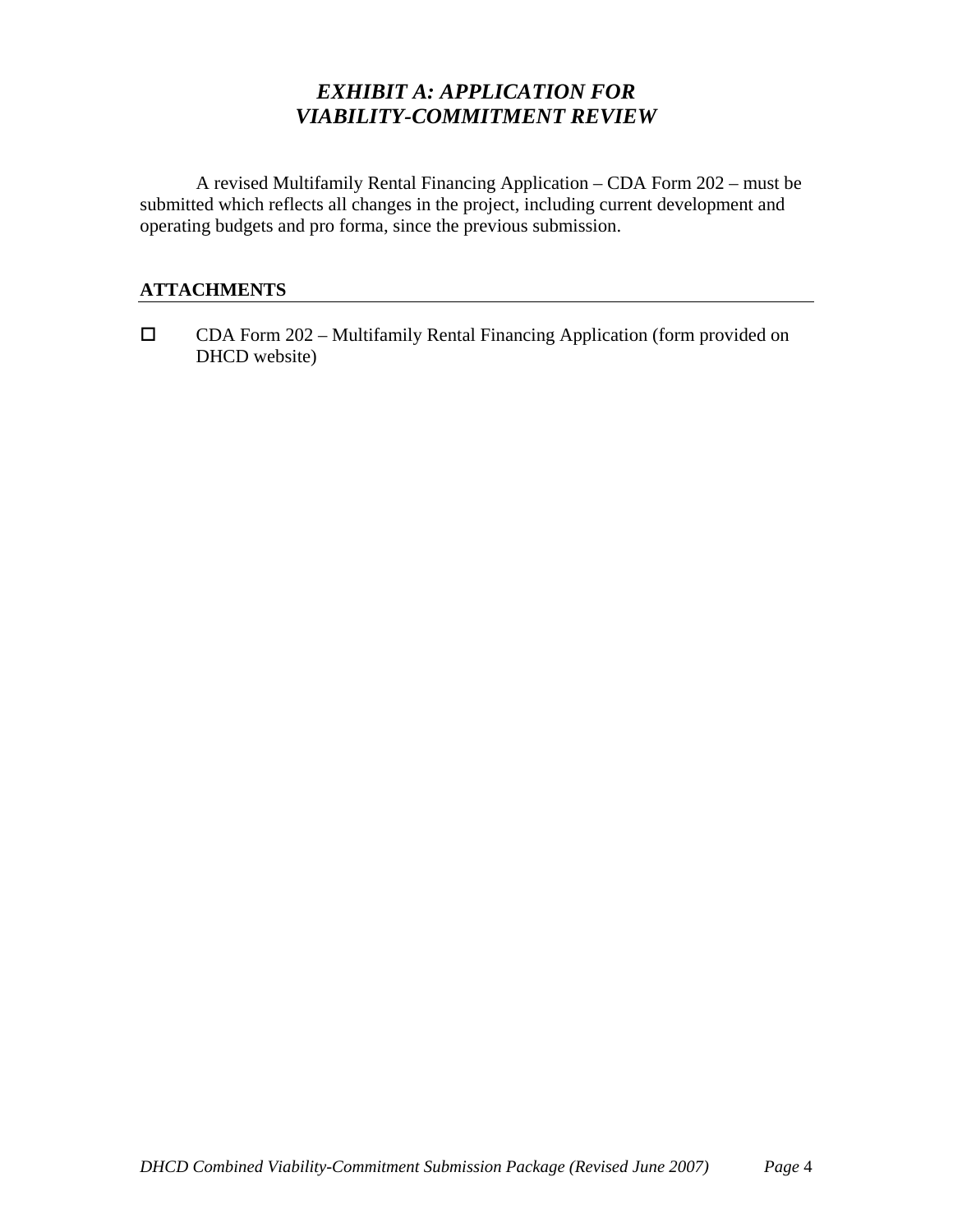# *EXHIBIT A: APPLICATION FOR VIABILITY-COMMITMENT REVIEW*

A revised Multifamily Rental Financing Application – CDA Form 202 – must be submitted which reflects all changes in the project, including current development and operating budgets and pro forma, since the previous submission.

**ATTACHMENTS**

- [ ] CDA Form 202 – Multifamily Rental Financing Application (form provided on DHCD website)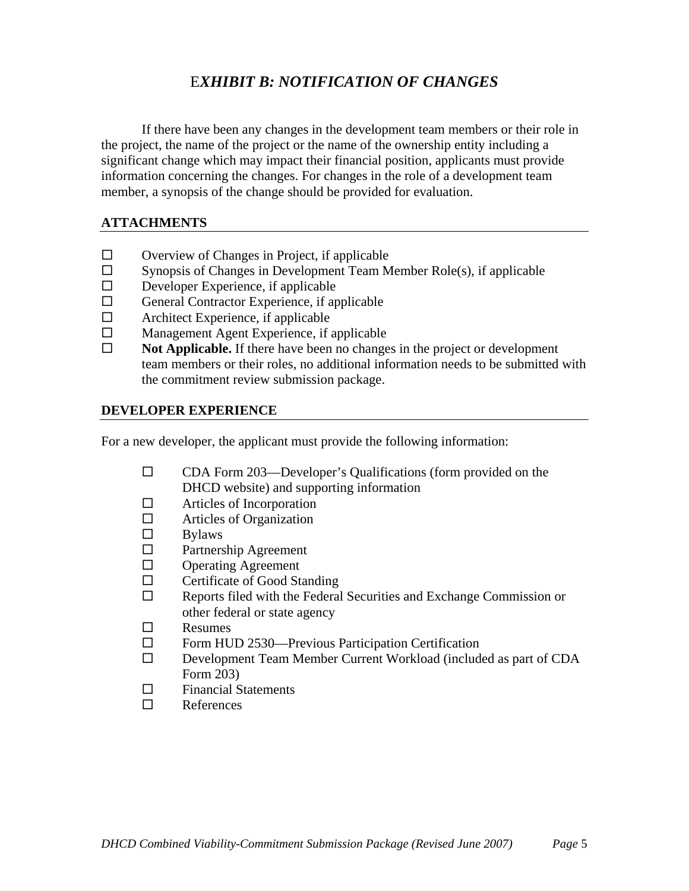# *EXHIBIT B: NOTIFICATION OF CHANGES*

If there have been any changes in the development team members or their role in the project, the name of the project or the name of the ownership entity including a significant change which may impact their financial position, applicants must provide information concerning the changes. For changes in the role of a development team member, a synopsis of the change should be provided for evaluation.

## ATTACHMENTS

- ☐ Overview of Changes in Project, if applicable
- ☐ Synopsis of Changes in Development Team Member Role(s), if applicable
- ☐ Developer Experience, if applicable
- ☐ General Contractor Experience, if applicable
- ☐ Architect Experience, if applicable
- ☐ Management Agent Experience, if applicable
- ☐ **Not Applicable.** If there have been no changes in the project or development team members or their roles, no additional information needs to be submitted with the commitment review submission package.

## DEVELOPER EXPERIENCE

For a new developer, the applicant must provide the following information:

- ☐ CDA Form 203—Developer's Qualifications (form provided on the DHCD website) and supporting information
- ☐ Articles of Incorporation
- ☐ Articles of Organization
- ☐ Bylaws
- ☐ Partnership Agreement
- ☐ Operating Agreement
- ☐ Certificate of Good Standing
- ☐ Reports filed with the Federal Securities and Exchange Commission or other federal or state agency
- ☐ Resumes
- ☐ Form HUD 2530—Previous Participation Certification
- ☐ Development Team Member Current Workload (included as part of CDA Form 203)
- ☐ Financial Statements
- ☐ References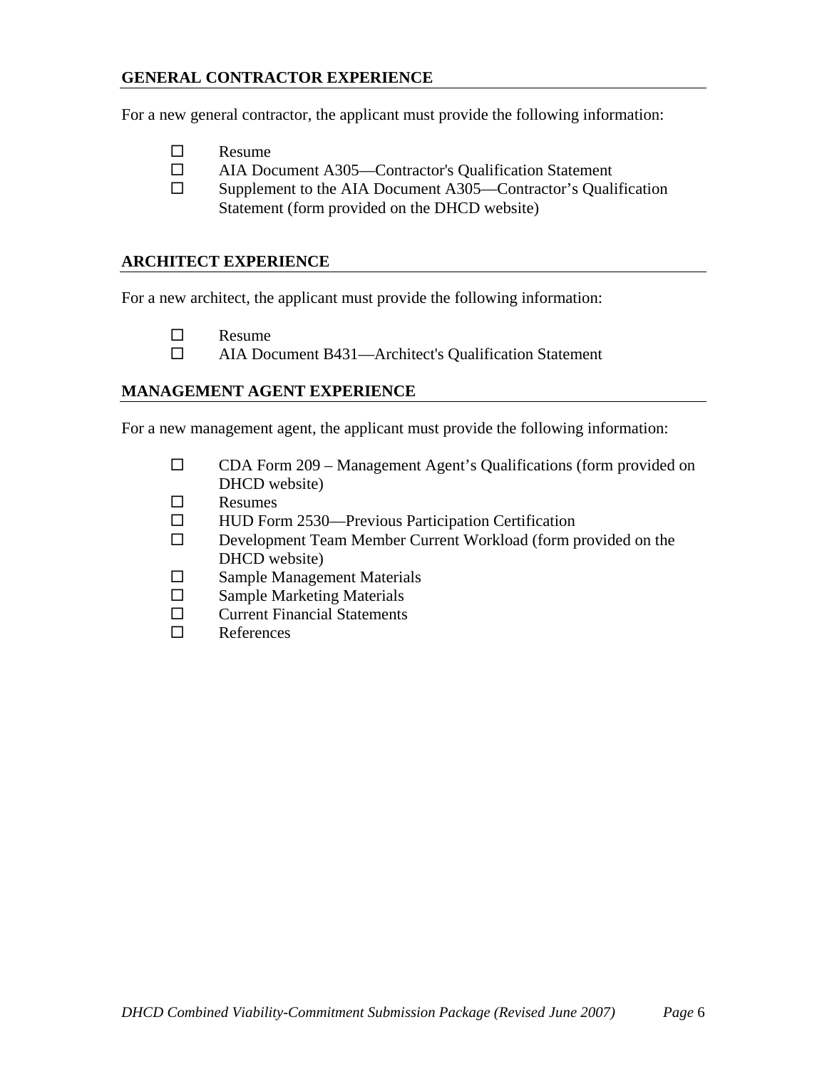## GENERAL CONTRACTOR EXPERIENCE

For a new general contractor, the applicant must provide the following information:

- ☐ Resume
- ☐ AIA Document A305—Contractor's Qualification Statement
- ☐ Supplement to the AIA Document A305—Contractor's Qualification Statement (form provided on the DHCD website)

## ARCHITECT EXPERIENCE

For a new architect, the applicant must provide the following information:

- ☐ Resume
- ☐ AIA Document B431—Architect's Qualification Statement

## MANAGEMENT AGENT EXPERIENCE

For a new management agent, the applicant must provide the following information:

- ☐ CDA Form 209 – Management Agent's Qualifications (form provided on DHCD website)
- ☐ Resumes
- ☐ HUD Form 2530—Previous Participation Certification
- ☐ Development Team Member Current Workload (form provided on the DHCD website)
- ☐ Sample Management Materials
- ☐ Sample Marketing Materials
- ☐ Current Financial Statements
- ☐ References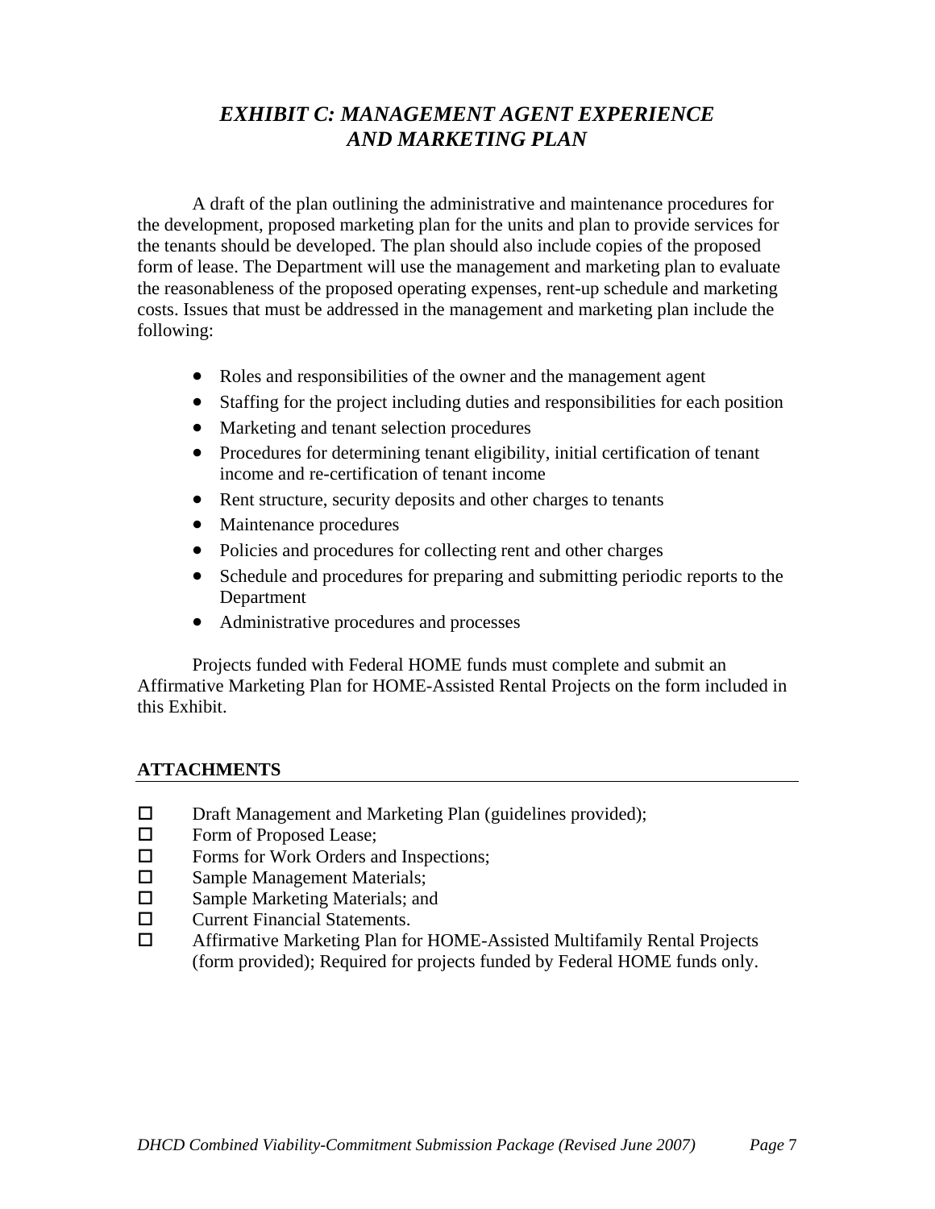# *EXHIBIT C: MANAGEMENT AGENT EXPERIENCE AND MARKETING PLAN*

A draft of the plan outlining the administrative and maintenance procedures for the development, proposed marketing plan for the units and plan to provide services for the tenants should be developed. The plan should also include copies of the proposed form of lease. The Department will use the management and marketing plan to evaluate the reasonableness of the proposed operating expenses, rent-up schedule and marketing costs. Issues that must be addressed in the management and marketing plan include the following:

- Roles and responsibilities of the owner and the management agent
- Staffing for the project including duties and responsibilities for each position
- Marketing and tenant selection procedures
- Procedures for determining tenant eligibility, initial certification of tenant income and re-certification of tenant income
- Rent structure, security deposits and other charges to tenants
- Maintenance procedures
- Policies and procedures for collecting rent and other charges
- Schedule and procedures for preparing and submitting periodic reports to the Department
- Administrative procedures and processes

Projects funded with Federal HOME funds must complete and submit an Affirmative Marketing Plan for HOME-Assisted Rental Projects on the form included in this Exhibit.

## ATTACHMENTS

- ☐ Draft Management and Marketing Plan (guidelines provided);
- ☐ Form of Proposed Lease;
- ☐ Forms for Work Orders and Inspections;
- ☐ Sample Management Materials;
- ☐ Sample Marketing Materials; and
- ☐ Current Financial Statements.
- ☐ Affirmative Marketing Plan for HOME-Assisted Multifamily Rental Projects (form provided); Required for projects funded by Federal HOME funds only.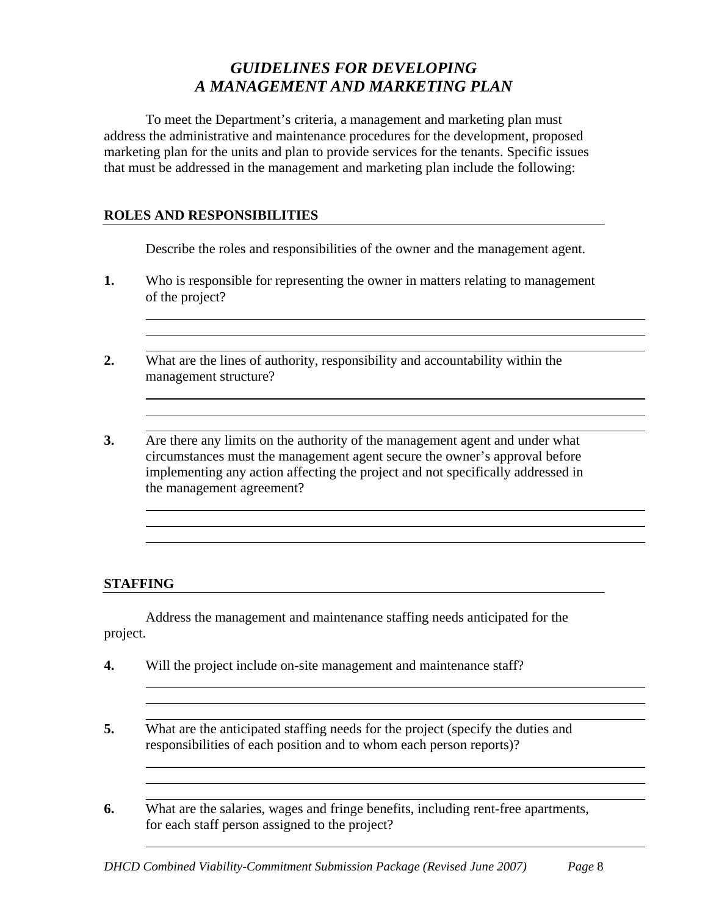# *GUIDELINES FOR DEVELOPING A MANAGEMENT AND MARKETING PLAN*

To meet the Department's criteria, a management and marketing plan must address the administrative and maintenance procedures for the development, proposed marketing plan for the units and plan to provide services for the tenants. Specific issues that must be addressed in the management and marketing plan include the following:

## ROLES AND RESPONSIBILITIES

Describe the roles and responsibilities of the owner and the management agent.

**1.** Who is responsible for representing the owner in matters relating to management of the project?

**2.** What are the lines of authority, responsibility and accountability within the management structure?

**3.** Are there any limits on the authority of the management agent and under what circumstances must the management agent secure the owner's approval before implementing any action affecting the project and not specifically addressed in the management agreement?

## STAFFING

Address the management and maintenance staffing needs anticipated for the project.

**4.** Will the project include on-site management and maintenance staff?

**5.** What are the anticipated staffing needs for the project (specify the duties and responsibilities of each position and to whom each person reports)?

**6.** What are the salaries, wages and fringe benefits, including rent-free apartments, for each staff person assigned to the project?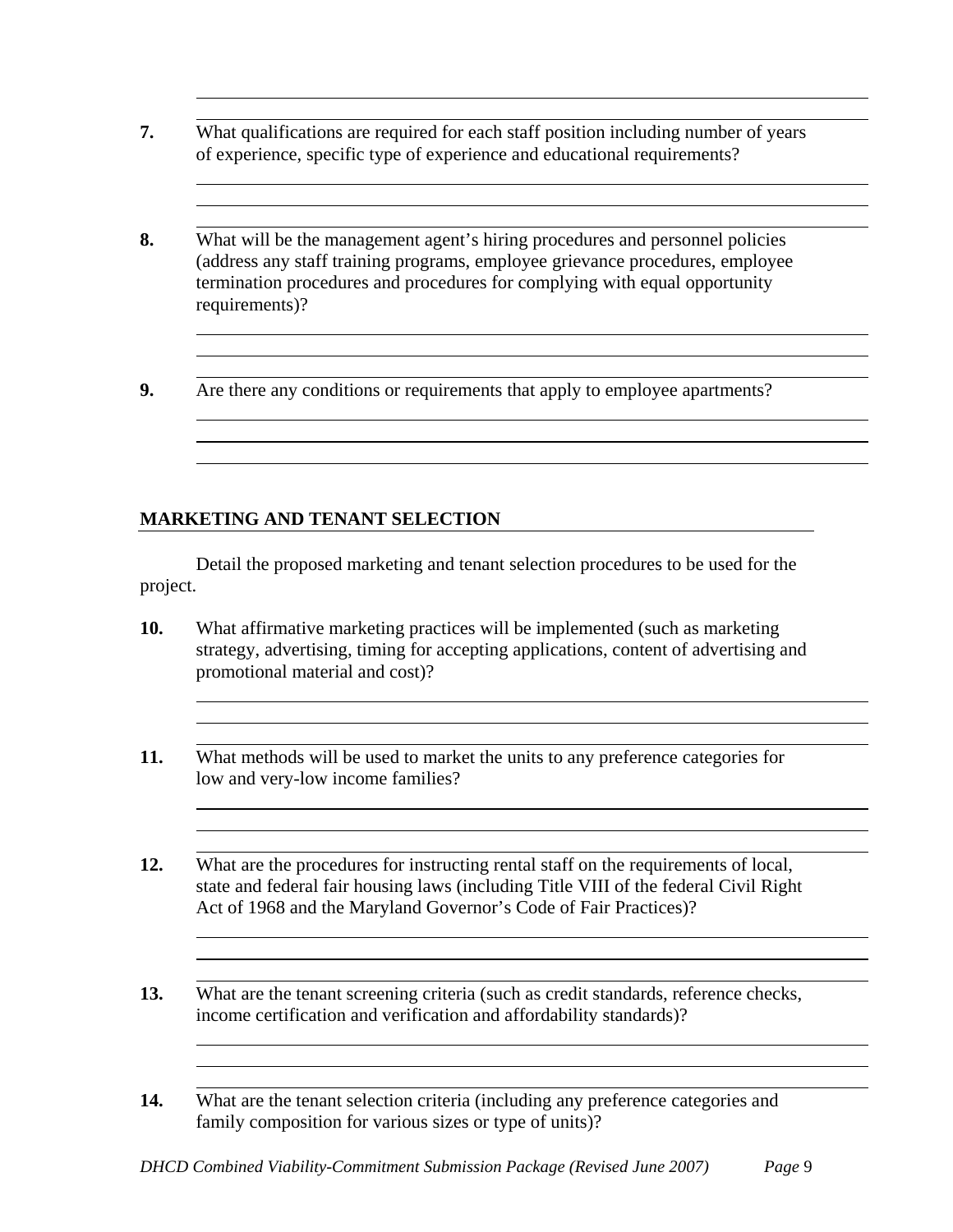**7.** What qualifications are required for each staff position including number of years of experience, specific type of experience and educational requirements?

**8.** What will be the management agent's hiring procedures and personnel policies (address any staff training programs, employee grievance procedures, employee termination procedures and procedures for complying with equal opportunity requirements)?

**9.** Are there any conditions or requirements that apply to employee apartments?

## MARKETING AND TENANT SELECTION

Detail the proposed marketing and tenant selection procedures to be used for the project.

**10.** What affirmative marketing practices will be implemented (such as marketing strategy, advertising, timing for accepting applications, content of advertising and promotional material and cost)?

**11.** What methods will be used to market the units to any preference categories for low and very-low income families?

**12.** What are the procedures for instructing rental staff on the requirements of local, state and federal fair housing laws (including Title VIII of the federal Civil Right Act of 1968 and the Maryland Governor's Code of Fair Practices)?

**13.** What are the tenant screening criteria (such as credit standards, reference checks, income certification and verification and affordability standards)?

**14.** What are the tenant selection criteria (including any preference categories and family composition for various sizes or type of units)?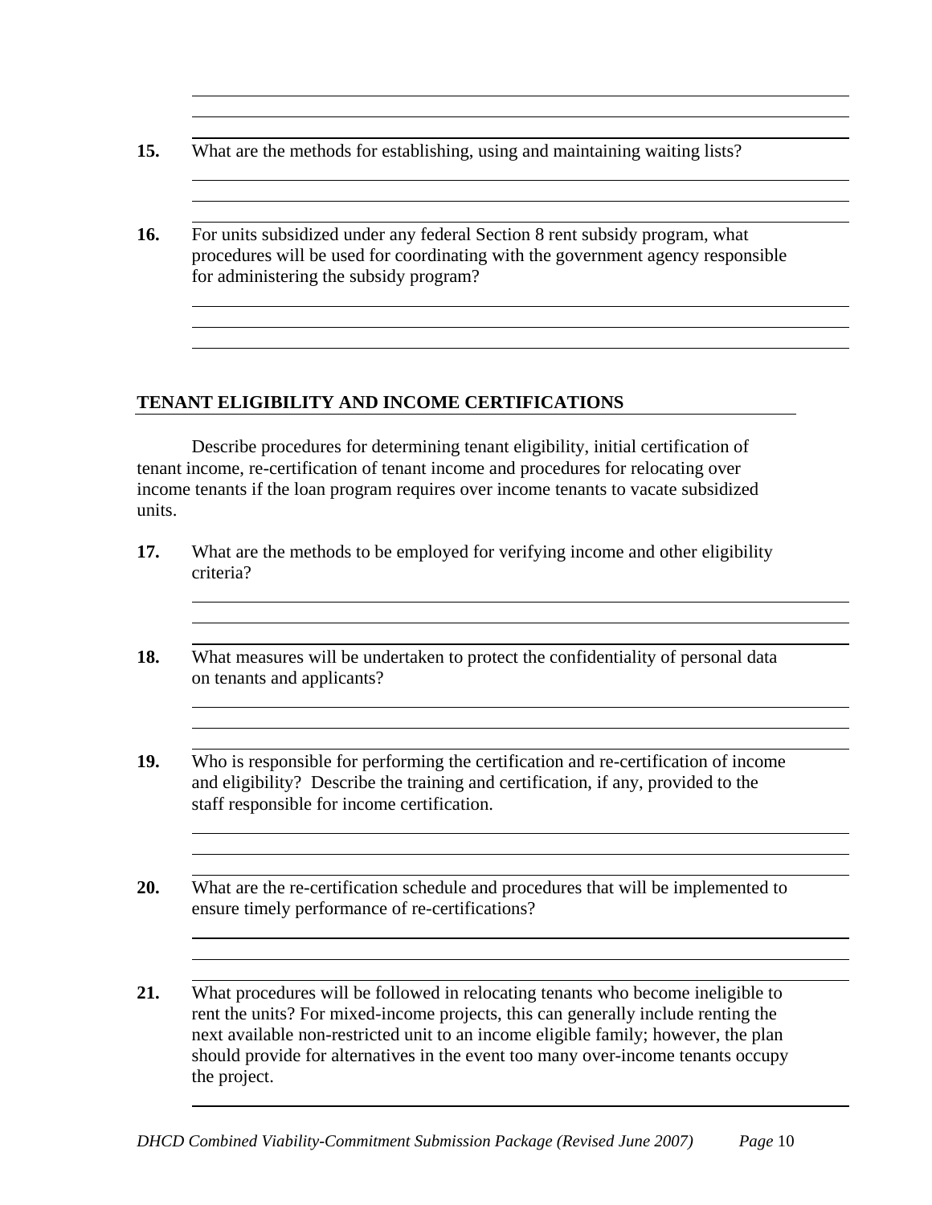**15.** What are the methods for establishing, using and maintaining waiting lists?

**16.** For units subsidized under any federal Section 8 rent subsidy program, what procedures will be used for coordinating with the government agency responsible for administering the subsidy program?

## TENANT ELIGIBILITY AND INCOME CERTIFICATIONS

Describe procedures for determining tenant eligibility, initial certification of tenant income, re-certification of tenant income and procedures for relocating over income tenants if the loan program requires over income tenants to vacate subsidized units.

**17.** What are the methods to be employed for verifying income and other eligibility criteria?

**18.** What measures will be undertaken to protect the confidentiality of personal data on tenants and applicants?

**19.** Who is responsible for performing the certification and re-certification of income and eligibility? Describe the training and certification, if any, provided to the staff responsible for income certification.

**20.** What are the re-certification schedule and procedures that will be implemented to ensure timely performance of re-certifications?

**21.** What procedures will be followed in relocating tenants who become ineligible to rent the units? For mixed-income projects, this can generally include renting the next available non-restricted unit to an income eligible family; however, the plan should provide for alternatives in the event too many over-income tenants occupy the project.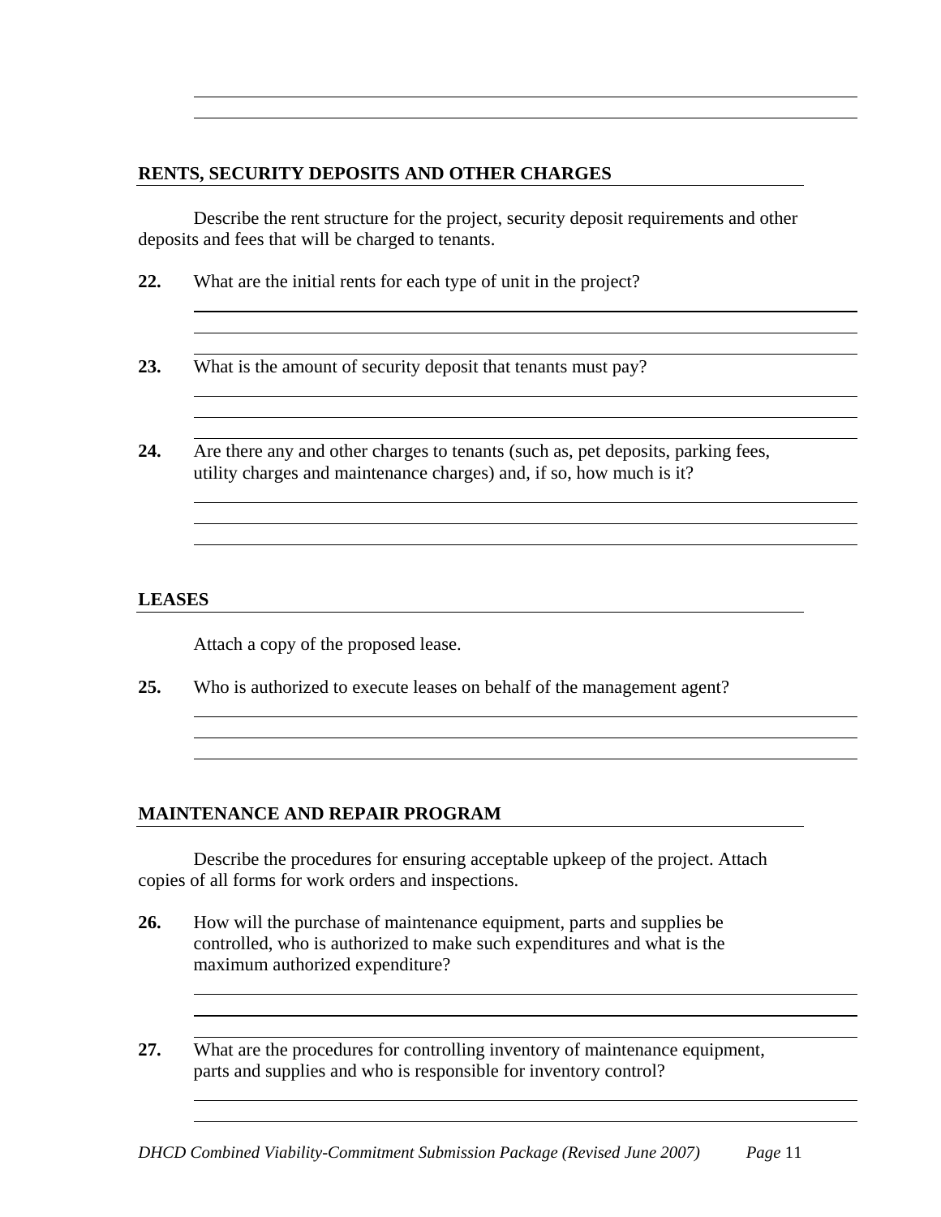**RENTS, SECURITY DEPOSITS AND OTHER CHARGES**

Describe the rent structure for the project, security deposit requirements and other deposits and fees that will be charged to tenants.

**22.** What are the initial rents for each type of unit in the project?

**23.** What is the amount of security deposit that tenants must pay?

**24.** Are there any and other charges to tenants (such as, pet deposits, parking fees, utility charges and maintenance charges) and, if so, how much is it?

**LEASES**

Attach a copy of the proposed lease.

**25.** Who is authorized to execute leases on behalf of the management agent?

**MAINTENANCE AND REPAIR PROGRAM**

Describe the procedures for ensuring acceptable upkeep of the project. Attach copies of all forms for work orders and inspections.

**26.** How will the purchase of maintenance equipment, parts and supplies be controlled, who is authorized to make such expenditures and what is the maximum authorized expenditure?

**27.** What are the procedures for controlling inventory of maintenance equipment, parts and supplies and who is responsible for inventory control?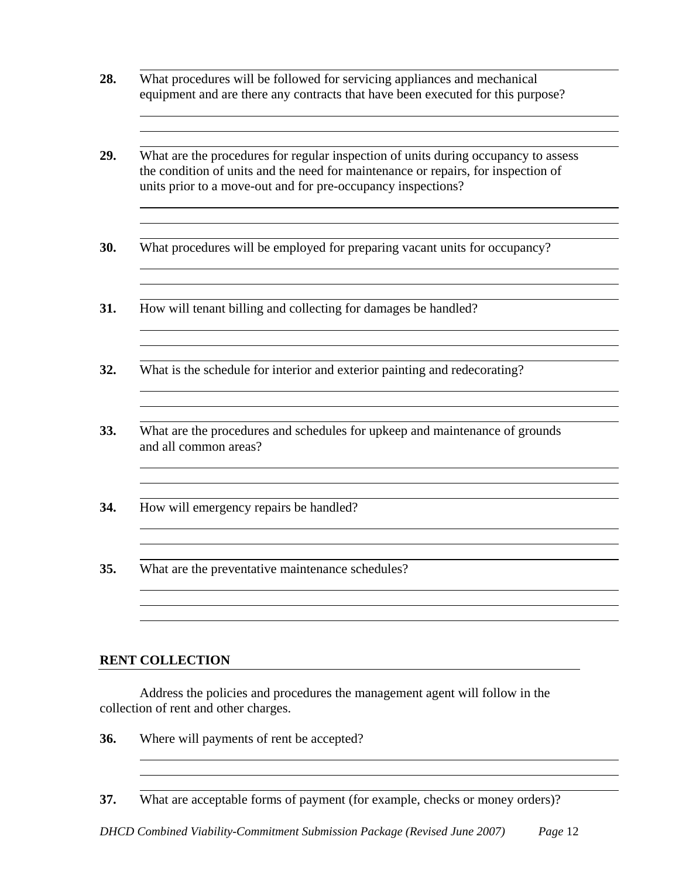**28.** What procedures will be followed for servicing appliances and mechanical equipment and are there any contracts that have been executed for this purpose?

**29.** What are the procedures for regular inspection of units during occupancy to assess the condition of units and the need for maintenance or repairs, for inspection of units prior to a move-out and for pre-occupancy inspections?

**30.** What procedures will be employed for preparing vacant units for occupancy?

**31.** How will tenant billing and collecting for damages be handled?

**32.** What is the schedule for interior and exterior painting and redecorating?

**33.** What are the procedures and schedules for upkeep and maintenance of grounds and all common areas?

**34.** How will emergency repairs be handled?

**35.** What are the preventative maintenance schedules?

## RENT COLLECTION

Address the policies and procedures the management agent will follow in the collection of rent and other charges.

**36.** Where will payments of rent be accepted?

**37.** What are acceptable forms of payment (for example, checks or money orders)?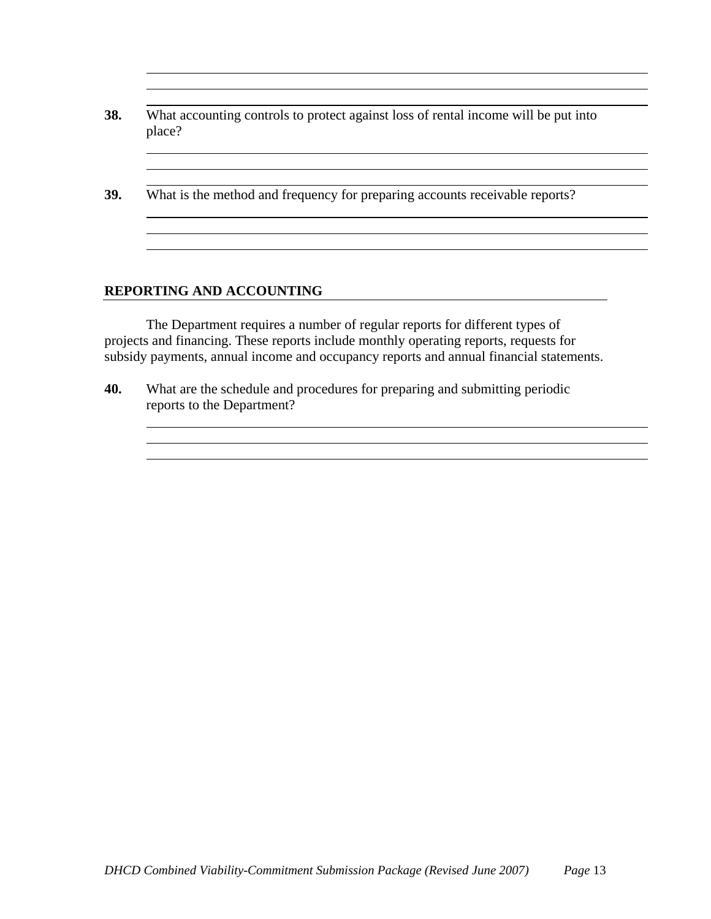**38.** What accounting controls to protect against loss of rental income will be put into place?

**39.** What is the method and frequency for preparing accounts receivable reports?

## REPORTING AND ACCOUNTING

The Department requires a number of regular reports for different types of projects and financing. These reports include monthly operating reports, requests for subsidy payments, annual income and occupancy reports and annual financial statements.

**40.** What are the schedule and procedures for preparing and submitting periodic reports to the Department?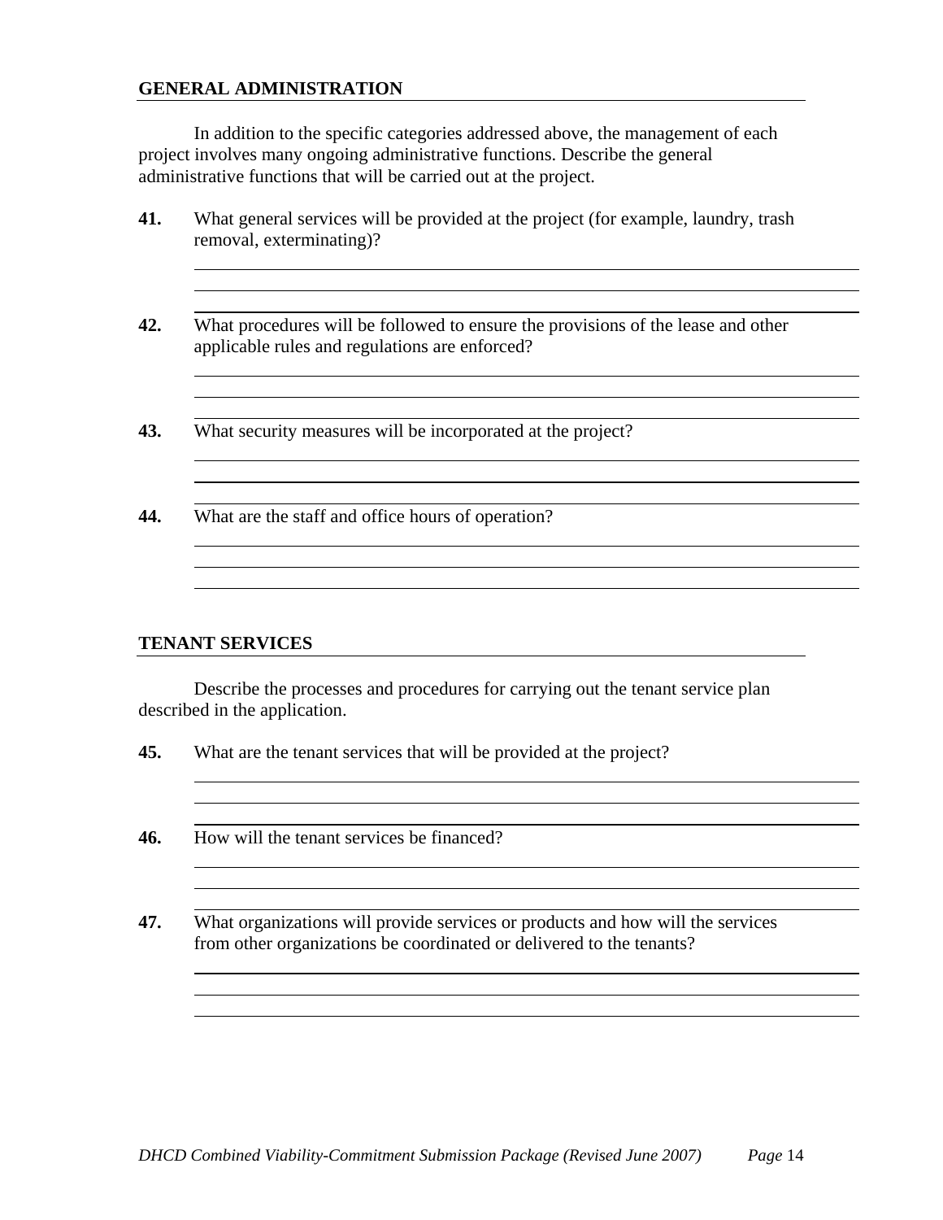## GENERAL ADMINISTRATION

In addition to the specific categories addressed above, the management of each project involves many ongoing administrative functions. Describe the general administrative functions that will be carried out at the project.

**41.** What general services will be provided at the project (for example, laundry, trash removal, exterminating)?

**42.** What procedures will be followed to ensure the provisions of the lease and other applicable rules and regulations are enforced?

**43.** What security measures will be incorporated at the project?

**44.** What are the staff and office hours of operation?

## TENANT SERVICES

Describe the processes and procedures for carrying out the tenant service plan described in the application.

**45.** What are the tenant services that will be provided at the project?

**46.** How will the tenant services be financed?

**47.** What organizations will provide services or products and how will the services from other organizations be coordinated or delivered to the tenants?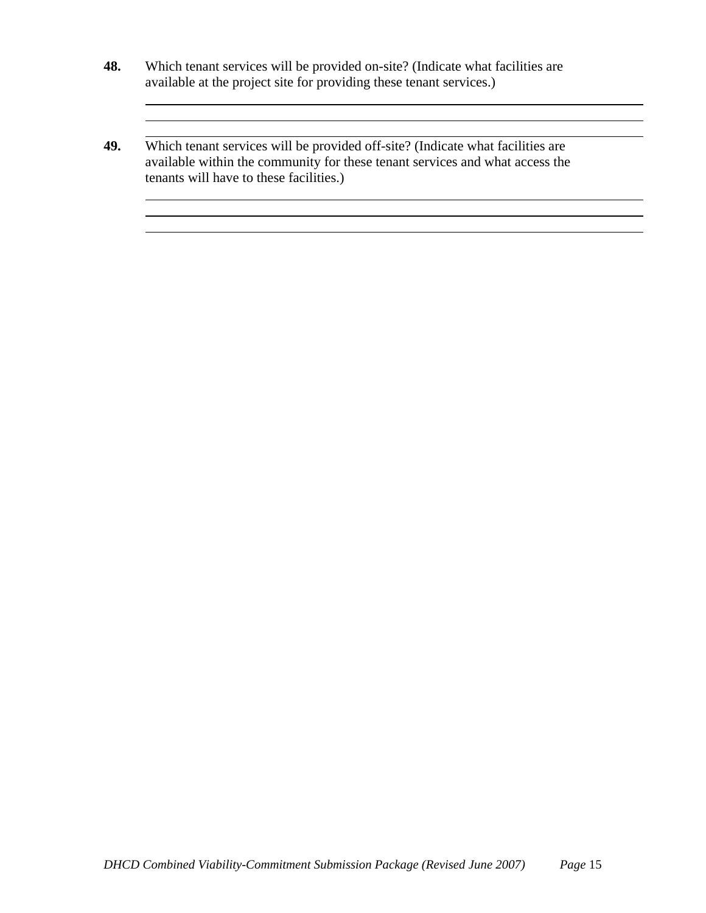**48.** Which tenant services will be provided on-site? (Indicate what facilities are available at the project site for providing these tenant services.)

\_\_\_\_\_\_\_\_\_\_\_\_\_\_\_\_\_\_\_\_\_\_\_\_\_\_\_\_\_\_\_\_\_\_\_\_\_\_\_\_\_\_\_\_\_\_\_\_\_\_\_\_\_\_\_\_\_\_\_\_\_\_\_\_\_\_\_\_\_\_

\_\_\_\_\_\_\_\_\_\_\_\_\_\_\_\_\_\_\_\_\_\_\_\_\_\_\_\_\_\_\_\_\_\_\_\_\_\_\_\_\_\_\_\_\_\_\_\_\_\_\_\_\_\_\_\_\_\_\_\_\_\_\_\_\_\_\_\_\_\_

\_\_\_\_\_\_\_\_\_\_\_\_\_\_\_\_\_\_\_\_\_\_\_\_\_\_\_\_\_\_\_\_\_\_\_\_\_\_\_\_\_\_\_\_\_\_\_\_\_\_\_\_\_\_\_\_\_\_\_\_\_\_\_\_\_\_\_\_\_\_

**49.** Which tenant services will be provided off-site? (Indicate what facilities are available within the community for these tenant services and what access the tenants will have to these facilities.)

\_\_\_\_\_\_\_\_\_\_\_\_\_\_\_\_\_\_\_\_\_\_\_\_\_\_\_\_\_\_\_\_\_\_\_\_\_\_\_\_\_\_\_\_\_\_\_\_\_\_\_\_\_\_\_\_\_\_\_\_\_\_\_\_\_\_\_\_\_\_

\_\_\_\_\_\_\_\_\_\_\_\_\_\_\_\_\_\_\_\_\_\_\_\_\_\_\_\_\_\_\_\_\_\_\_\_\_\_\_\_\_\_\_\_\_\_\_\_\_\_\_\_\_\_\_\_\_\_\_\_\_\_\_\_\_\_\_\_\_\_

\_\_\_\_\_\_\_\_\_\_\_\_\_\_\_\_\_\_\_\_\_\_\_\_\_\_\_\_\_\_\_\_\_\_\_\_\_\_\_\_\_\_\_\_\_\_\_\_\_\_\_\_\_\_\_\_\_\_\_\_\_\_\_\_\_\_\_\_\_\_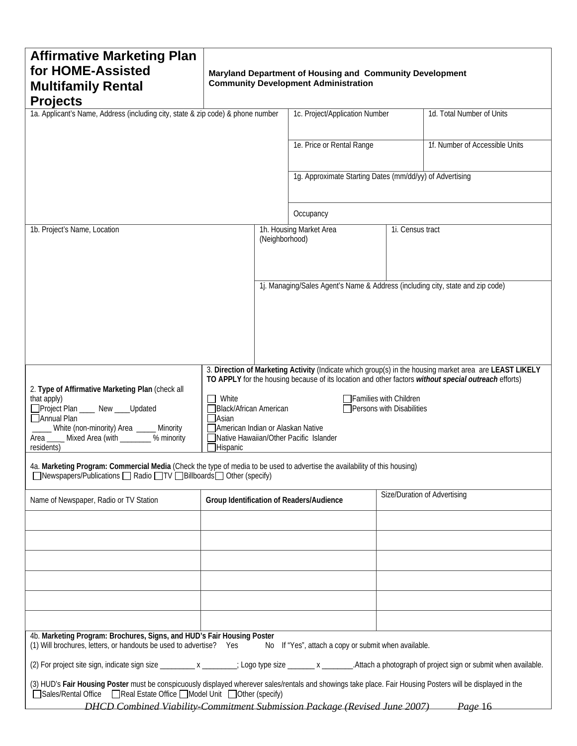# Affirmative Marketing Plan for HOME-Assisted Multifamily Rental Projects

**Maryland Department of Housing and Community Development**
**Community Development Administration**

| 1a. Applicant's Name, Address (including city, state & zip code) & phone number | 1c. Project/Application Number | 1d. Total Number of Units |
|---|---|---|
| | 1e. Price or Rental Range | 1f. Number of Accessible Units |
| | 1g. Approximate Starting Dates (mm/dd/yy) of Advertising | |
| | Occupancy | |

| 1b. Project's Name, Location | 1h. Housing Market Area (Neighborhood) | 1i. Census tract |
|---|---|---|
| | 1j. Managing/Sales Agent's Name & Address (including city, state and zip code) | |

2. **Type of Affirmative Marketing Plan** (check all that apply)

☐Project Plan ____ New ____Updated
☐Annual Plan
_____ White (non-minority) Area _____ Minority Area _____ Mixed Area (with ________ % minority residents)

3. **Direction of Marketing Activity** (Indicate which group(s) in the housing market area are **LEAST LIKELY TO APPLY** for the housing because of its location and other factors ***without special outreach*** efforts)

☐ White
☐Black/African American
☐Asian
☐American Indian or Alaskan Native
☐Native Hawaiian/Other Pacific Islander
☐Hispanic
☐Families with Children
☐Persons with Disabilities

4a. **Marketing Program: Commercial Media** (Check the type of media to be used to advertise the availability of this housing)
☐Newspapers/Publications ☐ Radio ☐TV ☐Billboards☐ Other (specify)

| Name of Newspaper, Radio or TV Station | **Group Identification of Readers/Audience** | Size/Duration of Advertising |
|---|---|---|
| | | |
| | | |
| | | |
| | | |
| | | |
| | | |

4b. **Marketing Program: Brochures, Signs, and HUD's Fair Housing Poster**

(1) Will brochures, letters, or handouts be used to advertise? Yes No If "Yes", attach a copy or submit when available.

(2) For project site sign, indicate sign size _________ x _________; Logo type size _______ x ________.Attach a photograph of project sign or submit when available.

(3) HUD's **Fair Housing Poster** must be conspicuously displayed wherever sales/rentals and showings take place. Fair Housing Posters will be displayed in the
☐Sales/Rental Office ☐Real Estate Office ☐Model Unit ☐Other (specify)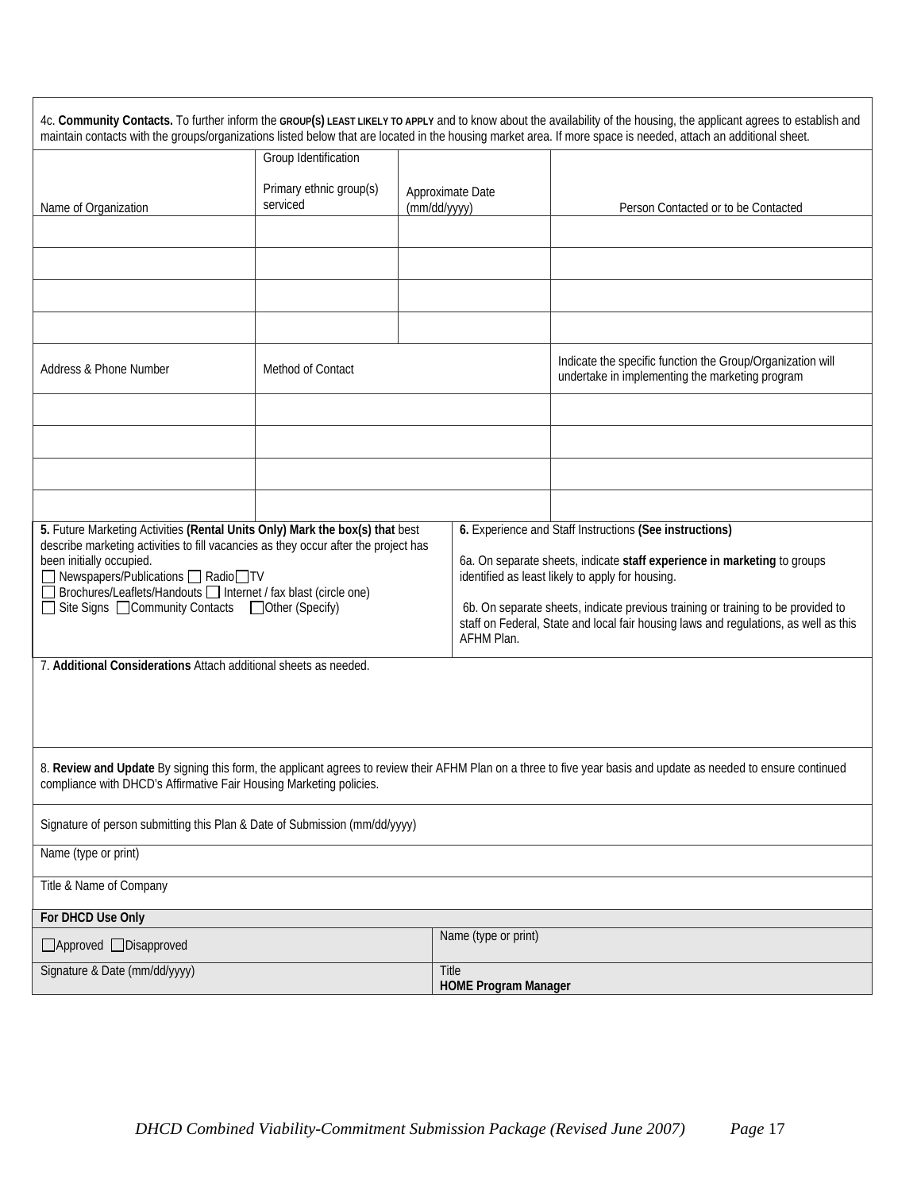4c. **Community Contacts.** To further inform the GROUP(S) LEAST LIKELY TO APPLY and to know about the availability of the housing, the applicant agrees to establish and maintain contacts with the groups/organizations listed below that are located in the housing market area. If more space is needed, attach an additional sheet.

| Name of Organization | Group Identification<br><br>Primary ethnic group(s) serviced | Approximate Date (mm/dd/yyyy) | Person Contacted or to be Contacted |
|---|---|---|---|
| | | | |
| | | | |
| | | | |
| | | | |

| Address & Phone Number | Method of Contact | Indicate the specific function the Group/Organization will undertake in implementing the marketing program |
|---|---|---|
| | | |
| | | |
| | | |
| | | |

**5.** Future Marketing Activities **(Rental Units Only) Mark the box(s) that** best describe marketing activities to fill vacancies as they occur after the project has been initially occupied.

☐ Newspapers/Publications ☐ Radio ☐ TV
☐ Brochures/Leaflets/Handouts ☐ Internet / fax blast (circle one)
☐ Site Signs ☐ Community Contacts ☐ Other (Specify)

**6.** Experience and Staff Instructions **(See instructions)**

6a. On separate sheets, indicate **staff experience in marketing** to groups identified as least likely to apply for housing.

6b. On separate sheets, indicate previous training or training to be provided to staff on Federal, State and local fair housing laws and regulations, as well as this AFHM Plan.

7. **Additional Considerations** Attach additional sheets as needed.

8. **Review and Update** By signing this form, the applicant agrees to review their AFHM Plan on a three to five year basis and update as needed to ensure continued compliance with DHCD's Affirmative Fair Housing Marketing policies.

Signature of person submitting this Plan & Date of Submission (mm/dd/yyyy)

Name (type or print)

Title & Name of Company

**For DHCD Use Only**

| ☐Approved ☐Disapproved | Name (type or print) |
|---|---|
| Signature & Date (mm/dd/yyyy) | Title<br>**HOME Program Manager** |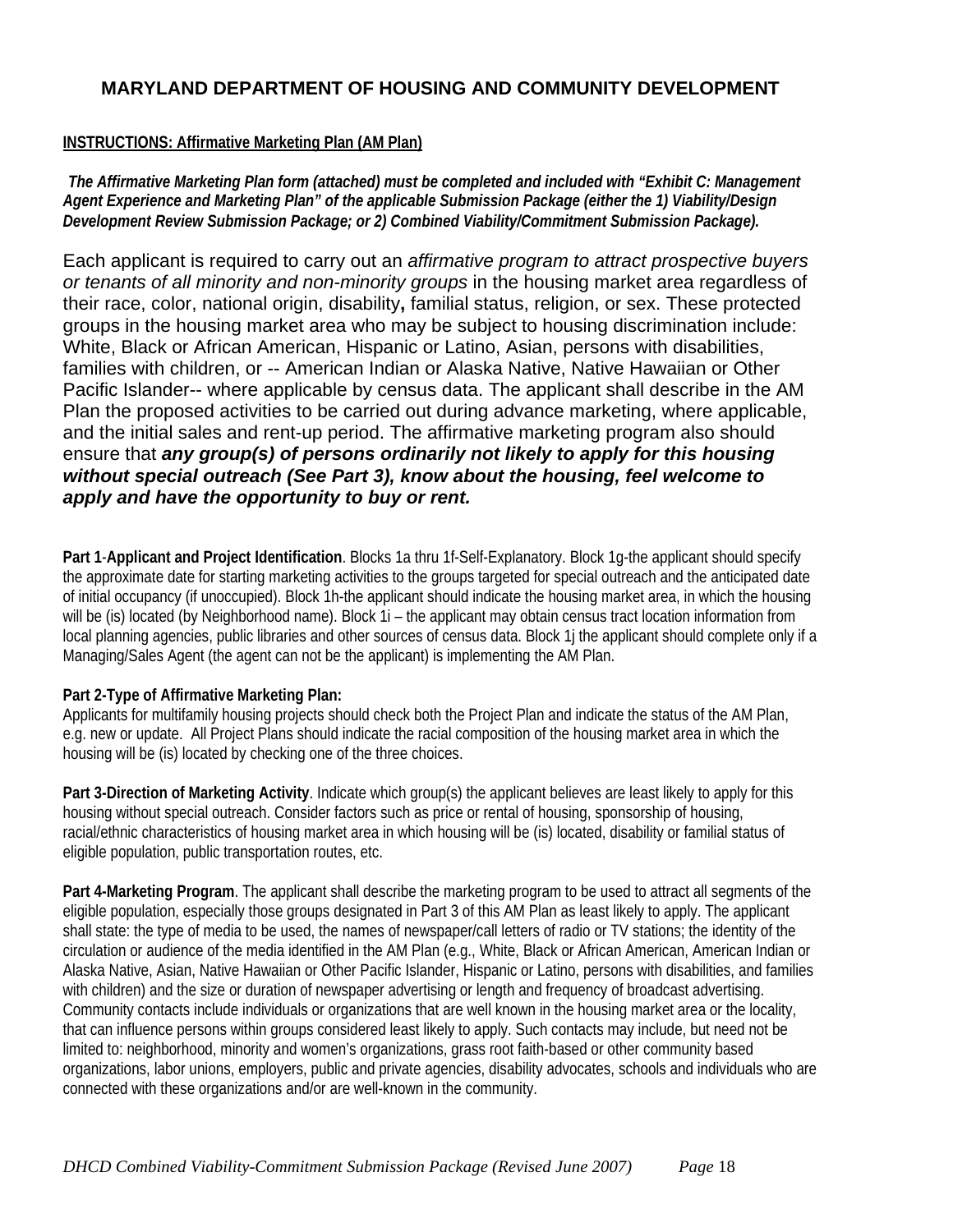# MARYLAND DEPARTMENT OF HOUSING AND COMMUNITY DEVELOPMENT

**INSTRUCTIONS: Affirmative Marketing Plan (AM Plan)**

***The Affirmative Marketing Plan form (attached) must be completed and included with "Exhibit C: Management Agent Experience and Marketing Plan" of the applicable Submission Package (either the 1) Viability/Design Development Review Submission Package; or 2) Combined Viability/Commitment Submission Package).***

Each applicant is required to carry out an *affirmative program to attract prospective buyers or tenants of all minority and non-minority groups* in the housing market area regardless of their race, color, national origin, disability**,** familial status, religion, or sex. These protected groups in the housing market area who may be subject to housing discrimination include: White, Black or African American, Hispanic or Latino, Asian, persons with disabilities, families with children, or -- American Indian or Alaska Native, Native Hawaiian or Other Pacific Islander-- where applicable by census data. The applicant shall describe in the AM Plan the proposed activities to be carried out during advance marketing, where applicable, and the initial sales and rent-up period. The affirmative marketing program also should ensure that ***any group(s) of persons ordinarily not likely to apply for this housing without special outreach (See Part 3), know about the housing, feel welcome to apply and have the opportunity to buy or rent.***

**Part 1**-**Applicant and Project Identification**. Blocks 1a thru 1f-Self-Explanatory. Block 1g-the applicant should specify the approximate date for starting marketing activities to the groups targeted for special outreach and the anticipated date of initial occupancy (if unoccupied). Block 1h-the applicant should indicate the housing market area, in which the housing will be (is) located (by Neighborhood name). Block 1i – the applicant may obtain census tract location information from local planning agencies, public libraries and other sources of census data. Block 1j the applicant should complete only if a Managing/Sales Agent (the agent can not be the applicant) is implementing the AM Plan.

**Part 2-Type of Affirmative Marketing Plan:**
Applicants for multifamily housing projects should check both the Project Plan and indicate the status of the AM Plan, e.g. new or update. All Project Plans should indicate the racial composition of the housing market area in which the housing will be (is) located by checking one of the three choices.

**Part 3-Direction of Marketing Activity**. Indicate which group(s) the applicant believes are least likely to apply for this housing without special outreach. Consider factors such as price or rental of housing, sponsorship of housing, racial/ethnic characteristics of housing market area in which housing will be (is) located, disability or familial status of eligible population, public transportation routes, etc.

**Part 4-Marketing Program**. The applicant shall describe the marketing program to be used to attract all segments of the eligible population, especially those groups designated in Part 3 of this AM Plan as least likely to apply. The applicant shall state: the type of media to be used, the names of newspaper/call letters of radio or TV stations; the identity of the circulation or audience of the media identified in the AM Plan (e.g., White, Black or African American, American Indian or Alaska Native, Asian, Native Hawaiian or Other Pacific Islander, Hispanic or Latino, persons with disabilities, and families with children) and the size or duration of newspaper advertising or length and frequency of broadcast advertising. Community contacts include individuals or organizations that are well known in the housing market area or the locality, that can influence persons within groups considered least likely to apply. Such contacts may include, but need not be limited to: neighborhood, minority and women's organizations, grass root faith-based or other community based organizations, labor unions, employers, public and private agencies, disability advocates, schools and individuals who are connected with these organizations and/or are well-known in the community.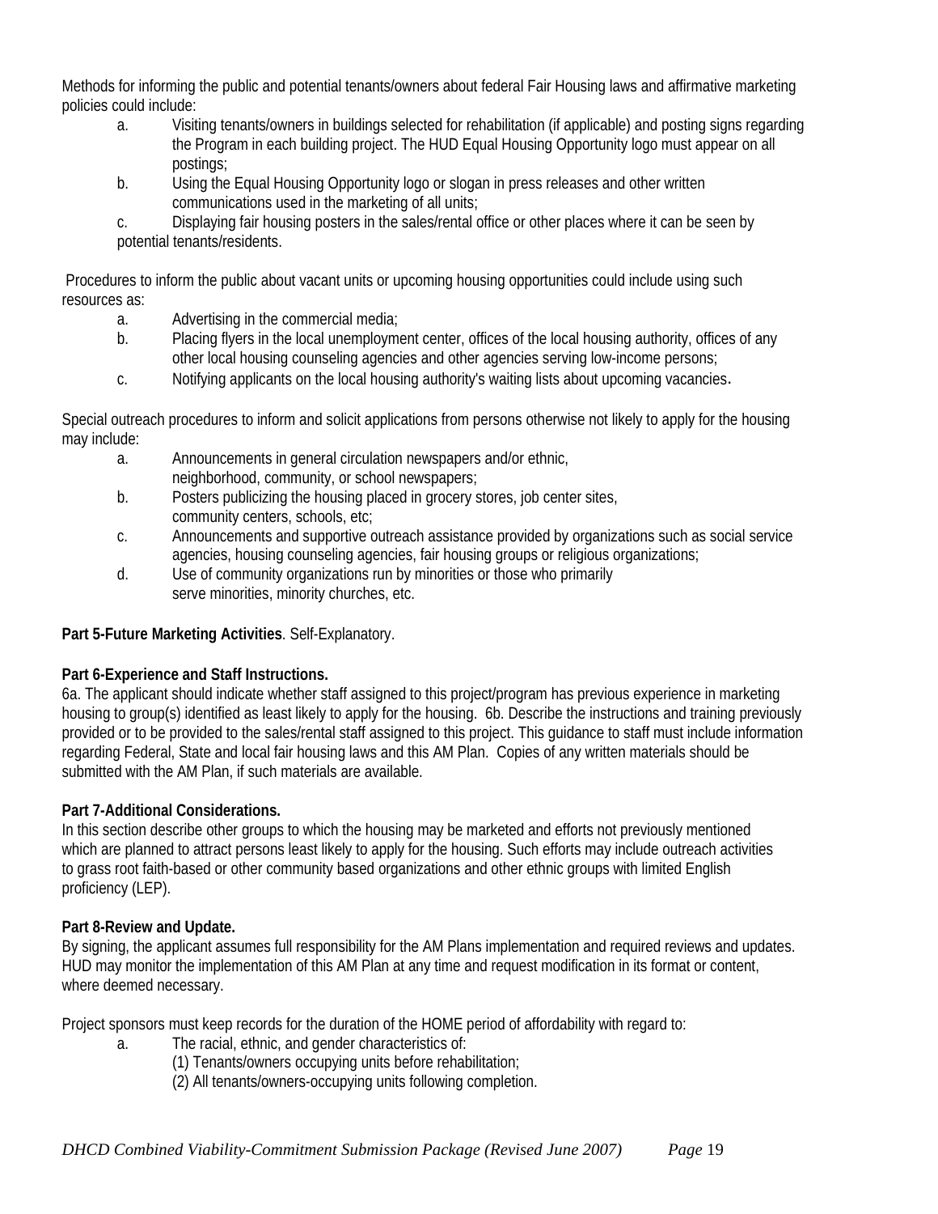Methods for informing the public and potential tenants/owners about federal Fair Housing laws and affirmative marketing policies could include:

a. Visiting tenants/owners in buildings selected for rehabilitation (if applicable) and posting signs regarding the Program in each building project. The HUD Equal Housing Opportunity logo must appear on all postings;

b. Using the Equal Housing Opportunity logo or slogan in press releases and other written communications used in the marketing of all units;

c. Displaying fair housing posters in the sales/rental office or other places where it can be seen by potential tenants/residents.

Procedures to inform the public about vacant units or upcoming housing opportunities could include using such resources as:

a. Advertising in the commercial media;

b. Placing flyers in the local unemployment center, offices of the local housing authority, offices of any other local housing counseling agencies and other agencies serving low-income persons;

c. Notifying applicants on the local housing authority's waiting lists about upcoming vacancies.

Special outreach procedures to inform and solicit applications from persons otherwise not likely to apply for the housing may include:

a. Announcements in general circulation newspapers and/or ethnic, neighborhood, community, or school newspapers;

b. Posters publicizing the housing placed in grocery stores, job center sites, community centers, schools, etc;

c. Announcements and supportive outreach assistance provided by organizations such as social service agencies, housing counseling agencies, fair housing groups or religious organizations;

d. Use of community organizations run by minorities or those who primarily serve minorities, minority churches, etc.

**Part 5-Future Marketing Activities**. Self-Explanatory.

**Part 6-Experience and Staff Instructions.**

6a. The applicant should indicate whether staff assigned to this project/program has previous experience in marketing housing to group(s) identified as least likely to apply for the housing. 6b. Describe the instructions and training previously provided or to be provided to the sales/rental staff assigned to this project. This guidance to staff must include information regarding Federal, State and local fair housing laws and this AM Plan. Copies of any written materials should be submitted with the AM Plan, if such materials are available.

**Part 7-Additional Considerations.**

In this section describe other groups to which the housing may be marketed and efforts not previously mentioned which are planned to attract persons least likely to apply for the housing. Such efforts may include outreach activities to grass root faith-based or other community based organizations and other ethnic groups with limited English proficiency (LEP).

**Part 8-Review and Update.**

By signing, the applicant assumes full responsibility for the AM Plans implementation and required reviews and updates. HUD may monitor the implementation of this AM Plan at any time and request modification in its format or content, where deemed necessary.

Project sponsors must keep records for the duration of the HOME period of affordability with regard to:

a. The racial, ethnic, and gender characteristics of:
   (1) Tenants/owners occupying units before rehabilitation;
   (2) All tenants/owners-occupying units following completion.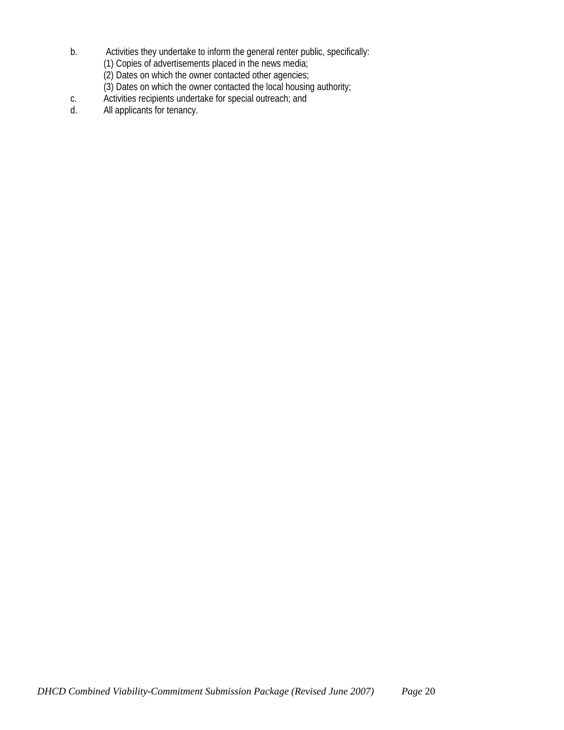b. Activities they undertake to inform the general renter public, specifically:
   (1) Copies of advertisements placed in the news media;
   (2) Dates on which the owner contacted other agencies;
   (3) Dates on which the owner contacted the local housing authority;
c. Activities recipients undertake for special outreach; and
d. All applicants for tenancy.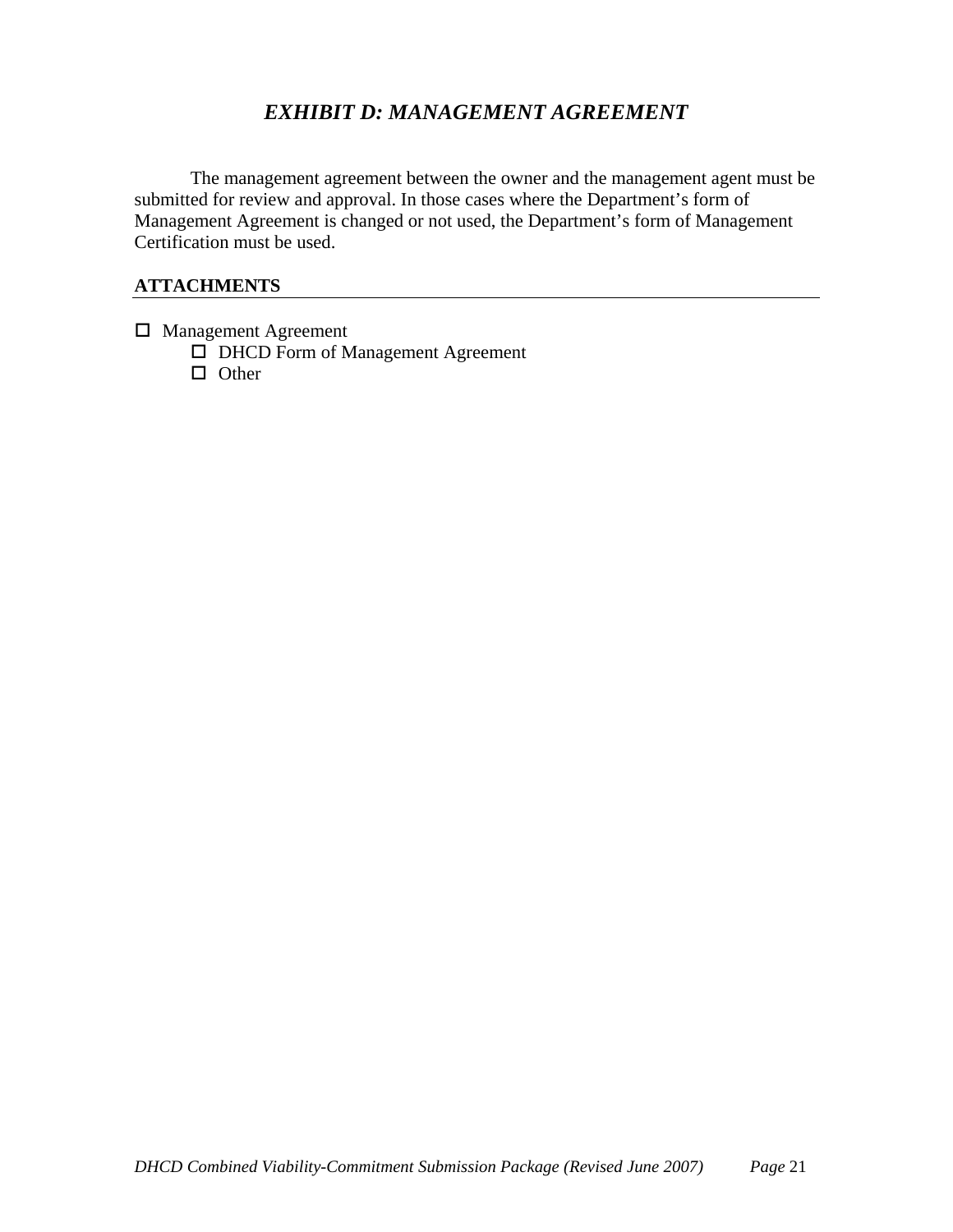# *EXHIBIT D: MANAGEMENT AGREEMENT*

The management agreement between the owner and the management agent must be submitted for review and approval. In those cases where the Department's form of Management Agreement is changed or not used, the Department's form of Management Certification must be used.

**ATTACHMENTS**

- ☐ Management Agreement
  - ☐ DHCD Form of Management Agreement
  - ☐ Other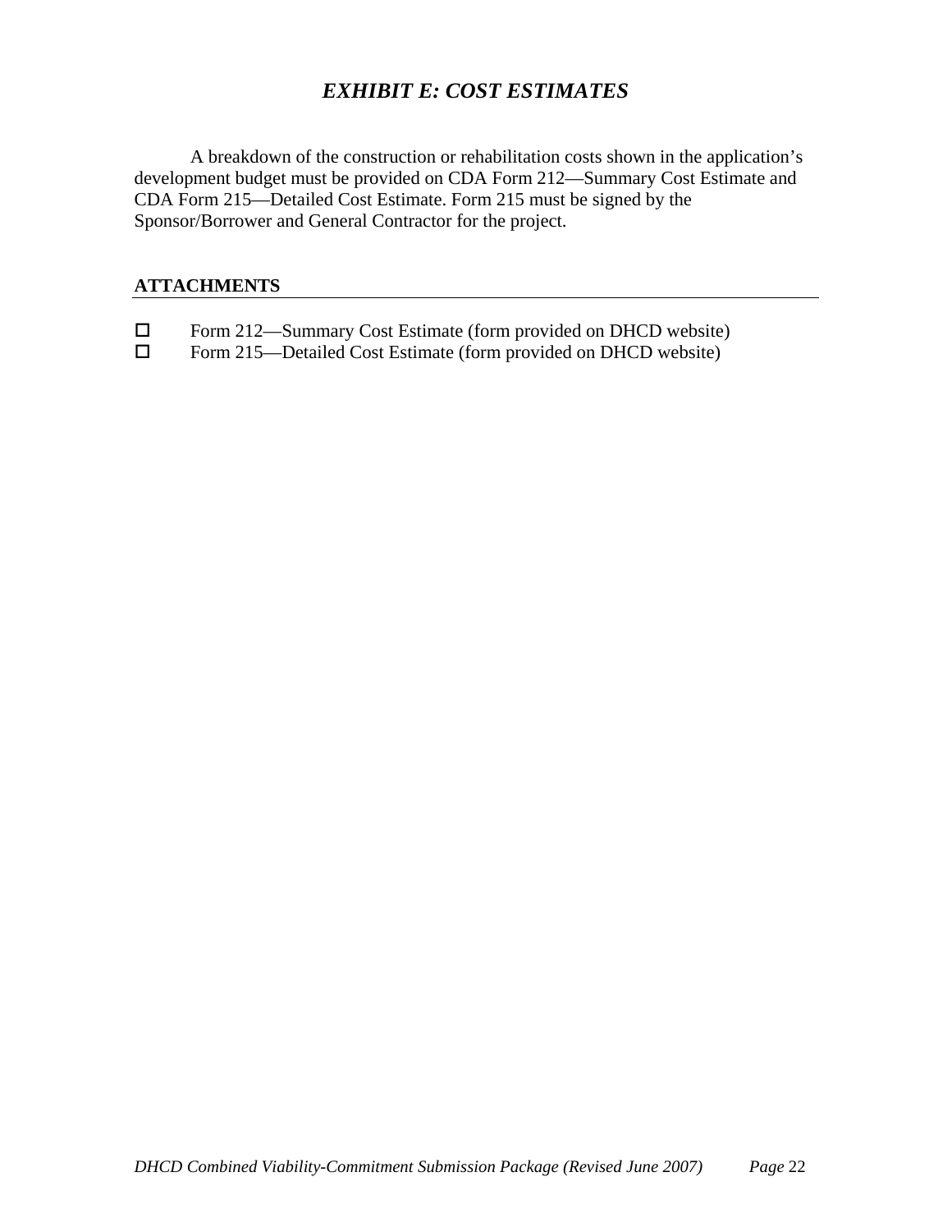# *EXHIBIT E: COST ESTIMATES*

A breakdown of the construction or rehabilitation costs shown in the application's development budget must be provided on CDA Form 212—Summary Cost Estimate and CDA Form 215—Detailed Cost Estimate. Form 215 must be signed by the Sponsor/Borrower and General Contractor for the project.

**ATTACHMENTS**

- ☐ Form 212—Summary Cost Estimate (form provided on DHCD website)
- ☐ Form 215—Detailed Cost Estimate (form provided on DHCD website)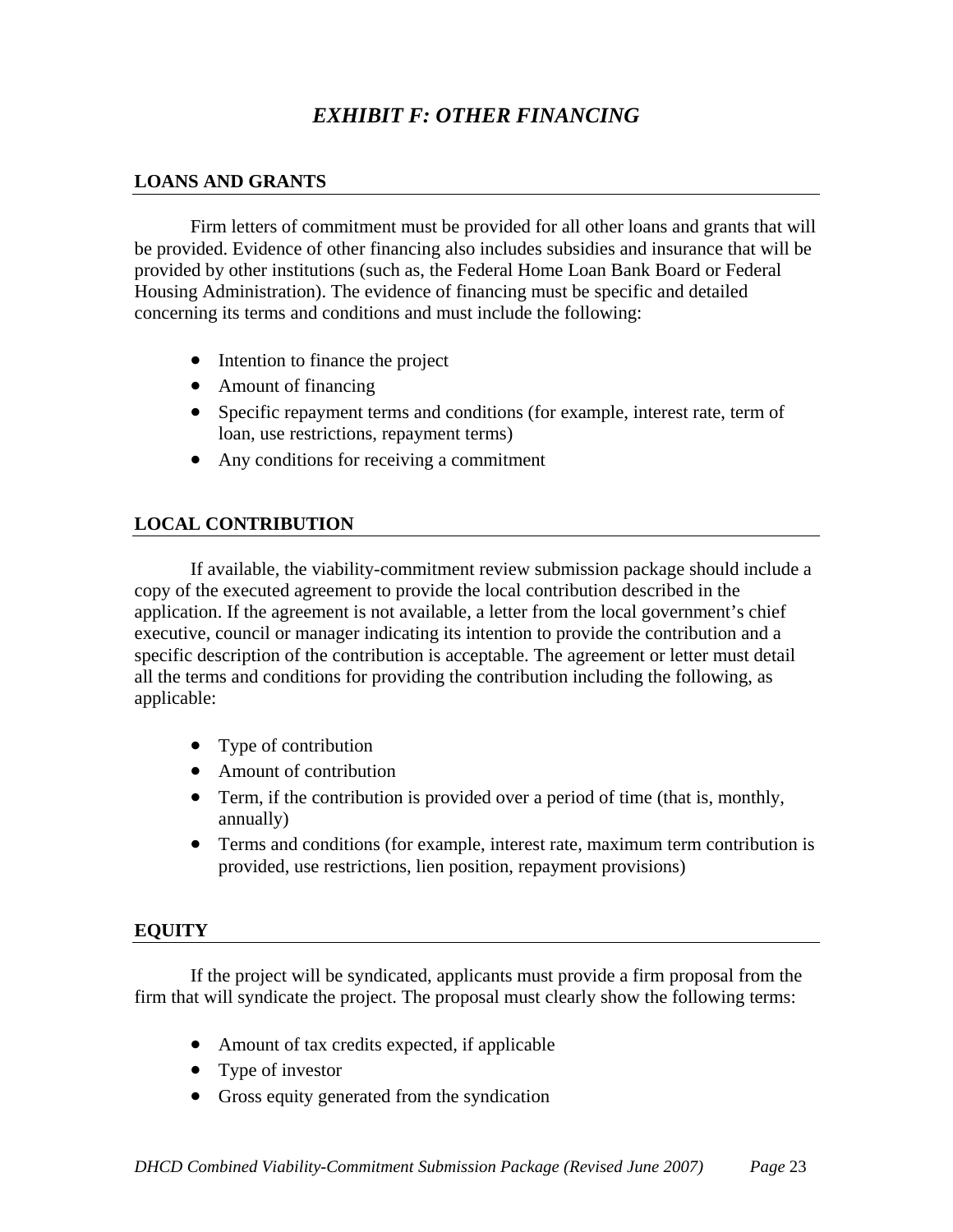# *EXHIBIT F: OTHER FINANCING*

## LOANS AND GRANTS

Firm letters of commitment must be provided for all other loans and grants that will be provided. Evidence of other financing also includes subsidies and insurance that will be provided by other institutions (such as, the Federal Home Loan Bank Board or Federal Housing Administration). The evidence of financing must be specific and detailed concerning its terms and conditions and must include the following:

- Intention to finance the project
- Amount of financing
- Specific repayment terms and conditions (for example, interest rate, term of loan, use restrictions, repayment terms)
- Any conditions for receiving a commitment

## LOCAL CONTRIBUTION

If available, the viability-commitment review submission package should include a copy of the executed agreement to provide the local contribution described in the application. If the agreement is not available, a letter from the local government's chief executive, council or manager indicating its intention to provide the contribution and a specific description of the contribution is acceptable. The agreement or letter must detail all the terms and conditions for providing the contribution including the following, as applicable:

- Type of contribution
- Amount of contribution
- Term, if the contribution is provided over a period of time (that is, monthly, annually)
- Terms and conditions (for example, interest rate, maximum term contribution is provided, use restrictions, lien position, repayment provisions)

## EQUITY

If the project will be syndicated, applicants must provide a firm proposal from the firm that will syndicate the project. The proposal must clearly show the following terms:

- Amount of tax credits expected, if applicable
- Type of investor
- Gross equity generated from the syndication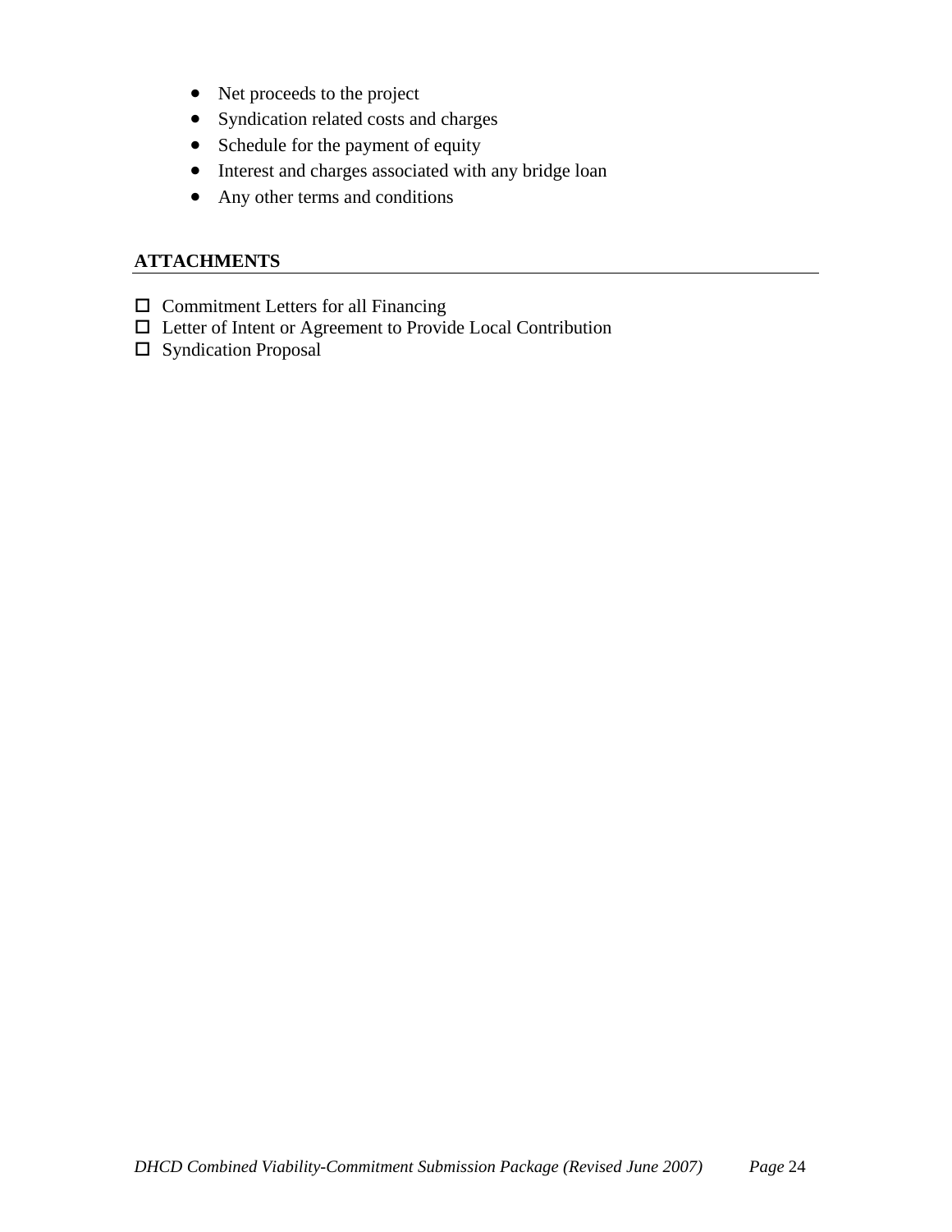- Net proceeds to the project
- Syndication related costs and charges
- Schedule for the payment of equity
- Interest and charges associated with any bridge loan
- Any other terms and conditions

**ATTACHMENTS**

- ☐ Commitment Letters for all Financing
- ☐ Letter of Intent or Agreement to Provide Local Contribution
- ☐ Syndication Proposal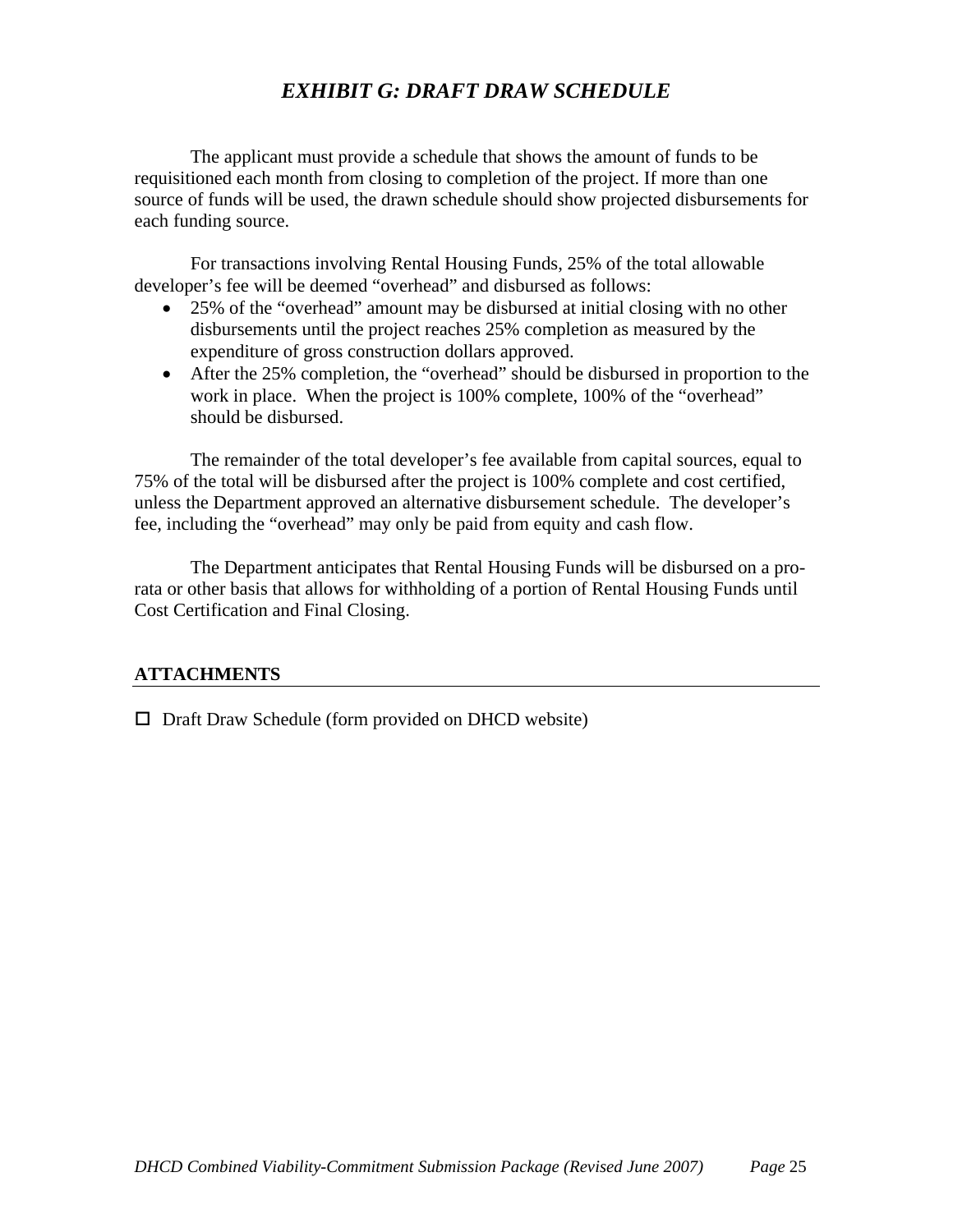# *EXHIBIT G: DRAFT DRAW SCHEDULE*

The applicant must provide a schedule that shows the amount of funds to be requisitioned each month from closing to completion of the project. If more than one source of funds will be used, the drawn schedule should show projected disbursements for each funding source.

For transactions involving Rental Housing Funds, 25% of the total allowable developer's fee will be deemed "overhead" and disbursed as follows:

- 25% of the "overhead" amount may be disbursed at initial closing with no other disbursements until the project reaches 25% completion as measured by the expenditure of gross construction dollars approved.
- After the 25% completion, the "overhead" should be disbursed in proportion to the work in place. When the project is 100% complete, 100% of the "overhead" should be disbursed.

The remainder of the total developer's fee available from capital sources, equal to 75% of the total will be disbursed after the project is 100% complete and cost certified, unless the Department approved an alternative disbursement schedule. The developer's fee, including the "overhead" may only be paid from equity and cash flow.

The Department anticipates that Rental Housing Funds will be disbursed on a pro-rata or other basis that allows for withholding of a portion of Rental Housing Funds until Cost Certification and Final Closing.

## ATTACHMENTS

☐ Draft Draw Schedule (form provided on DHCD website)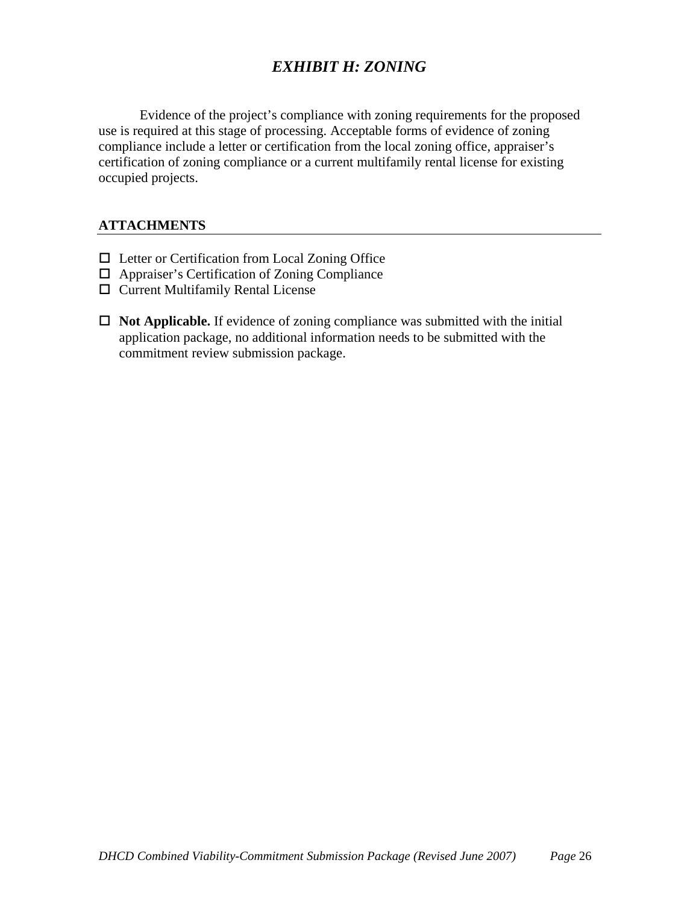# *EXHIBIT H: ZONING*

Evidence of the project's compliance with zoning requirements for the proposed use is required at this stage of processing. Acceptable forms of evidence of zoning compliance include a letter or certification from the local zoning office, appraiser's certification of zoning compliance or a current multifamily rental license for existing occupied projects.

## ATTACHMENTS

- ☐ Letter or Certification from Local Zoning Office
- ☐ Appraiser's Certification of Zoning Compliance
- ☐ Current Multifamily Rental License

- ☐ **Not Applicable.** If evidence of zoning compliance was submitted with the initial application package, no additional information needs to be submitted with the commitment review submission package.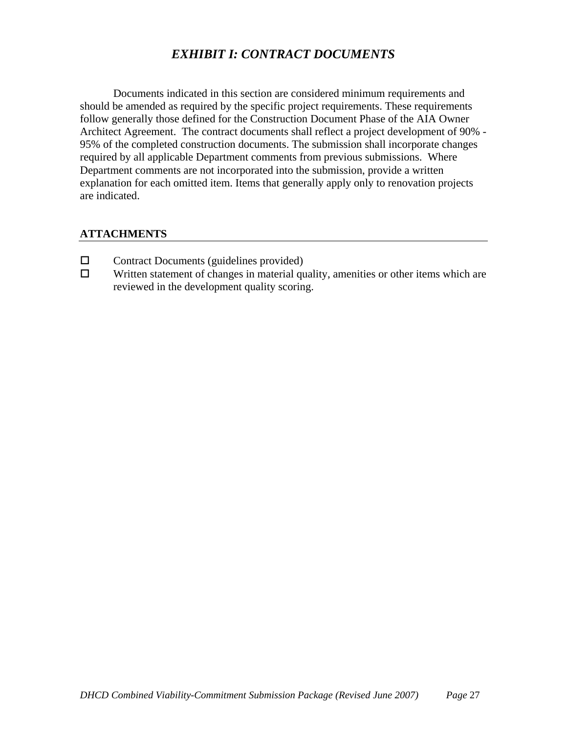# *EXHIBIT I: CONTRACT DOCUMENTS*

Documents indicated in this section are considered minimum requirements and should be amended as required by the specific project requirements. These requirements follow generally those defined for the Construction Document Phase of the AIA Owner Architect Agreement. The contract documents shall reflect a project development of 90% - 95% of the completed construction documents. The submission shall incorporate changes required by all applicable Department comments from previous submissions. Where Department comments are not incorporated into the submission, provide a written explanation for each omitted item. Items that generally apply only to renovation projects are indicated.

## ATTACHMENTS

- ☐ Contract Documents (guidelines provided)
- ☐ Written statement of changes in material quality, amenities or other items which are reviewed in the development quality scoring.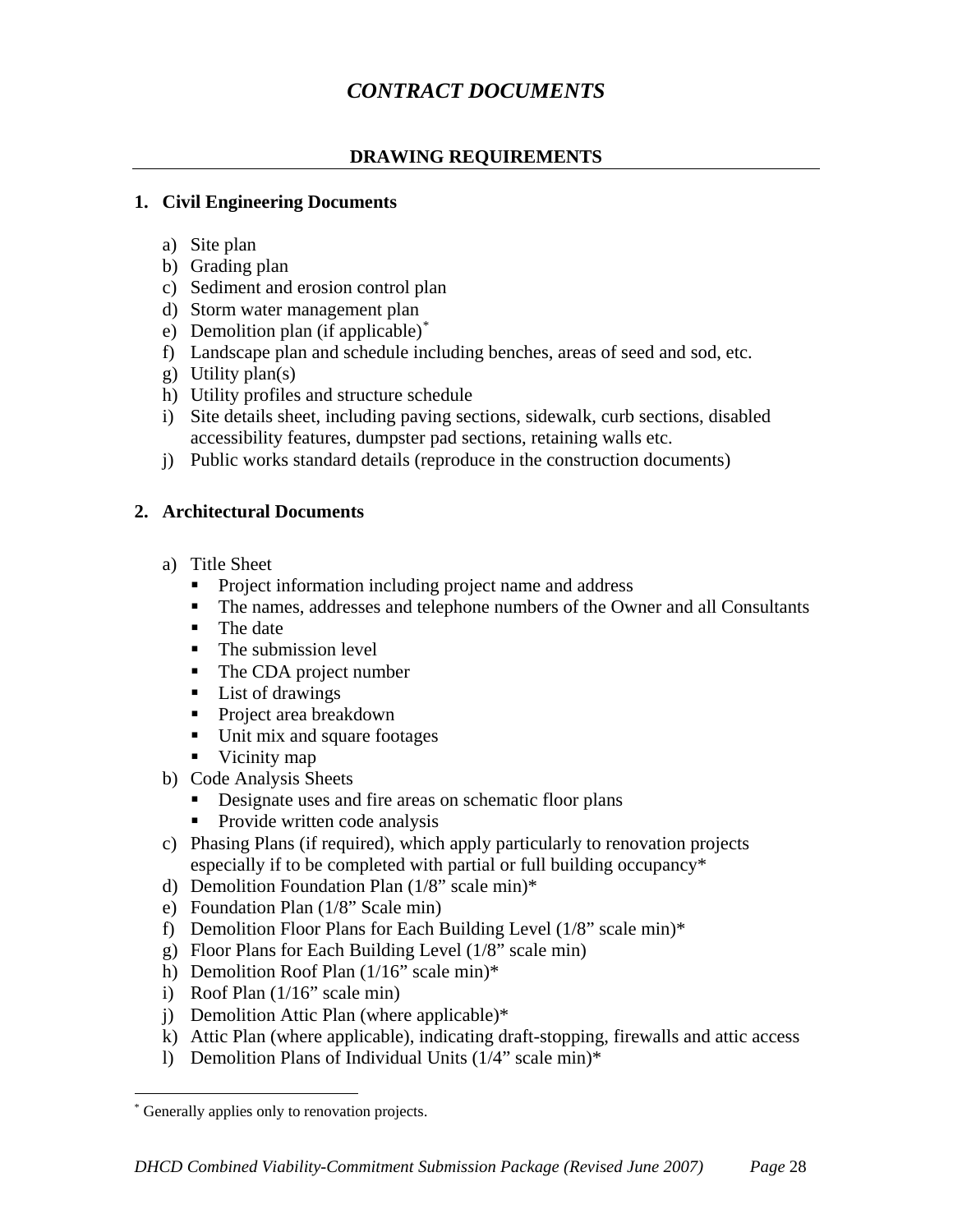# *CONTRACT DOCUMENTS*

## DRAWING REQUIREMENTS

### 1. Civil Engineering Documents

a) Site plan
b) Grading plan
c) Sediment and erosion control plan
d) Storm water management plan
e) Demolition plan (if applicable)[*]
f) Landscape plan and schedule including benches, areas of seed and sod, etc.
g) Utility plan(s)
h) Utility profiles and structure schedule
i) Site details sheet, including paving sections, sidewalk, curb sections, disabled accessibility features, dumpster pad sections, retaining walls etc.
j) Public works standard details (reproduce in the construction documents)

### 2. Architectural Documents

a) Title Sheet
   - Project information including project name and address
   - The names, addresses and telephone numbers of the Owner and all Consultants
   - The date
   - The submission level
   - The CDA project number
   - List of drawings
   - Project area breakdown
   - Unit mix and square footages
   - Vicinity map
b) Code Analysis Sheets
   - Designate uses and fire areas on schematic floor plans
   - Provide written code analysis
c) Phasing Plans (if required), which apply particularly to renovation projects especially if to be completed with partial or full building occupancy*
d) Demolition Foundation Plan (1/8" scale min)*
e) Foundation Plan (1/8" Scale min)
f) Demolition Floor Plans for Each Building Level (1/8" scale min)*
g) Floor Plans for Each Building Level (1/8" scale min)
h) Demolition Roof Plan (1/16" scale min)*
i) Roof Plan (1/16" scale min)
j) Demolition Attic Plan (where applicable)*
k) Attic Plan (where applicable), indicating draft-stopping, firewalls and attic access
l) Demolition Plans of Individual Units (1/4" scale min)*

---

[*] Generally applies only to renovation projects.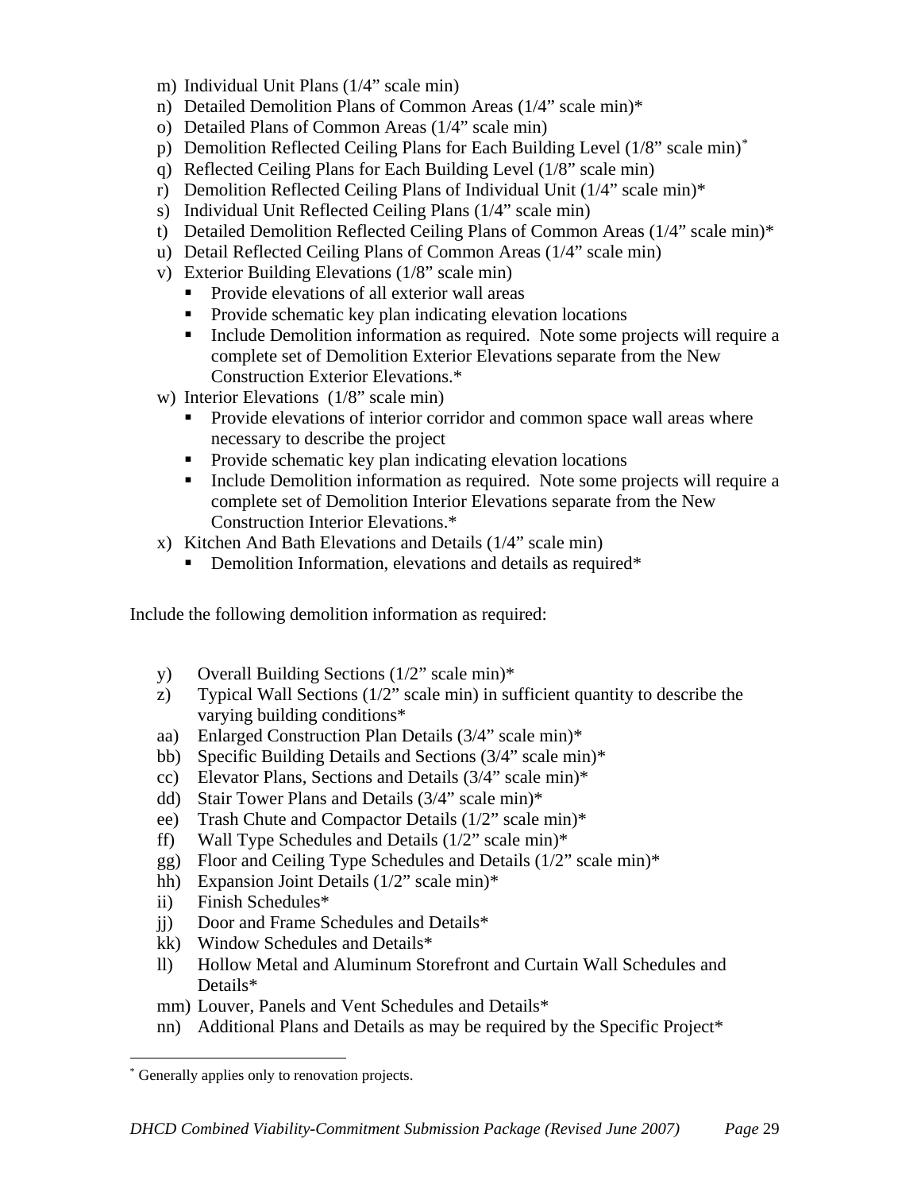m) Individual Unit Plans (1/4" scale min)
n) Detailed Demolition Plans of Common Areas (1/4" scale min)*
o) Detailed Plans of Common Areas (1/4" scale min)
p) Demolition Reflected Ceiling Plans for Each Building Level (1/8" scale min)*
q) Reflected Ceiling Plans for Each Building Level (1/8" scale min)
r) Demolition Reflected Ceiling Plans of Individual Unit (1/4" scale min)*
s) Individual Unit Reflected Ceiling Plans (1/4" scale min)
t) Detailed Demolition Reflected Ceiling Plans of Common Areas (1/4" scale min)*
u) Detail Reflected Ceiling Plans of Common Areas (1/4" scale min)
v) Exterior Building Elevations (1/8" scale min)
   - Provide elevations of all exterior wall areas
   - Provide schematic key plan indicating elevation locations
   - Include Demolition information as required. Note some projects will require a complete set of Demolition Exterior Elevations separate from the New Construction Exterior Elevations.*
w) Interior Elevations (1/8" scale min)
   - Provide elevations of interior corridor and common space wall areas where necessary to describe the project
   - Provide schematic key plan indicating elevation locations
   - Include Demolition information as required. Note some projects will require a complete set of Demolition Interior Elevations separate from the New Construction Interior Elevations.*
x) Kitchen And Bath Elevations and Details (1/4" scale min)
   - Demolition Information, elevations and details as required*

Include the following demolition information as required:

y) Overall Building Sections (1/2" scale min)*
z) Typical Wall Sections (1/2" scale min) in sufficient quantity to describe the varying building conditions*
aa) Enlarged Construction Plan Details (3/4" scale min)*
bb) Specific Building Details and Sections (3/4" scale min)*
cc) Elevator Plans, Sections and Details (3/4" scale min)*
dd) Stair Tower Plans and Details (3/4" scale min)*
ee) Trash Chute and Compactor Details (1/2" scale min)*
ff) Wall Type Schedules and Details (1/2" scale min)*
gg) Floor and Ceiling Type Schedules and Details (1/2" scale min)*
hh) Expansion Joint Details (1/2" scale min)*
ii) Finish Schedules*
jj) Door and Frame Schedules and Details*
kk) Window Schedules and Details*
ll) Hollow Metal and Aluminum Storefront and Curtain Wall Schedules and Details*
mm) Louver, Panels and Vent Schedules and Details*
nn) Additional Plans and Details as may be required by the Specific Project*

* Generally applies only to renovation projects.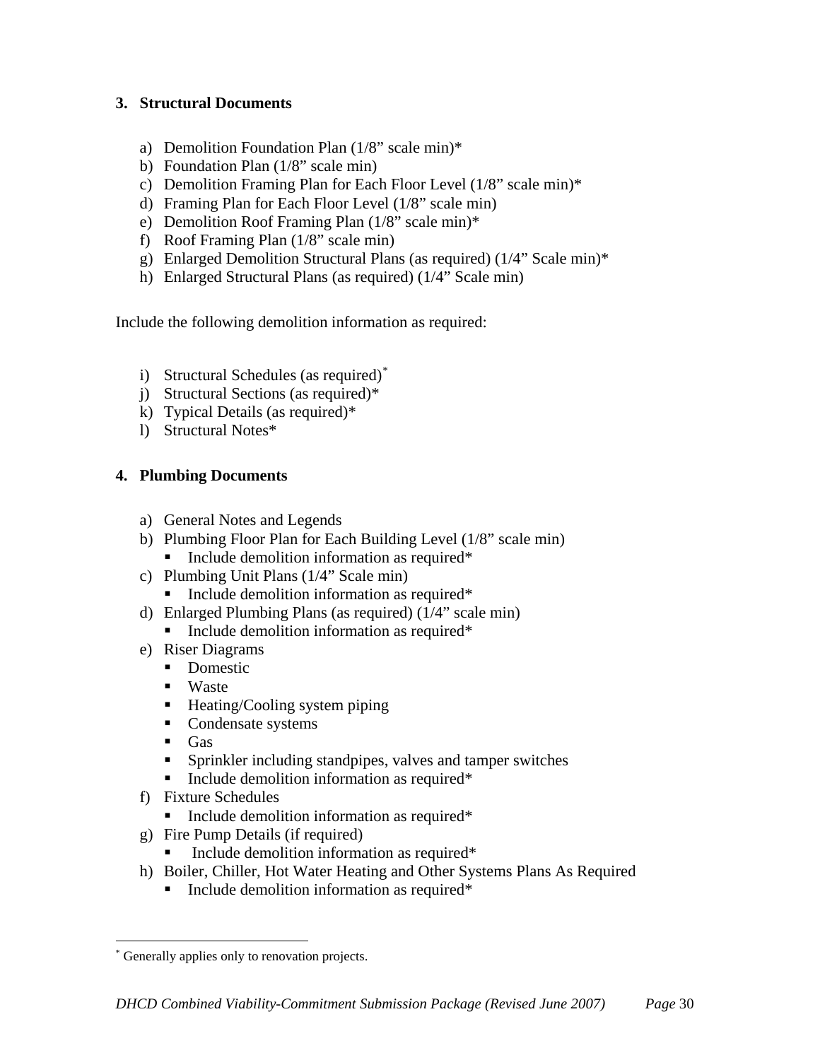### 3. Structural Documents

a) Demolition Foundation Plan (1/8" scale min)*
b) Foundation Plan (1/8" scale min)
c) Demolition Framing Plan for Each Floor Level (1/8" scale min)*
d) Framing Plan for Each Floor Level (1/8" scale min)
e) Demolition Roof Framing Plan (1/8" scale min)*
f) Roof Framing Plan (1/8" scale min)
g) Enlarged Demolition Structural Plans (as required) (1/4" Scale min)*
h) Enlarged Structural Plans (as required) (1/4" Scale min)

Include the following demolition information as required:

i) Structural Schedules (as required)*
j) Structural Sections (as required)*
k) Typical Details (as required)*
l) Structural Notes*

### 4. Plumbing Documents

a) General Notes and Legends
b) Plumbing Floor Plan for Each Building Level (1/8" scale min)
   - Include demolition information as required*
c) Plumbing Unit Plans (1/4" Scale min)
   - Include demolition information as required*
d) Enlarged Plumbing Plans (as required) (1/4" scale min)
   - Include demolition information as required*
e) Riser Diagrams
   - Domestic
   - Waste
   - Heating/Cooling system piping
   - Condensate systems
   - Gas
   - Sprinkler including standpipes, valves and tamper switches
   - Include demolition information as required*
f) Fixture Schedules
   - Include demolition information as required*
g) Fire Pump Details (if required)
   - Include demolition information as required*
h) Boiler, Chiller, Hot Water Heating and Other Systems Plans As Required
   - Include demolition information as required*

---

* Generally applies only to renovation projects.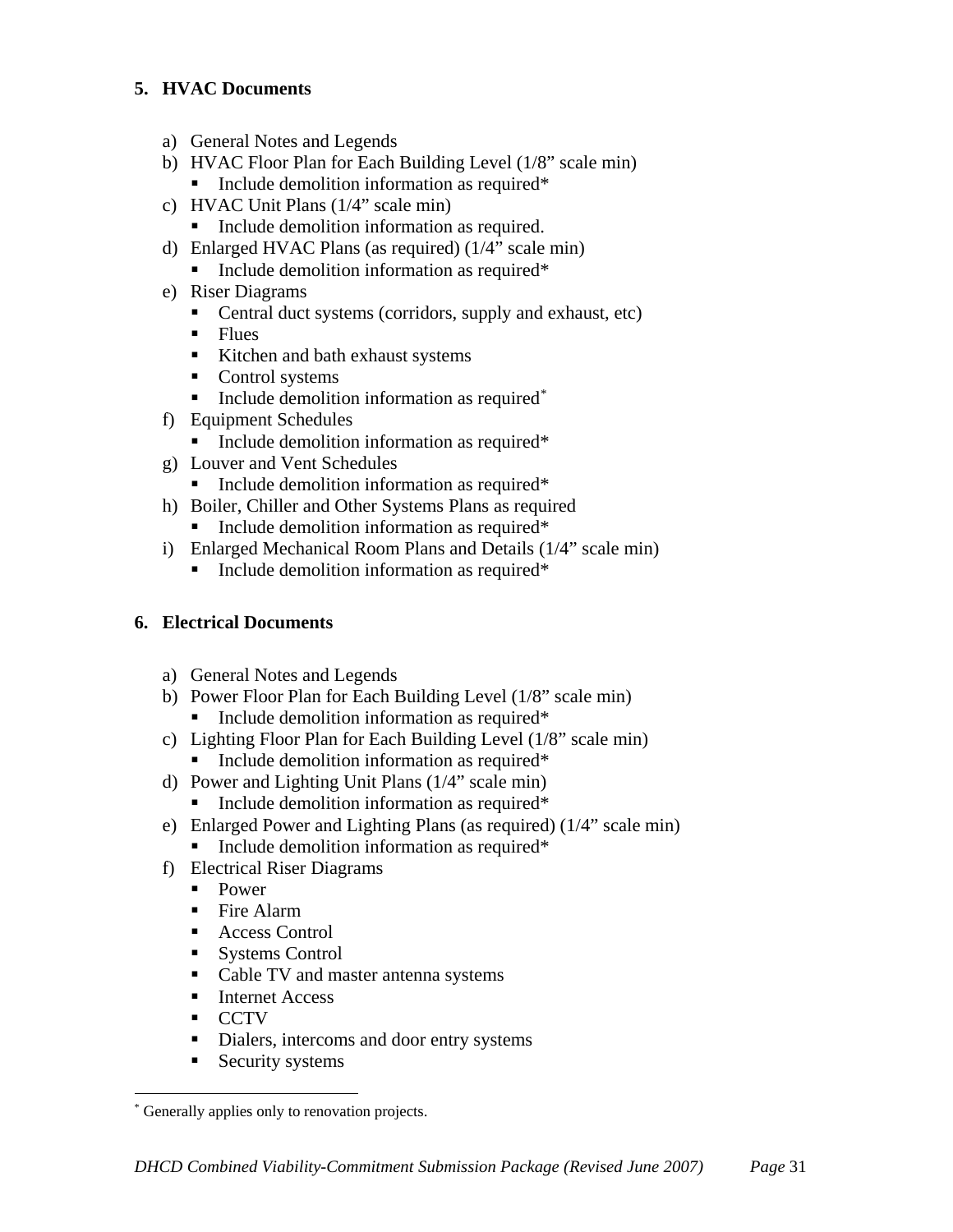### 5. HVAC Documents

a) General Notes and Legends
b) HVAC Floor Plan for Each Building Level (1/8" scale min)
   - Include demolition information as required*
c) HVAC Unit Plans (1/4" scale min)
   - Include demolition information as required.
d) Enlarged HVAC Plans (as required) (1/4" scale min)
   - Include demolition information as required*
e) Riser Diagrams
   - Central duct systems (corridors, supply and exhaust, etc)
   - Flues
   - Kitchen and bath exhaust systems
   - Control systems
   - Include demolition information as required*
f) Equipment Schedules
   - Include demolition information as required*
g) Louver and Vent Schedules
   - Include demolition information as required*
h) Boiler, Chiller and Other Systems Plans as required
   - Include demolition information as required*
i) Enlarged Mechanical Room Plans and Details (1/4" scale min)
   - Include demolition information as required*

### 6. Electrical Documents

a) General Notes and Legends
b) Power Floor Plan for Each Building Level (1/8" scale min)
   - Include demolition information as required*
c) Lighting Floor Plan for Each Building Level (1/8" scale min)
   - Include demolition information as required*
d) Power and Lighting Unit Plans (1/4" scale min)
   - Include demolition information as required*
e) Enlarged Power and Lighting Plans (as required) (1/4" scale min)
   - Include demolition information as required*
f) Electrical Riser Diagrams
   - Power
   - Fire Alarm
   - Access Control
   - Systems Control
   - Cable TV and master antenna systems
   - Internet Access
   - CCTV
   - Dialers, intercoms and door entry systems
   - Security systems

---

* Generally applies only to renovation projects.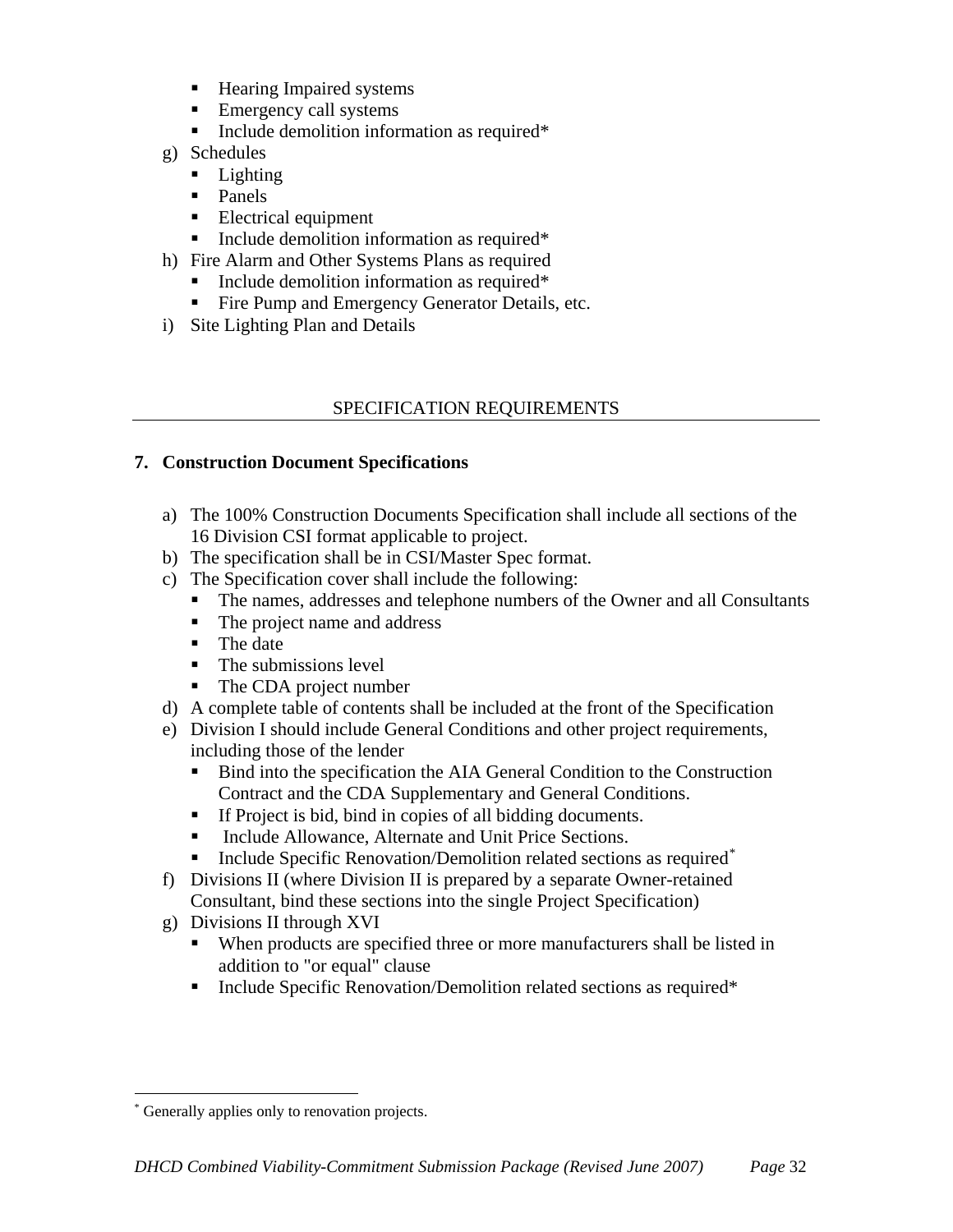- Hearing Impaired systems
- Emergency call systems
- Include demolition information as required*

g) Schedules
   - Lighting
   - Panels
   - Electrical equipment
   - Include demolition information as required*

h) Fire Alarm and Other Systems Plans as required
   - Include demolition information as required*
   - Fire Pump and Emergency Generator Details, etc.

i) Site Lighting Plan and Details

## SPECIFICATION REQUIREMENTS

**7. Construction Document Specifications**

a) The 100% Construction Documents Specification shall include all sections of the 16 Division CSI format applicable to project.

b) The specification shall be in CSI/Master Spec format.

c) The Specification cover shall include the following:
   - The names, addresses and telephone numbers of the Owner and all Consultants
   - The project name and address
   - The date
   - The submissions level
   - The CDA project number

d) A complete table of contents shall be included at the front of the Specification

e) Division I should include General Conditions and other project requirements, including those of the lender
   - Bind into the specification the AIA General Condition to the Construction Contract and the CDA Supplementary and General Conditions.
   - If Project is bid, bind in copies of all bidding documents.
   - Include Allowance, Alternate and Unit Price Sections.
   - Include Specific Renovation/Demolition related sections as required*

f) Divisions II (where Division II is prepared by a separate Owner-retained Consultant, bind these sections into the single Project Specification)

g) Divisions II through XVI
   - When products are specified three or more manufacturers shall be listed in addition to "or equal" clause
   - Include Specific Renovation/Demolition related sections as required*

* Generally applies only to renovation projects.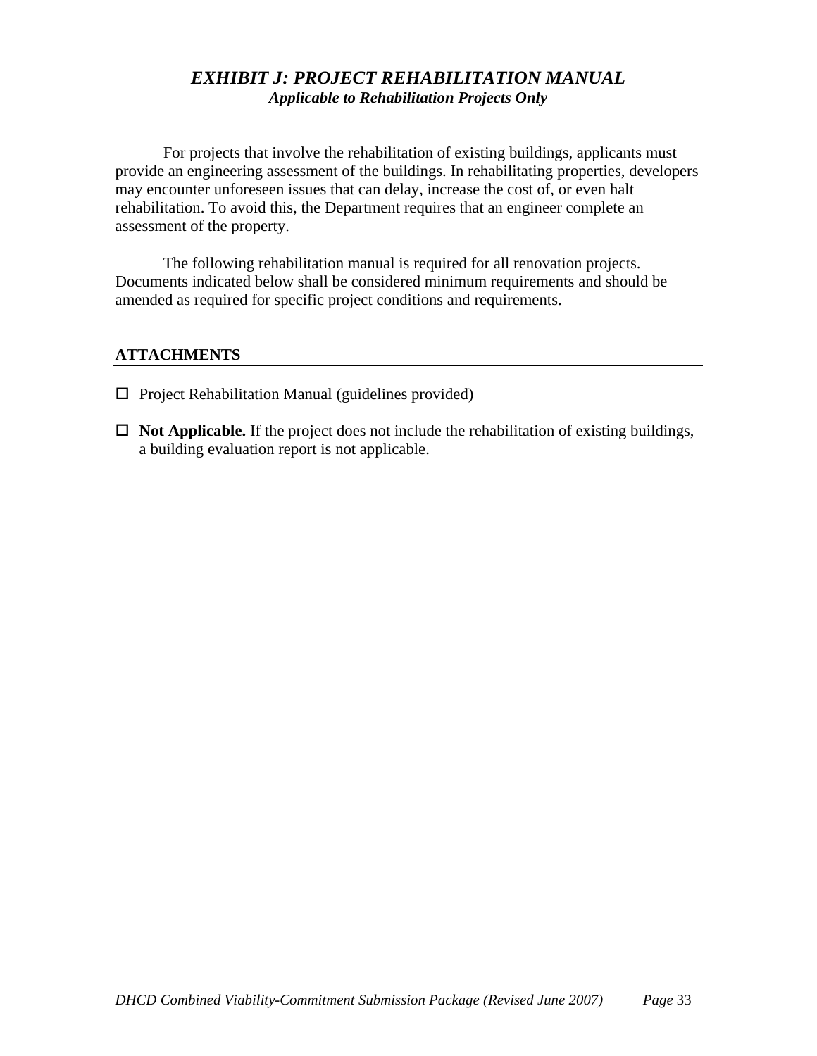## *EXHIBIT J: PROJECT REHABILITATION MANUAL*

***Applicable to Rehabilitation Projects Only***

For projects that involve the rehabilitation of existing buildings, applicants must provide an engineering assessment of the buildings. In rehabilitating properties, developers may encounter unforeseen issues that can delay, increase the cost of, or even halt rehabilitation. To avoid this, the Department requires that an engineer complete an assessment of the property.

The following rehabilitation manual is required for all renovation projects. Documents indicated below shall be considered minimum requirements and should be amended as required for specific project conditions and requirements.

### ATTACHMENTS

- ☐ Project Rehabilitation Manual (guidelines provided)
- ☐ **Not Applicable.** If the project does not include the rehabilitation of existing buildings, a building evaluation report is not applicable.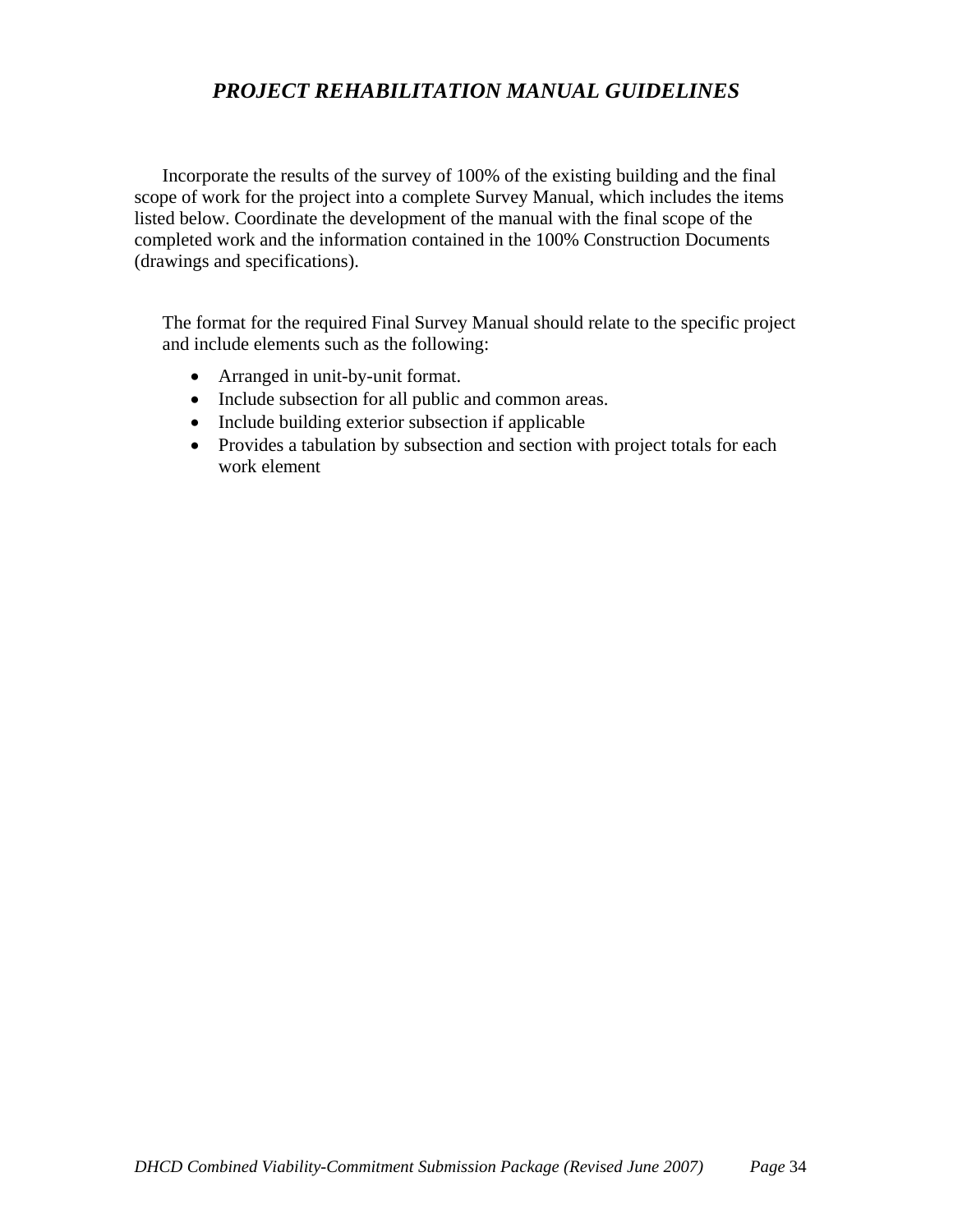# *PROJECT REHABILITATION MANUAL GUIDELINES*

Incorporate the results of the survey of 100% of the existing building and the final scope of work for the project into a complete Survey Manual, which includes the items listed below. Coordinate the development of the manual with the final scope of the completed work and the information contained in the 100% Construction Documents (drawings and specifications).

The format for the required Final Survey Manual should relate to the specific project and include elements such as the following:

- Arranged in unit-by-unit format.
- Include subsection for all public and common areas.
- Include building exterior subsection if applicable
- Provides a tabulation by subsection and section with project totals for each work element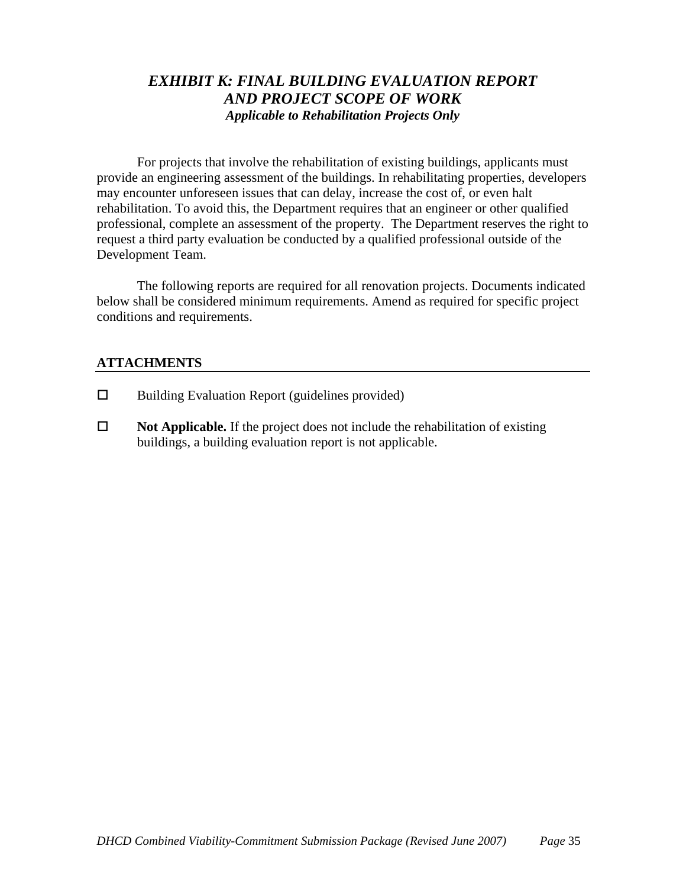# *EXHIBIT K: FINAL BUILDING EVALUATION REPORT AND PROJECT SCOPE OF WORK*

***Applicable to Rehabilitation Projects Only***

For projects that involve the rehabilitation of existing buildings, applicants must provide an engineering assessment of the buildings. In rehabilitating properties, developers may encounter unforeseen issues that can delay, increase the cost of, or even halt rehabilitation. To avoid this, the Department requires that an engineer or other qualified professional, complete an assessment of the property. The Department reserves the right to request a third party evaluation be conducted by a qualified professional outside of the Development Team.

The following reports are required for all renovation projects. Documents indicated below shall be considered minimum requirements. Amend as required for specific project conditions and requirements.

## ATTACHMENTS

- ☐ Building Evaluation Report (guidelines provided)
- ☐ **Not Applicable.** If the project does not include the rehabilitation of existing buildings, a building evaluation report is not applicable.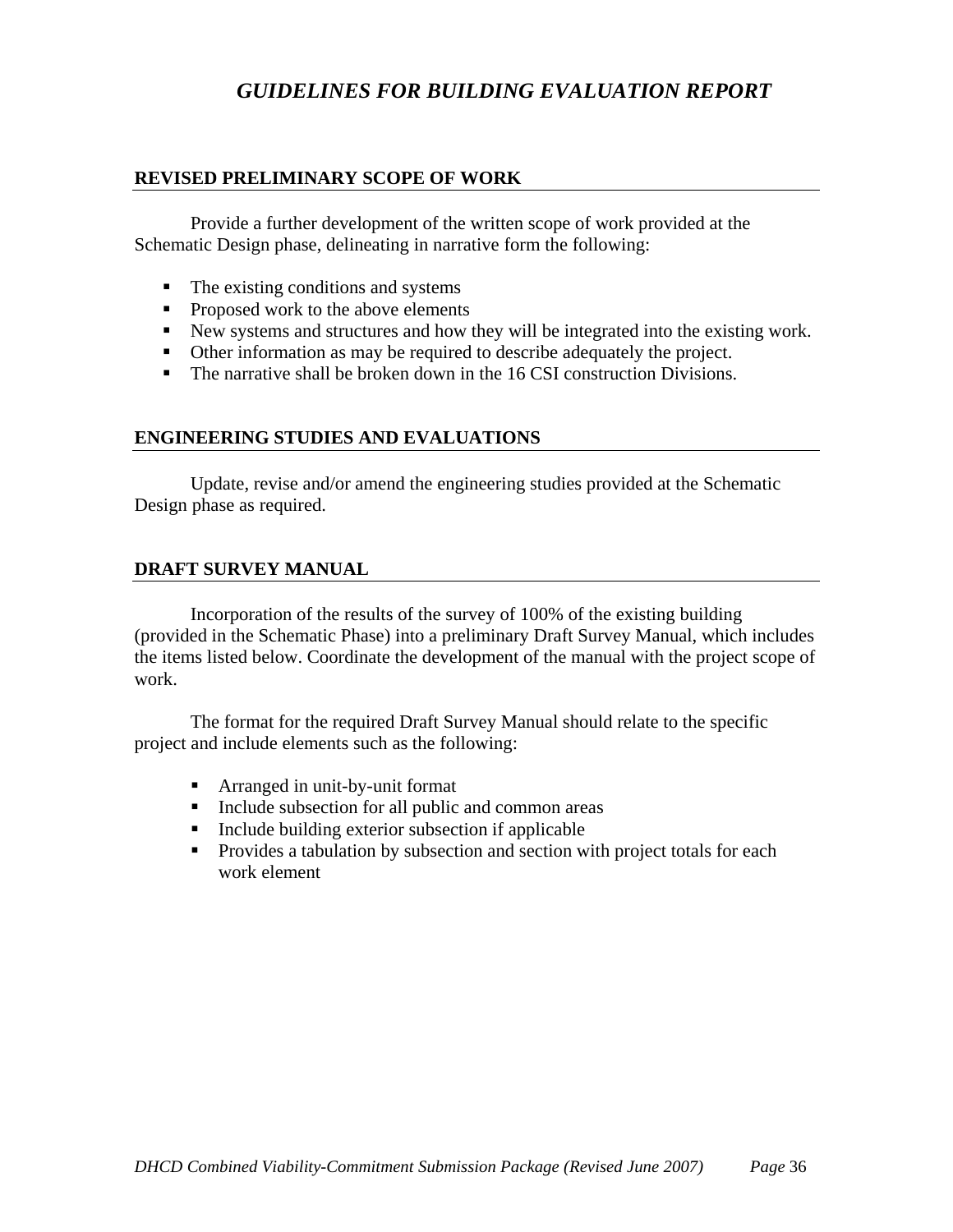# *GUIDELINES FOR BUILDING EVALUATION REPORT*

## REVISED PRELIMINARY SCOPE OF WORK

Provide a further development of the written scope of work provided at the Schematic Design phase, delineating in narrative form the following:

- The existing conditions and systems
- Proposed work to the above elements
- New systems and structures and how they will be integrated into the existing work.
- Other information as may be required to describe adequately the project.
- The narrative shall be broken down in the 16 CSI construction Divisions.

## ENGINEERING STUDIES AND EVALUATIONS

Update, revise and/or amend the engineering studies provided at the Schematic Design phase as required.

## DRAFT SURVEY MANUAL

Incorporation of the results of the survey of 100% of the existing building (provided in the Schematic Phase) into a preliminary Draft Survey Manual, which includes the items listed below. Coordinate the development of the manual with the project scope of work.

The format for the required Draft Survey Manual should relate to the specific project and include elements such as the following:

- Arranged in unit-by-unit format
- Include subsection for all public and common areas
- Include building exterior subsection if applicable
- Provides a tabulation by subsection and section with project totals for each work element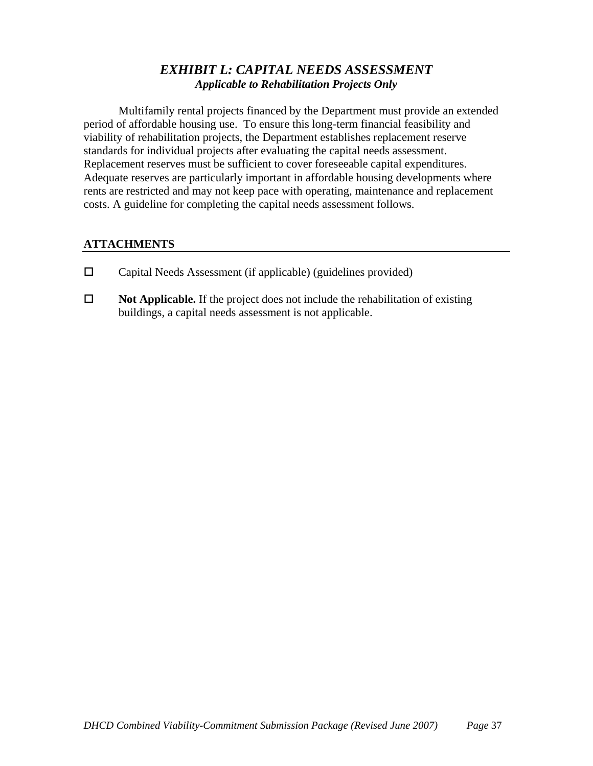# *EXHIBIT L: CAPITAL NEEDS ASSESSMENT*

***Applicable to Rehabilitation Projects Only***

Multifamily rental projects financed by the Department must provide an extended period of affordable housing use. To ensure this long-term financial feasibility and viability of rehabilitation projects, the Department establishes replacement reserve standards for individual projects after evaluating the capital needs assessment. Replacement reserves must be sufficient to cover foreseeable capital expenditures. Adequate reserves are particularly important in affordable housing developments where rents are restricted and may not keep pace with operating, maintenance and replacement costs. A guideline for completing the capital needs assessment follows.

## ATTACHMENTS

- ☐ Capital Needs Assessment (if applicable) (guidelines provided)
- ☐ **Not Applicable.** If the project does not include the rehabilitation of existing buildings, a capital needs assessment is not applicable.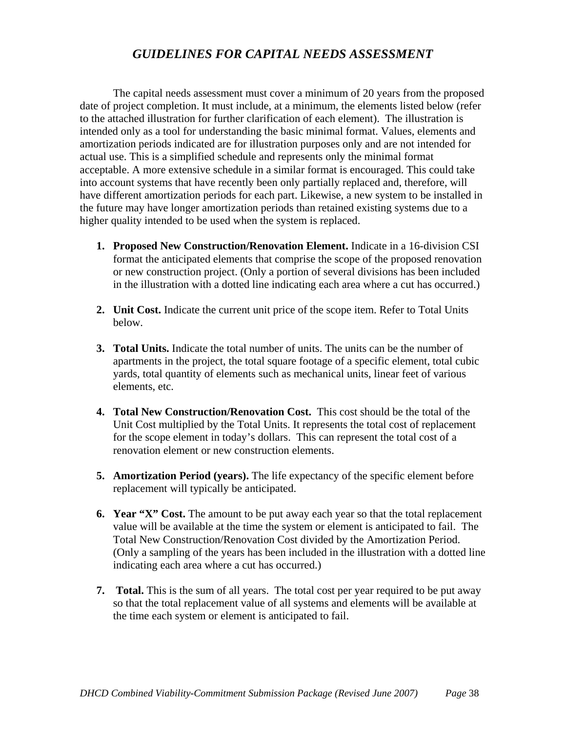# *GUIDELINES FOR CAPITAL NEEDS ASSESSMENT*

The capital needs assessment must cover a minimum of 20 years from the proposed date of project completion. It must include, at a minimum, the elements listed below (refer to the attached illustration for further clarification of each element). The illustration is intended only as a tool for understanding the basic minimal format. Values, elements and amortization periods indicated are for illustration purposes only and are not intended for actual use. This is a simplified schedule and represents only the minimal format acceptable. A more extensive schedule in a similar format is encouraged. This could take into account systems that have recently been only partially replaced and, therefore, will have different amortization periods for each part. Likewise, a new system to be installed in the future may have longer amortization periods than retained existing systems due to a higher quality intended to be used when the system is replaced.

1. **Proposed New Construction/Renovation Element.** Indicate in a 16-division CSI format the anticipated elements that comprise the scope of the proposed renovation or new construction project. (Only a portion of several divisions has been included in the illustration with a dotted line indicating each area where a cut has occurred.)

2. **Unit Cost.** Indicate the current unit price of the scope item. Refer to Total Units below.

3. **Total Units.** Indicate the total number of units. The units can be the number of apartments in the project, the total square footage of a specific element, total cubic yards, total quantity of elements such as mechanical units, linear feet of various elements, etc.

4. **Total New Construction/Renovation Cost.** This cost should be the total of the Unit Cost multiplied by the Total Units. It represents the total cost of replacement for the scope element in today's dollars. This can represent the total cost of a renovation element or new construction elements.

5. **Amortization Period (years).** The life expectancy of the specific element before replacement will typically be anticipated.

6. **Year "X" Cost.** The amount to be put away each year so that the total replacement value will be available at the time the system or element is anticipated to fail. The Total New Construction/Renovation Cost divided by the Amortization Period. (Only a sampling of the years has been included in the illustration with a dotted line indicating each area where a cut has occurred.)

7. **Total.** This is the sum of all years. The total cost per year required to be put away so that the total replacement value of all systems and elements will be available at the time each system or element is anticipated to fail.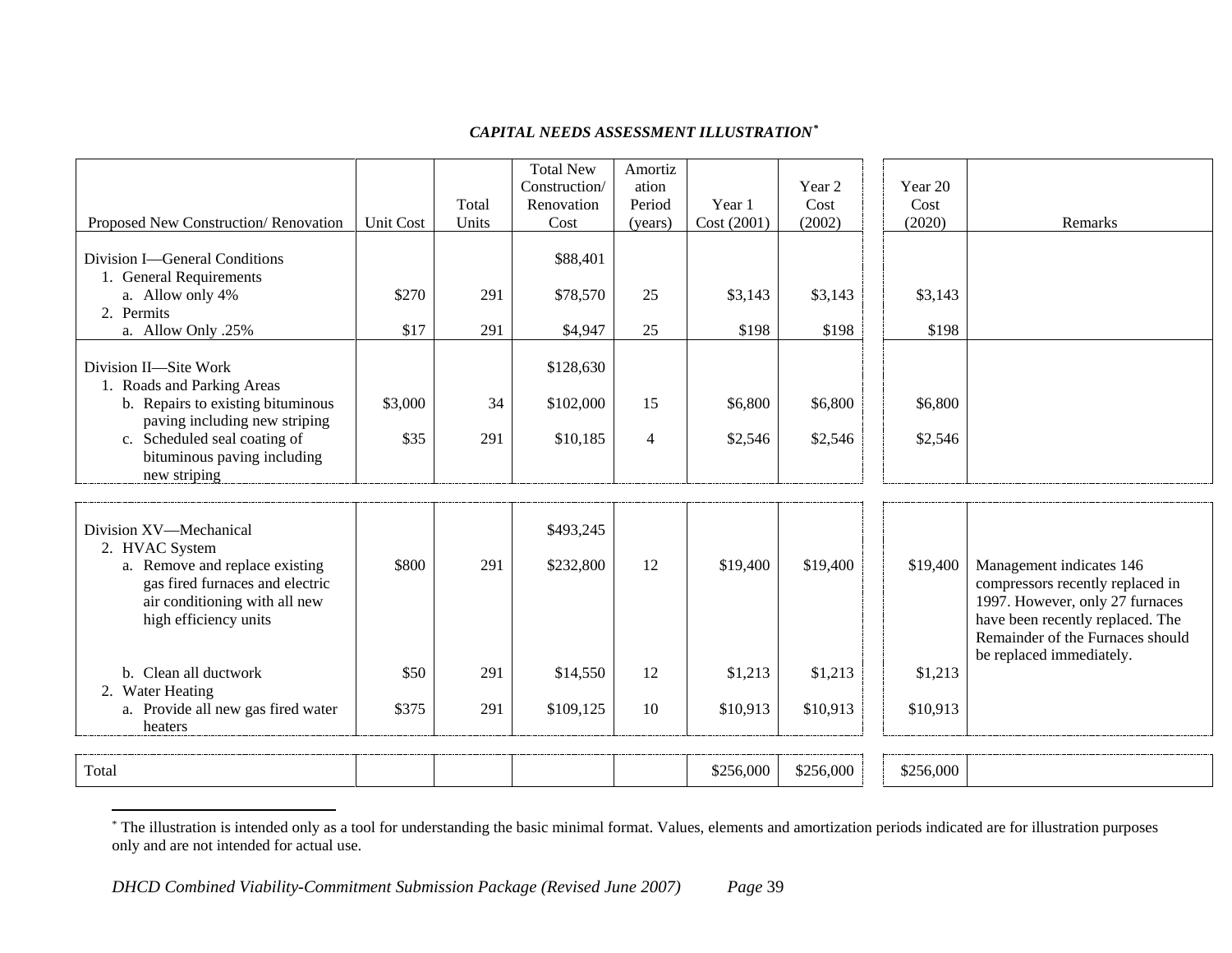### *CAPITAL NEEDS ASSESSMENT ILLUSTRATION*[*]

| Proposed New Construction/ Renovation | Unit Cost | Total Units | Total New Construction/ Renovation Cost | Amortization Period (years) | Year 1 Cost (2001) | Year 2 Cost (2002) | Year 20 Cost (2020) | Remarks |
|---|---|---|---|---|---|---|---|---|
| Division I—General Conditions | | | $88,401 | | | | | |
| 1. General Requirements | | | | | | | | |
| a. Allow only 4% | $270 | 291 | $78,570 | 25 | $3,143 | $3,143 | $3,143 | |
| 2. Permits | | | | | | | | |
| a. Allow Only .25% | $17 | 291 | $4,947 | 25 | $198 | $198 | $198 | |
| Division II—Site Work | | | $128,630 | | | | | |
| 1. Roads and Parking Areas | | | | | | | | |
| b. Repairs to existing bituminous paving including new striping | $3,000 | 34 | $102,000 | 15 | $6,800 | $6,800 | $6,800 | |
| c. Scheduled seal coating of bituminous paving including new striping | $35 | 291 | $10,185 | 4 | $2,546 | $2,546 | $2,546 | |
| Division XV—Mechanical | | | $493,245 | | | | | |
| 2. HVAC System | | | | | | | | |
| a. Remove and replace existing gas fired furnaces and electric air conditioning with all new high efficiency units | $800 | 291 | $232,800 | 12 | $19,400 | $19,400 | $19,400 | Management indicates 146 compressors recently replaced in 1997. However, only 27 furnaces have been recently replaced. The Remainder of the Furnaces should be replaced immediately. |
| b. Clean all ductwork | $50 | 291 | $14,550 | 12 | $1,213 | $1,213 | $1,213 | |
| 2. Water Heating | | | | | | | | |
| a. Provide all new gas fired water heaters | $375 | 291 | $109,125 | 10 | $10,913 | $10,913 | $10,913 | |
| Total | | | | | $256,000 | $256,000 | $256,000 | |

[*] The illustration is intended only as a tool for understanding the basic minimal format. Values, elements and amortization periods indicated are for illustration purposes only and are not intended for actual use.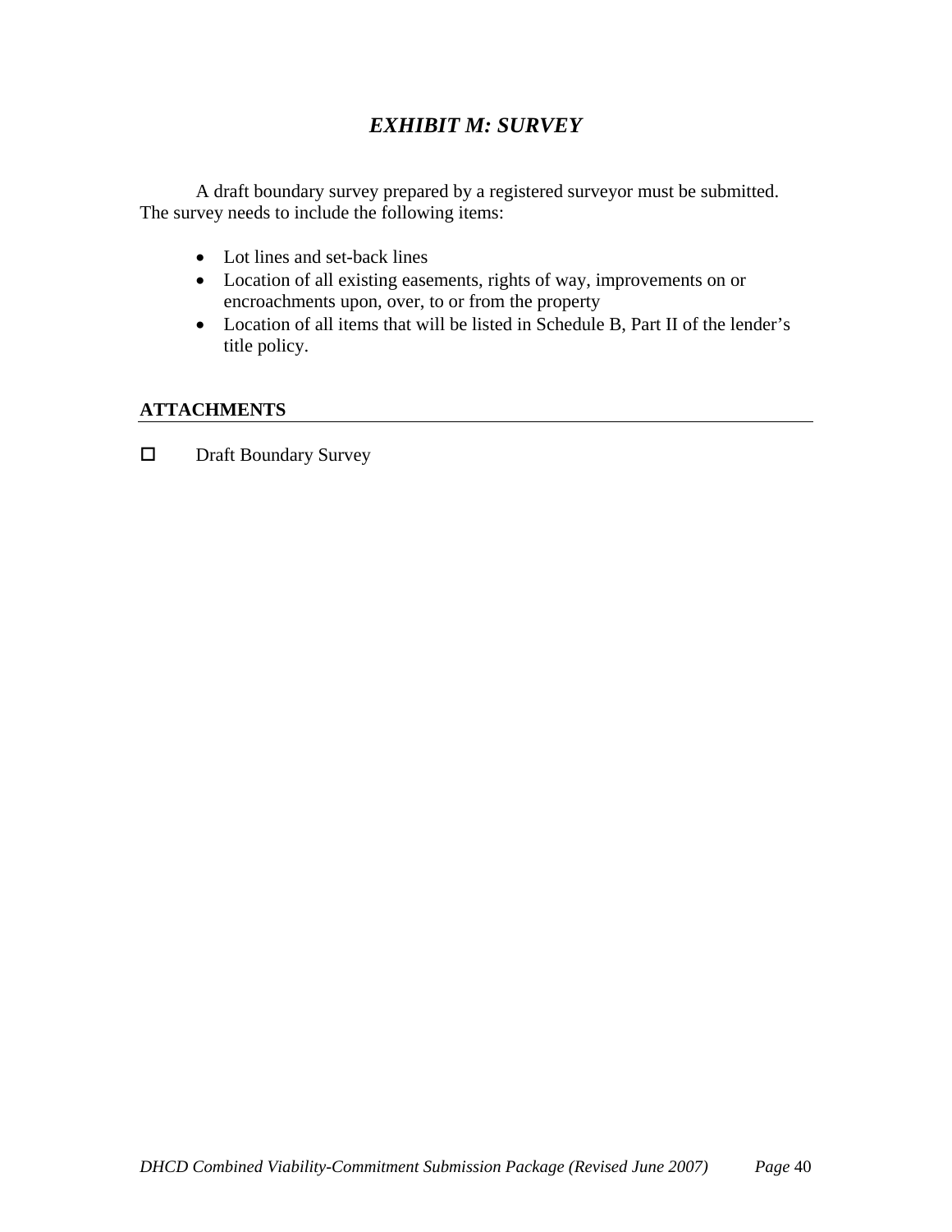# *EXHIBIT M: SURVEY*

A draft boundary survey prepared by a registered surveyor must be submitted. The survey needs to include the following items:

- Lot lines and set-back lines
- Location of all existing easements, rights of way, improvements on or encroachments upon, over, to or from the property
- Location of all items that will be listed in Schedule B, Part II of the lender's title policy.

**ATTACHMENTS**

☐ Draft Boundary Survey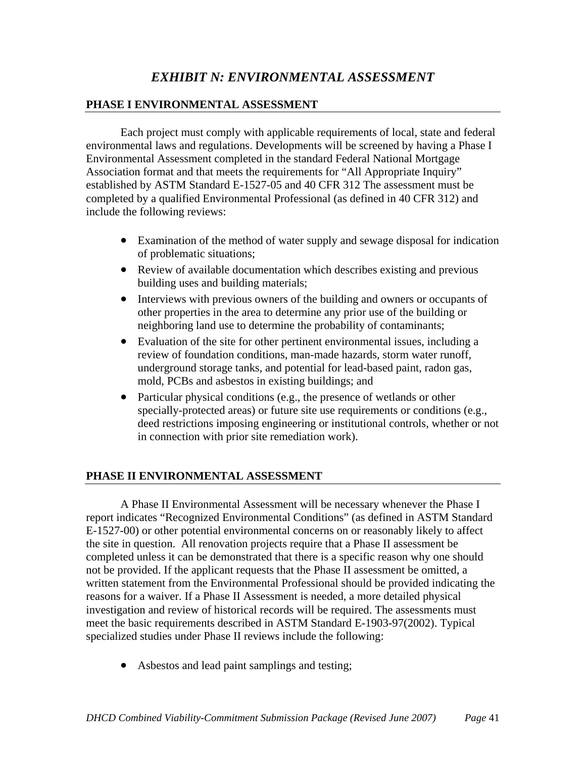# *EXHIBIT N: ENVIRONMENTAL ASSESSMENT*

## PHASE I ENVIRONMENTAL ASSESSMENT

Each project must comply with applicable requirements of local, state and federal environmental laws and regulations. Developments will be screened by having a Phase I Environmental Assessment completed in the standard Federal National Mortgage Association format and that meets the requirements for "All Appropriate Inquiry" established by ASTM Standard E-1527-05 and 40 CFR 312 The assessment must be completed by a qualified Environmental Professional (as defined in 40 CFR 312) and include the following reviews:

- Examination of the method of water supply and sewage disposal for indication of problematic situations;
- Review of available documentation which describes existing and previous building uses and building materials;
- Interviews with previous owners of the building and owners or occupants of other properties in the area to determine any prior use of the building or neighboring land use to determine the probability of contaminants;
- Evaluation of the site for other pertinent environmental issues, including a review of foundation conditions, man-made hazards, storm water runoff, underground storage tanks, and potential for lead-based paint, radon gas, mold, PCBs and asbestos in existing buildings; and
- Particular physical conditions (e.g., the presence of wetlands or other specially-protected areas) or future site use requirements or conditions (e.g., deed restrictions imposing engineering or institutional controls, whether or not in connection with prior site remediation work).

## PHASE II ENVIRONMENTAL ASSESSMENT

A Phase II Environmental Assessment will be necessary whenever the Phase I report indicates "Recognized Environmental Conditions" (as defined in ASTM Standard E-1527-00) or other potential environmental concerns on or reasonably likely to affect the site in question. All renovation projects require that a Phase II assessment be completed unless it can be demonstrated that there is a specific reason why one should not be provided. If the applicant requests that the Phase II assessment be omitted, a written statement from the Environmental Professional should be provided indicating the reasons for a waiver. If a Phase II Assessment is needed, a more detailed physical investigation and review of historical records will be required. The assessments must meet the basic requirements described in ASTM Standard E-1903-97(2002). Typical specialized studies under Phase II reviews include the following:

- Asbestos and lead paint samplings and testing;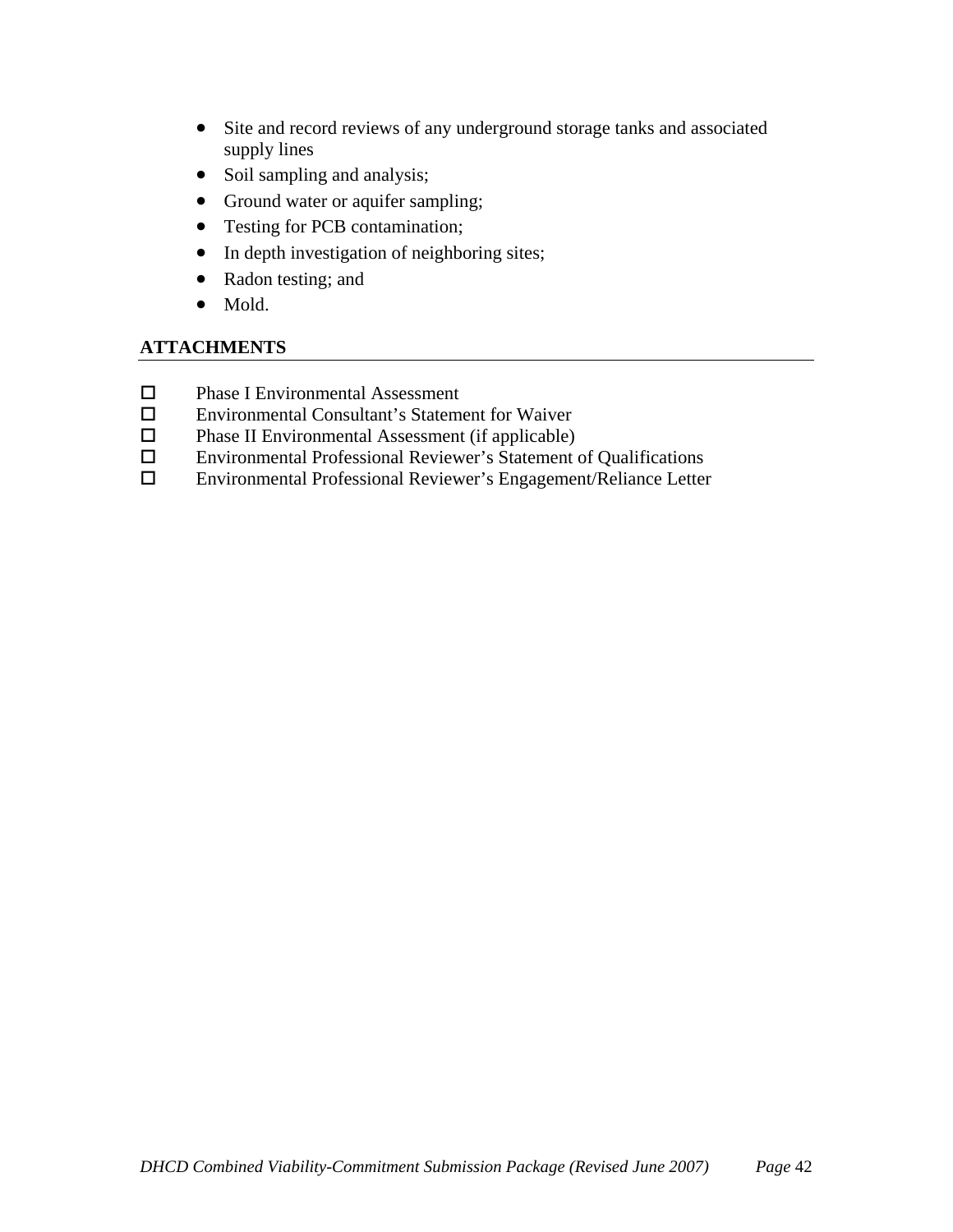- Site and record reviews of any underground storage tanks and associated supply lines
- Soil sampling and analysis;
- Ground water or aquifer sampling;
- Testing for PCB contamination;
- In depth investigation of neighboring sites;
- Radon testing; and
- Mold.

## ATTACHMENTS

- ☐ Phase I Environmental Assessment
- ☐ Environmental Consultant's Statement for Waiver
- ☐ Phase II Environmental Assessment (if applicable)
- ☐ Environmental Professional Reviewer's Statement of Qualifications
- ☐ Environmental Professional Reviewer's Engagement/Reliance Letter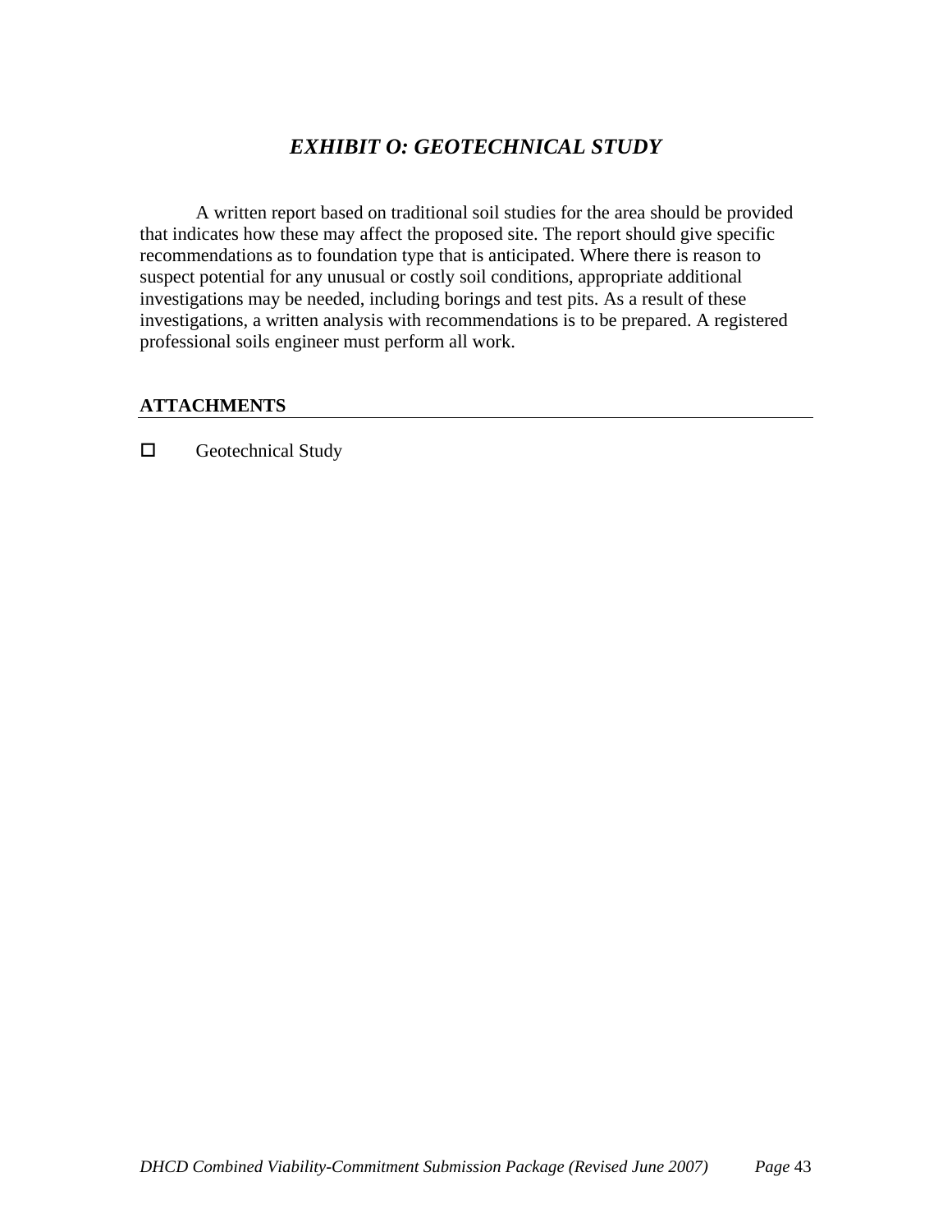# *EXHIBIT O: GEOTECHNICAL STUDY*

A written report based on traditional soil studies for the area should be provided that indicates how these may affect the proposed site. The report should give specific recommendations as to foundation type that is anticipated. Where there is reason to suspect potential for any unusual or costly soil conditions, appropriate additional investigations may be needed, including borings and test pits. As a result of these investigations, a written analysis with recommendations is to be prepared. A registered professional soils engineer must perform all work.

**ATTACHMENTS**

- ☐ Geotechnical Study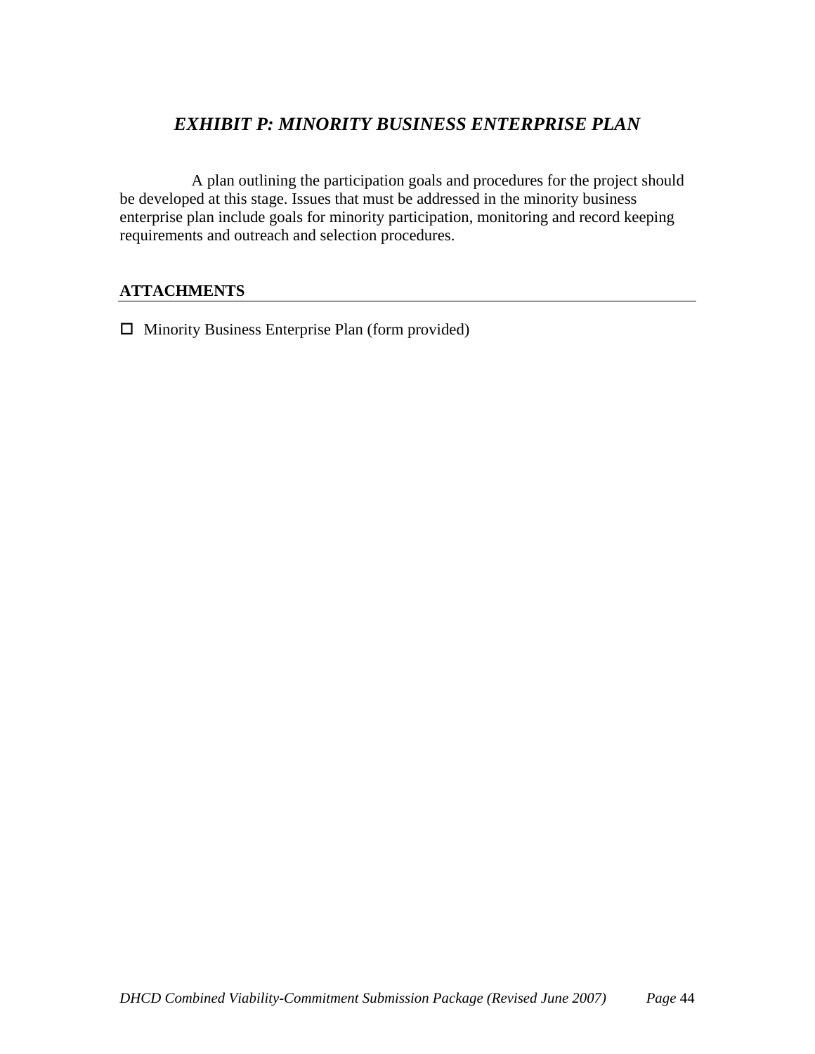# *EXHIBIT P: MINORITY BUSINESS ENTERPRISE PLAN*

A plan outlining the participation goals and procedures for the project should be developed at this stage. Issues that must be addressed in the minority business enterprise plan include goals for minority participation, monitoring and record keeping requirements and outreach and selection procedures.

## ATTACHMENTS

- ☐ Minority Business Enterprise Plan (form provided)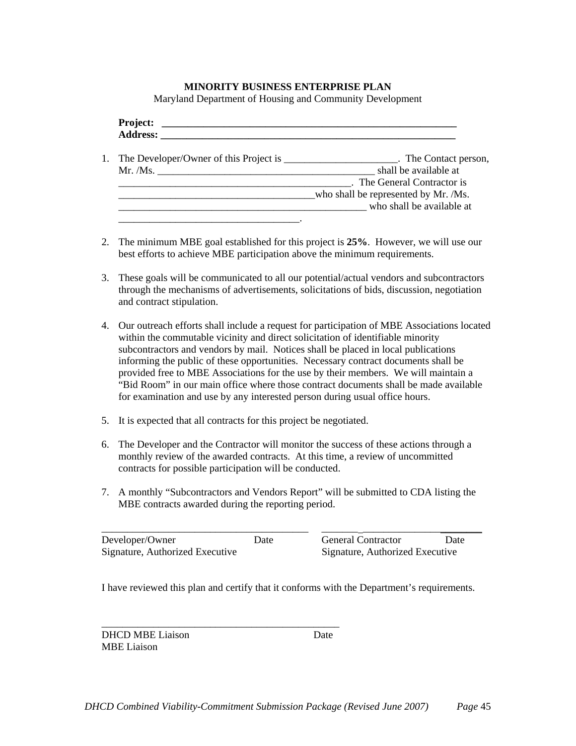**MINORITY BUSINESS ENTERPRISE PLAN**

Maryland Department of Housing and Community Development

**Project:** ____________________________________________________________

**Address:** ____________________________________________________________

1. The Developer/Owner of this Project is ______________________. The Contact person, Mr. /Ms. ___________________________________________ shall be available at ______________________________________________. The General Contractor is _______________________________________who shall be represented by Mr. /Ms. _________________________________________________ who shall be available at ____________________________________.

2. The minimum MBE goal established for this project is **25%**. However, we will use our best efforts to achieve MBE participation above the minimum requirements.

3. These goals will be communicated to all our potential/actual vendors and subcontractors through the mechanisms of advertisements, solicitations of bids, discussion, negotiation and contract stipulation.

4. Our outreach efforts shall include a request for participation of MBE Associations located within the commutable vicinity and direct solicitation of identifiable minority subcontractors and vendors by mail. Notices shall be placed in local publications informing the public of these opportunities. Necessary contract documents shall be provided free to MBE Associations for the use by their members. We will maintain a "Bid Room" in our main office where those contract documents shall be made available for examination and use by any interested person during usual office hours.

5. It is expected that all contracts for this project be negotiated.

6. The Developer and the Contractor will monitor the success of these actions through a monthly review of the awarded contracts. At this time, a review of uncommitted contracts for possible participation will be conducted.

7. A monthly "Subcontractors and Vendors Report" will be submitted to CDA listing the MBE contracts awarded during the reporting period.

________________________________________ ________________________________

Developer/Owner Date — General Contractor Date

Signature, Authorized Executive — Signature, Authorized Executive

I have reviewed this plan and certify that it conforms with the Department's requirements.

_________________________________________________

DHCD MBE Liaison Date

MBE Liaison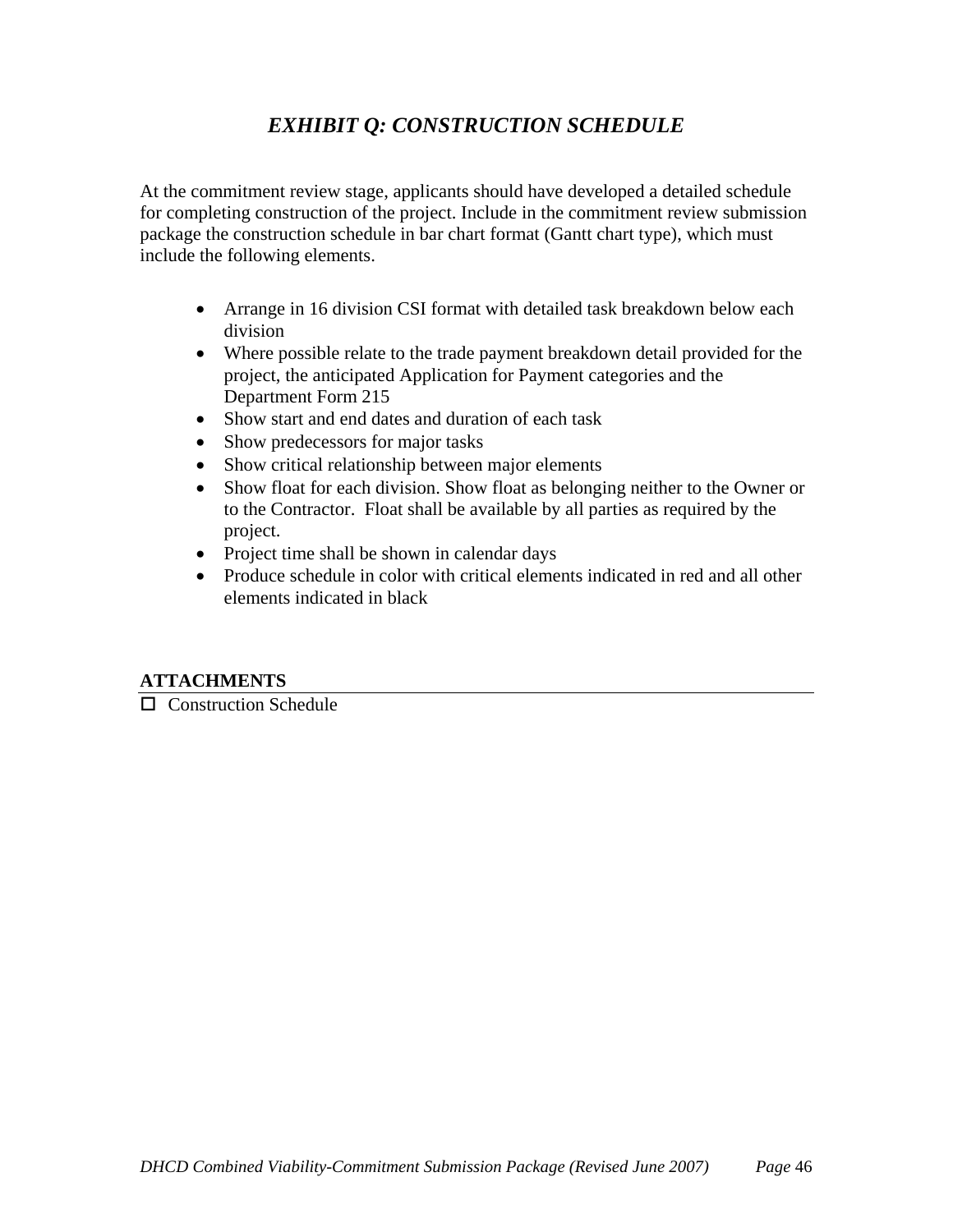# *EXHIBIT Q: CONSTRUCTION SCHEDULE*

At the commitment review stage, applicants should have developed a detailed schedule for completing construction of the project. Include in the commitment review submission package the construction schedule in bar chart format (Gantt chart type), which must include the following elements.

- Arrange in 16 division CSI format with detailed task breakdown below each division
- Where possible relate to the trade payment breakdown detail provided for the project, the anticipated Application for Payment categories and the Department Form 215
- Show start and end dates and duration of each task
- Show predecessors for major tasks
- Show critical relationship between major elements
- Show float for each division. Show float as belonging neither to the Owner or to the Contractor. Float shall be available by all parties as required by the project.
- Project time shall be shown in calendar days
- Produce schedule in color with critical elements indicated in red and all other elements indicated in black

**ATTACHMENTS**

☐ Construction Schedule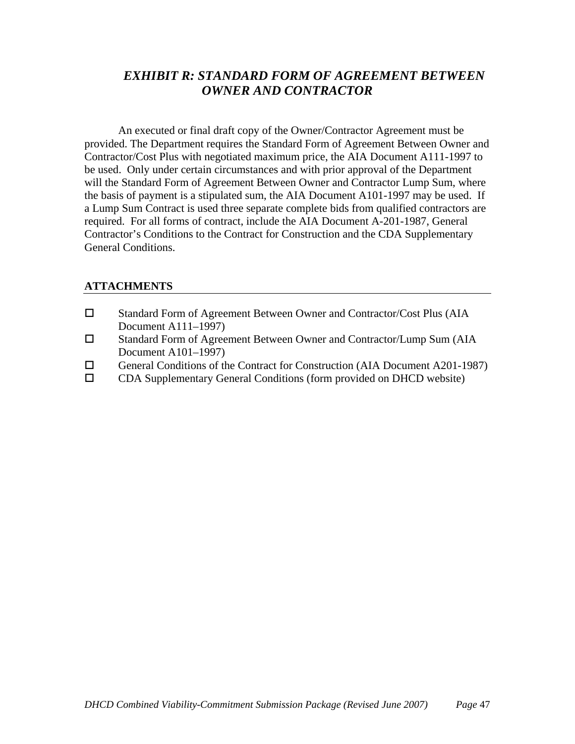# *EXHIBIT R: STANDARD FORM OF AGREEMENT BETWEEN OWNER AND CONTRACTOR*

An executed or final draft copy of the Owner/Contractor Agreement must be provided. The Department requires the Standard Form of Agreement Between Owner and Contractor/Cost Plus with negotiated maximum price, the AIA Document A111-1997 to be used. Only under certain circumstances and with prior approval of the Department will the Standard Form of Agreement Between Owner and Contractor Lump Sum, where the basis of payment is a stipulated sum, the AIA Document A101-1997 may be used. If a Lump Sum Contract is used three separate complete bids from qualified contractors are required. For all forms of contract, include the AIA Document A-201-1987, General Contractor's Conditions to the Contract for Construction and the CDA Supplementary General Conditions.

## ATTACHMENTS

- ☐ Standard Form of Agreement Between Owner and Contractor/Cost Plus (AIA Document A111–1997)
- ☐ Standard Form of Agreement Between Owner and Contractor/Lump Sum (AIA Document A101–1997)
- ☐ General Conditions of the Contract for Construction (AIA Document A201-1987)
- ☐ CDA Supplementary General Conditions (form provided on DHCD website)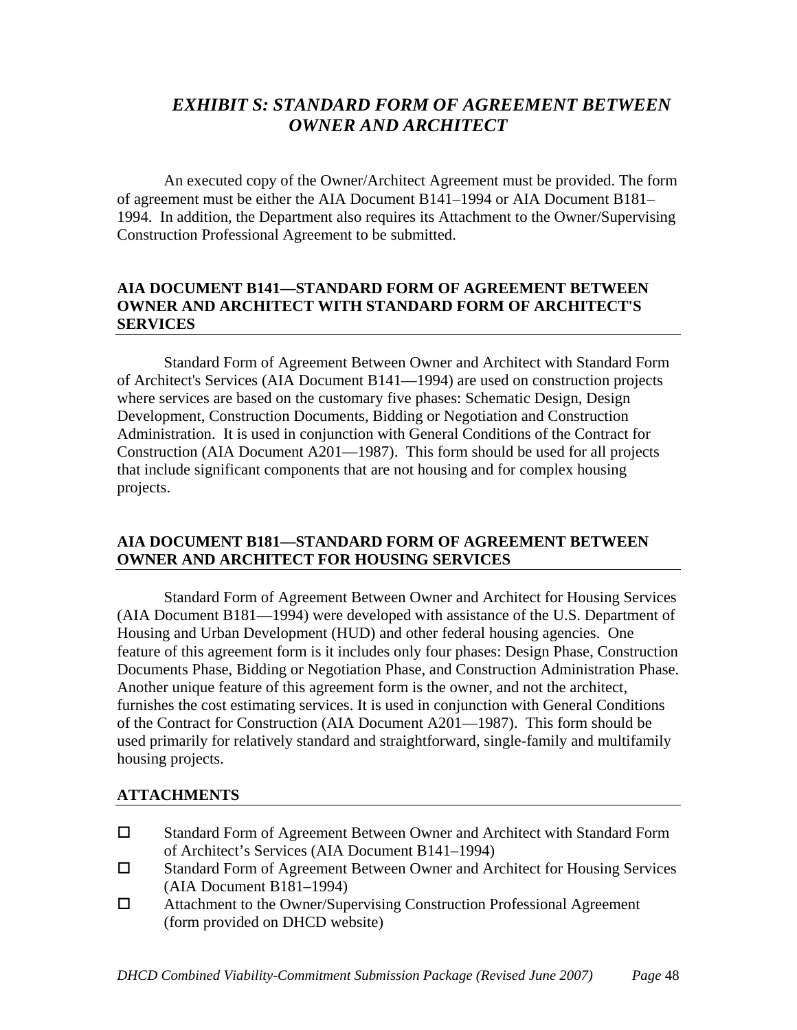# *EXHIBIT S: STANDARD FORM OF AGREEMENT BETWEEN OWNER AND ARCHITECT*

An executed copy of the Owner/Architect Agreement must be provided. The form of agreement must be either the AIA Document B141–1994 or AIA Document B181–1994. In addition, the Department also requires its Attachment to the Owner/Supervising Construction Professional Agreement to be submitted.

## AIA DOCUMENT B141—STANDARD FORM OF AGREEMENT BETWEEN OWNER AND ARCHITECT WITH STANDARD FORM OF ARCHITECT'S SERVICES

Standard Form of Agreement Between Owner and Architect with Standard Form of Architect's Services (AIA Document B141—1994) are used on construction projects where services are based on the customary five phases: Schematic Design, Design Development, Construction Documents, Bidding or Negotiation and Construction Administration. It is used in conjunction with General Conditions of the Contract for Construction (AIA Document A201—1987). This form should be used for all projects that include significant components that are not housing and for complex housing projects.

## AIA DOCUMENT B181—STANDARD FORM OF AGREEMENT BETWEEN OWNER AND ARCHITECT FOR HOUSING SERVICES

Standard Form of Agreement Between Owner and Architect for Housing Services (AIA Document B181—1994) were developed with assistance of the U.S. Department of Housing and Urban Development (HUD) and other federal housing agencies. One feature of this agreement form is it includes only four phases: Design Phase, Construction Documents Phase, Bidding or Negotiation Phase, and Construction Administration Phase. Another unique feature of this agreement form is the owner, and not the architect, furnishes the cost estimating services. It is used in conjunction with General Conditions of the Contract for Construction (AIA Document A201—1987). This form should be used primarily for relatively standard and straightforward, single-family and multifamily housing projects.

## ATTACHMENTS

- ☐ Standard Form of Agreement Between Owner and Architect with Standard Form of Architect's Services (AIA Document B141–1994)
- ☐ Standard Form of Agreement Between Owner and Architect for Housing Services (AIA Document B181–1994)
- ☐ Attachment to the Owner/Supervising Construction Professional Agreement (form provided on DHCD website)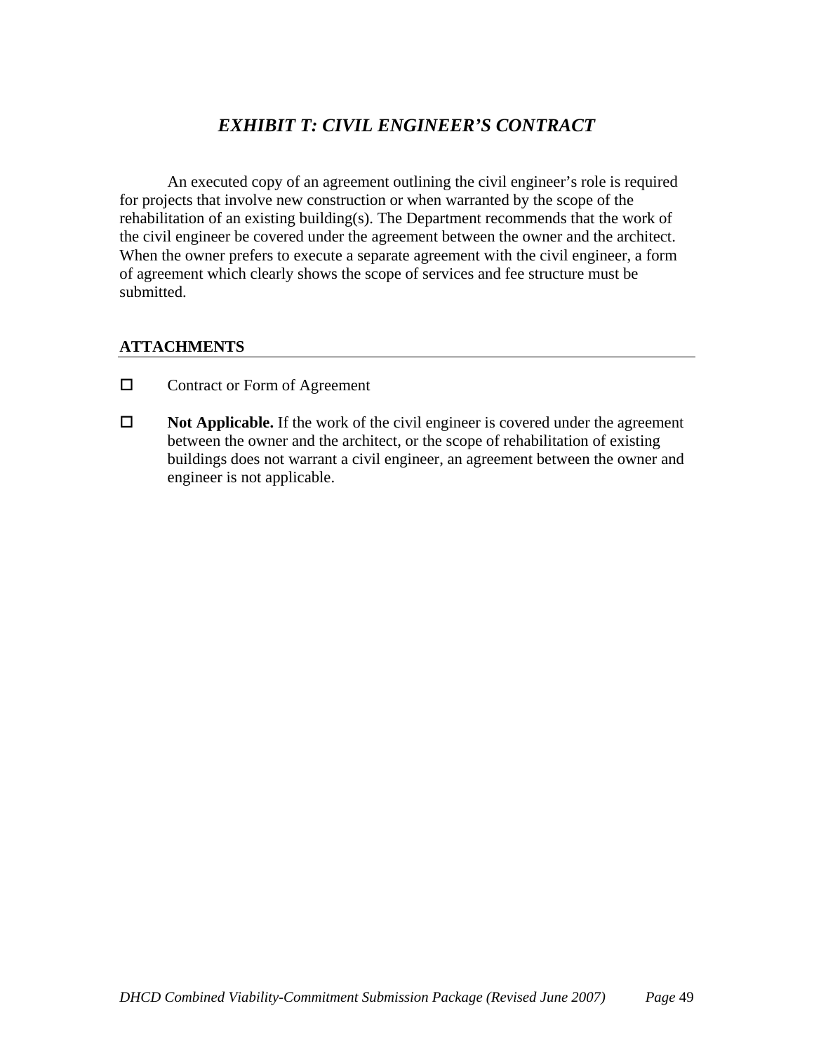# *EXHIBIT T: CIVIL ENGINEER'S CONTRACT*

An executed copy of an agreement outlining the civil engineer's role is required for projects that involve new construction or when warranted by the scope of the rehabilitation of an existing building(s). The Department recommends that the work of the civil engineer be covered under the agreement between the owner and the architect. When the owner prefers to execute a separate agreement with the civil engineer, a form of agreement which clearly shows the scope of services and fee structure must be submitted.

## ATTACHMENTS

- ☐ Contract or Form of Agreement

- ☐ **Not Applicable.** If the work of the civil engineer is covered under the agreement between the owner and the architect, or the scope of rehabilitation of existing buildings does not warrant a civil engineer, an agreement between the owner and engineer is not applicable.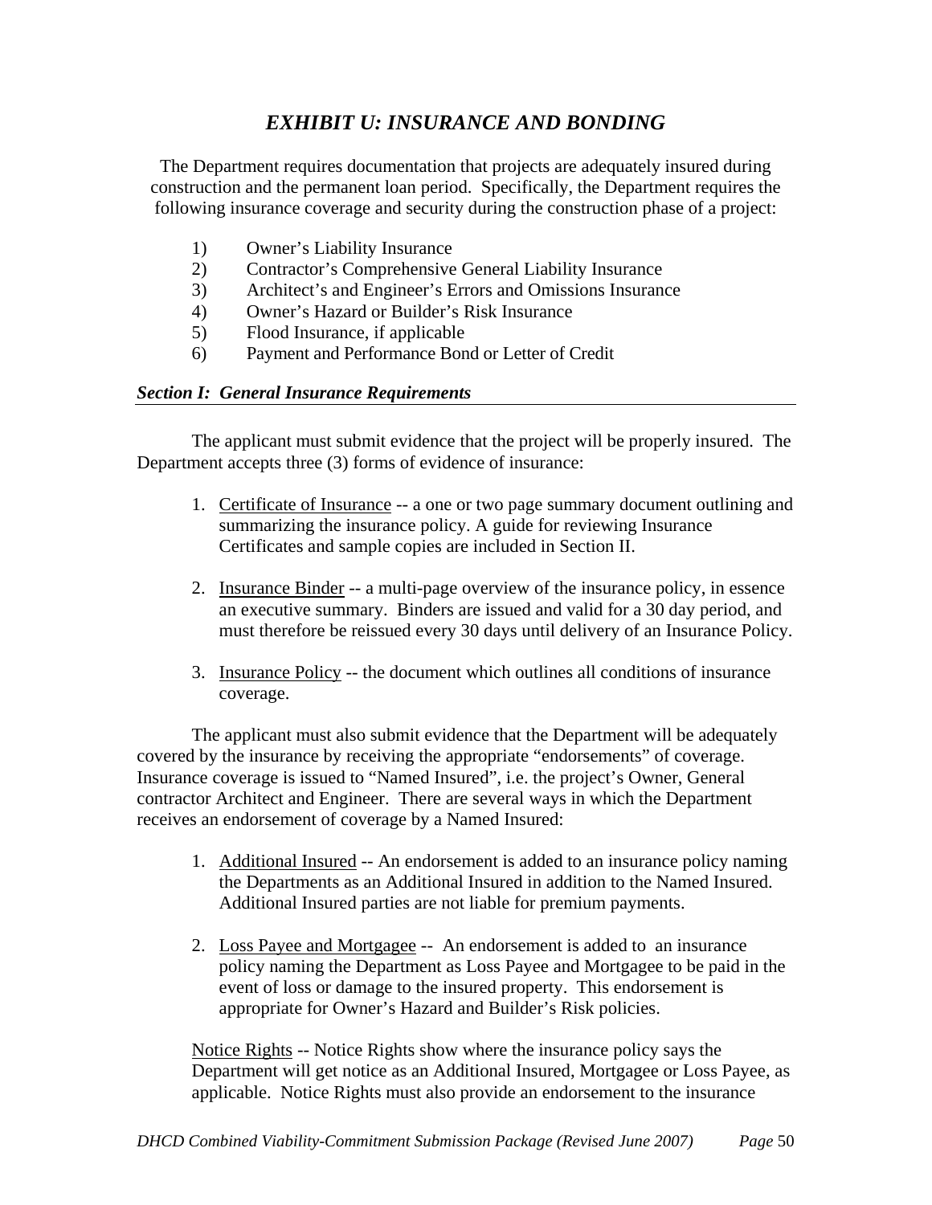# *EXHIBIT U: INSURANCE AND BONDING*

The Department requires documentation that projects are adequately insured during construction and the permanent loan period. Specifically, the Department requires the following insurance coverage and security during the construction phase of a project:

1) Owner's Liability Insurance
2) Contractor's Comprehensive General Liability Insurance
3) Architect's and Engineer's Errors and Omissions Insurance
4) Owner's Hazard or Builder's Risk Insurance
5) Flood Insurance, if applicable
6) Payment and Performance Bond or Letter of Credit

## *Section I: General Insurance Requirements*

The applicant must submit evidence that the project will be properly insured. The Department accepts three (3) forms of evidence of insurance:

1. Certificate of Insurance -- a one or two page summary document outlining and summarizing the insurance policy. A guide for reviewing Insurance Certificates and sample copies are included in Section II.

2. Insurance Binder -- a multi-page overview of the insurance policy, in essence an executive summary. Binders are issued and valid for a 30 day period, and must therefore be reissued every 30 days until delivery of an Insurance Policy.

3. Insurance Policy -- the document which outlines all conditions of insurance coverage.

The applicant must also submit evidence that the Department will be adequately covered by the insurance by receiving the appropriate "endorsements" of coverage. Insurance coverage is issued to "Named Insured", i.e. the project's Owner, General contractor Architect and Engineer. There are several ways in which the Department receives an endorsement of coverage by a Named Insured:

1. Additional Insured -- An endorsement is added to an insurance policy naming the Departments as an Additional Insured in addition to the Named Insured. Additional Insured parties are not liable for premium payments.

2. Loss Payee and Mortgagee -- An endorsement is added to an insurance policy naming the Department as Loss Payee and Mortgagee to be paid in the event of loss or damage to the insured property. This endorsement is appropriate for Owner's Hazard and Builder's Risk policies.

Notice Rights -- Notice Rights show where the insurance policy says the Department will get notice as an Additional Insured, Mortgagee or Loss Payee, as applicable. Notice Rights must also provide an endorsement to the insurance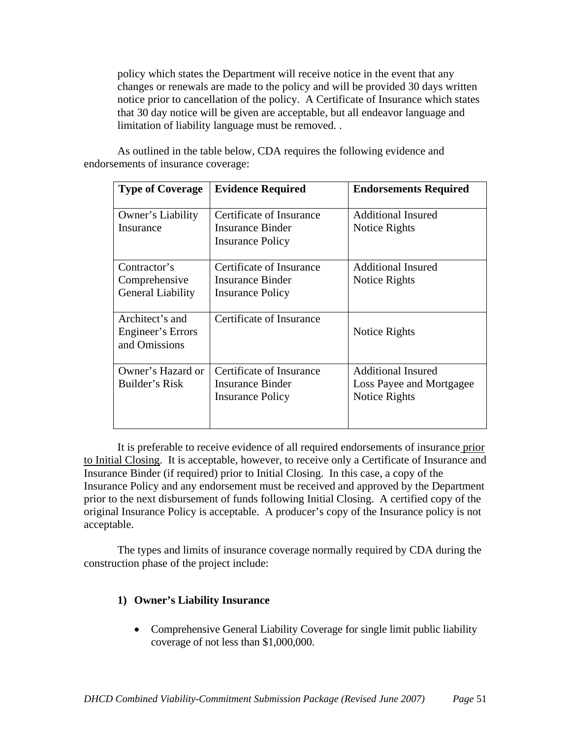policy which states the Department will receive notice in the event that any changes or renewals are made to the policy and will be provided 30 days written notice prior to cancellation of the policy. A Certificate of Insurance which states that 30 day notice will be given are acceptable, but all endeavor language and limitation of liability language must be removed. .

As outlined in the table below, CDA requires the following evidence and endorsements of insurance coverage:

| Type of Coverage | Evidence Required | Endorsements Required |
|---|---|---|
| Owner's Liability Insurance | Certificate of Insurance<br>Insurance Binder<br>Insurance Policy | Additional Insured<br>Notice Rights |
| Contractor's Comprehensive General Liability | Certificate of Insurance<br>Insurance Binder<br>Insurance Policy | Additional Insured<br>Notice Rights |
| Architect's and Engineer's Errors and Omissions | Certificate of Insurance | Notice Rights |
| Owner's Hazard or Builder's Risk | Certificate of Insurance<br>Insurance Binder<br>Insurance Policy | Additional Insured<br>Loss Payee and Mortgagee<br>Notice Rights |

It is preferable to receive evidence of all required endorsements of insurance prior to Initial Closing. It is acceptable, however, to receive only a Certificate of Insurance and Insurance Binder (if required) prior to Initial Closing. In this case, a copy of the Insurance Policy and any endorsement must be received and approved by the Department prior to the next disbursement of funds following Initial Closing. A certified copy of the original Insurance Policy is acceptable. A producer's copy of the Insurance policy is not acceptable.

The types and limits of insurance coverage normally required by CDA during the construction phase of the project include:

**1) Owner's Liability Insurance**

- Comprehensive General Liability Coverage for single limit public liability coverage of not less than $1,000,000.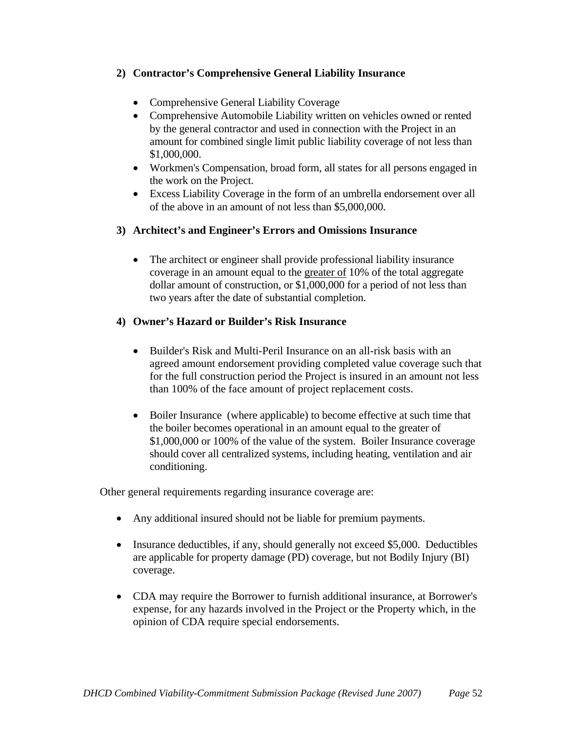### 2) Contractor's Comprehensive General Liability Insurance

- Comprehensive General Liability Coverage
- Comprehensive Automobile Liability written on vehicles owned or rented by the general contractor and used in connection with the Project in an amount for combined single limit public liability coverage of not less than $1,000,000.
- Workmen's Compensation, broad form, all states for all persons engaged in the work on the Project.
- Excess Liability Coverage in the form of an umbrella endorsement over all of the above in an amount of not less than $5,000,000.

### 3) Architect's and Engineer's Errors and Omissions Insurance

- The architect or engineer shall provide professional liability insurance coverage in an amount equal to the <u>greater of</u> 10% of the total aggregate dollar amount of construction, or $1,000,000 for a period of not less than two years after the date of substantial completion.

### 4) Owner's Hazard or Builder's Risk Insurance

- Builder's Risk and Multi-Peril Insurance on an all-risk basis with an agreed amount endorsement providing completed value coverage such that for the full construction period the Project is insured in an amount not less than 100% of the face amount of project replacement costs.

- Boiler Insurance (where applicable) to become effective at such time that the boiler becomes operational in an amount equal to the greater of $1,000,000 or 100% of the value of the system. Boiler Insurance coverage should cover all centralized systems, including heating, ventilation and air conditioning.

Other general requirements regarding insurance coverage are:

- Any additional insured should not be liable for premium payments.

- Insurance deductibles, if any, should generally not exceed $5,000. Deductibles are applicable for property damage (PD) coverage, but not Bodily Injury (BI) coverage.

- CDA may require the Borrower to furnish additional insurance, at Borrower's expense, for any hazards involved in the Project or the Property which, in the opinion of CDA require special endorsements.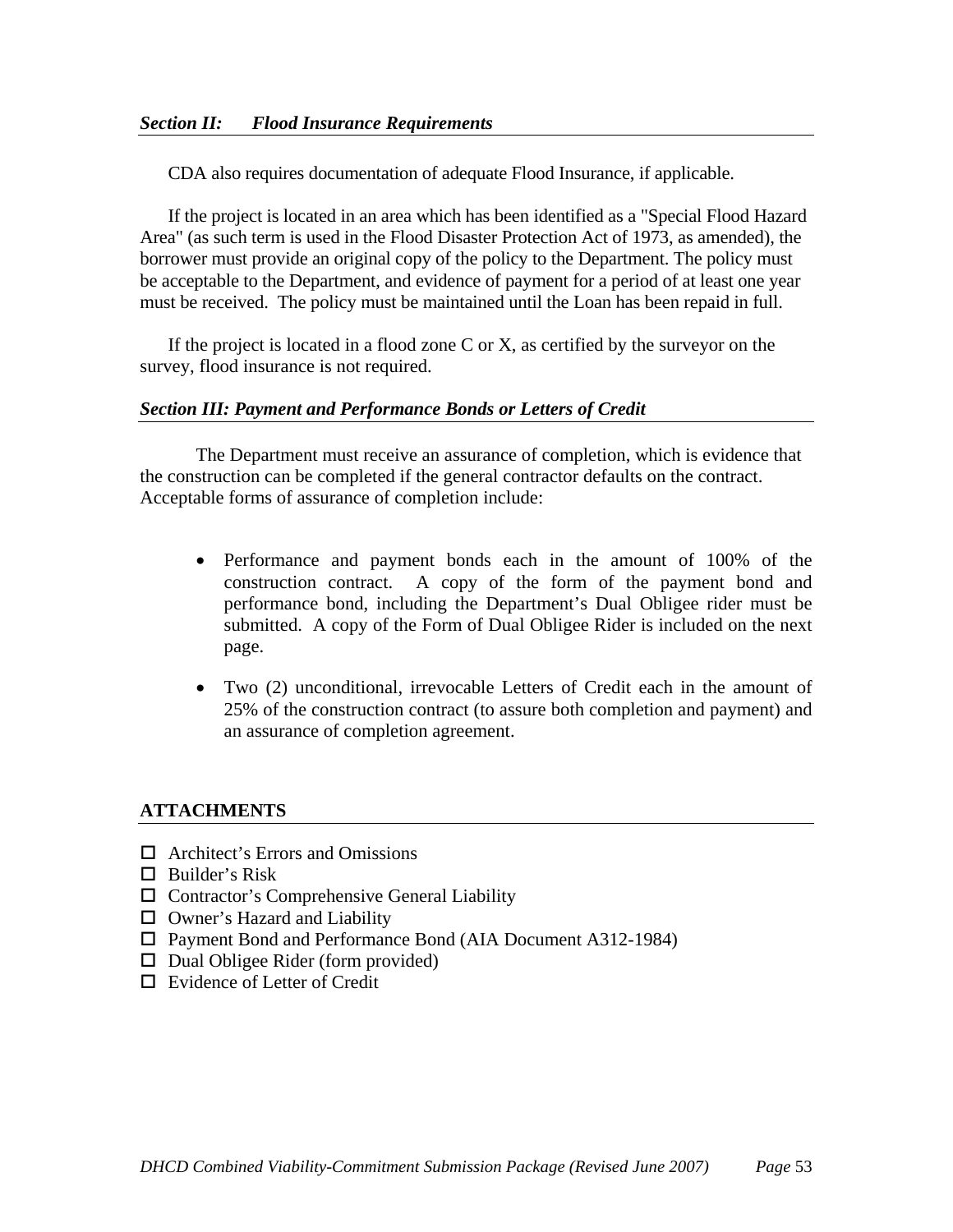### *Section II: Flood Insurance Requirements*

CDA also requires documentation of adequate Flood Insurance, if applicable.

If the project is located in an area which has been identified as a "Special Flood Hazard Area" (as such term is used in the Flood Disaster Protection Act of 1973, as amended), the borrower must provide an original copy of the policy to the Department. The policy must be acceptable to the Department, and evidence of payment for a period of at least one year must be received. The policy must be maintained until the Loan has been repaid in full.

If the project is located in a flood zone C or X, as certified by the surveyor on the survey, flood insurance is not required.

### *Section III: Payment and Performance Bonds or Letters of Credit*

The Department must receive an assurance of completion, which is evidence that the construction can be completed if the general contractor defaults on the contract. Acceptable forms of assurance of completion include:

- Performance and payment bonds each in the amount of 100% of the construction contract. A copy of the form of the payment bond and performance bond, including the Department's Dual Obligee rider must be submitted. A copy of the Form of Dual Obligee Rider is included on the next page.
- Two (2) unconditional, irrevocable Letters of Credit each in the amount of 25% of the construction contract (to assure both completion and payment) and an assurance of completion agreement.

### **ATTACHMENTS**

- ☐ Architect's Errors and Omissions
- ☐ Builder's Risk
- ☐ Contractor's Comprehensive General Liability
- ☐ Owner's Hazard and Liability
- ☐ Payment Bond and Performance Bond (AIA Document A312-1984)
- ☐ Dual Obligee Rider (form provided)
- ☐ Evidence of Letter of Credit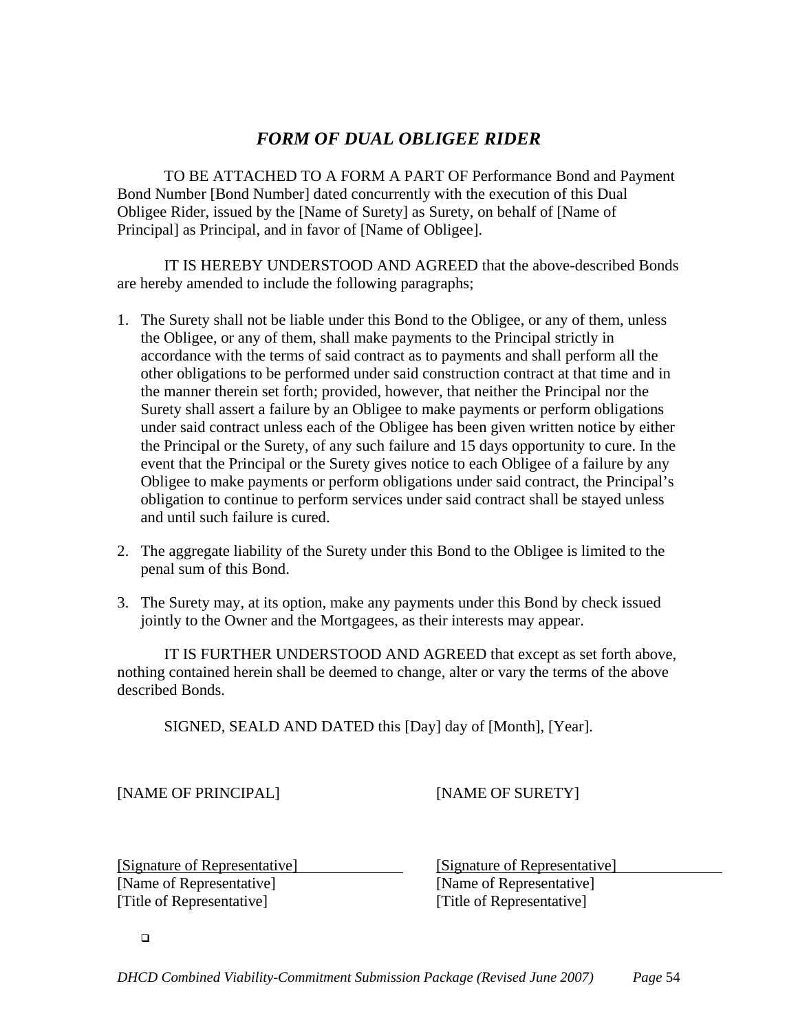## *FORM OF DUAL OBLIGEE RIDER*

TO BE ATTACHED TO A FORM A PART OF Performance Bond and Payment Bond Number [Bond Number] dated concurrently with the execution of this Dual Obligee Rider, issued by the [Name of Surety] as Surety, on behalf of [Name of Principal] as Principal, and in favor of [Name of Obligee].

IT IS HEREBY UNDERSTOOD AND AGREED that the above-described Bonds are hereby amended to include the following paragraphs;

1. The Surety shall not be liable under this Bond to the Obligee, or any of them, unless the Obligee, or any of them, shall make payments to the Principal strictly in accordance with the terms of said contract as to payments and shall perform all the other obligations to be performed under said construction contract at that time and in the manner therein set forth; provided, however, that neither the Principal nor the Surety shall assert a failure by an Obligee to make payments or perform obligations under said contract unless each of the Obligee has been given written notice by either the Principal or the Surety, of any such failure and 15 days opportunity to cure. In the event that the Principal or the Surety gives notice to each Obligee of a failure by any Obligee to make payments or perform obligations under said contract, the Principal's obligation to continue to perform services under said contract shall be stayed unless and until such failure is cured.

2. The aggregate liability of the Surety under this Bond to the Obligee is limited to the penal sum of this Bond.

3. The Surety may, at its option, make any payments under this Bond by check issued jointly to the Owner and the Mortgagees, as their interests may appear.

IT IS FURTHER UNDERSTOOD AND AGREED that except as set forth above, nothing contained herein shall be deemed to change, alter or vary the terms of the above described Bonds.

SIGNED, SEALD AND DATED this [Day] day of [Month], [Year].

[NAME OF PRINCIPAL]

[Signature of Representative]
[Name of Representative]
[Title of Representative]

[NAME OF SURETY]

[Signature of Representative]
[Name of Representative]
[Title of Representative]

❑